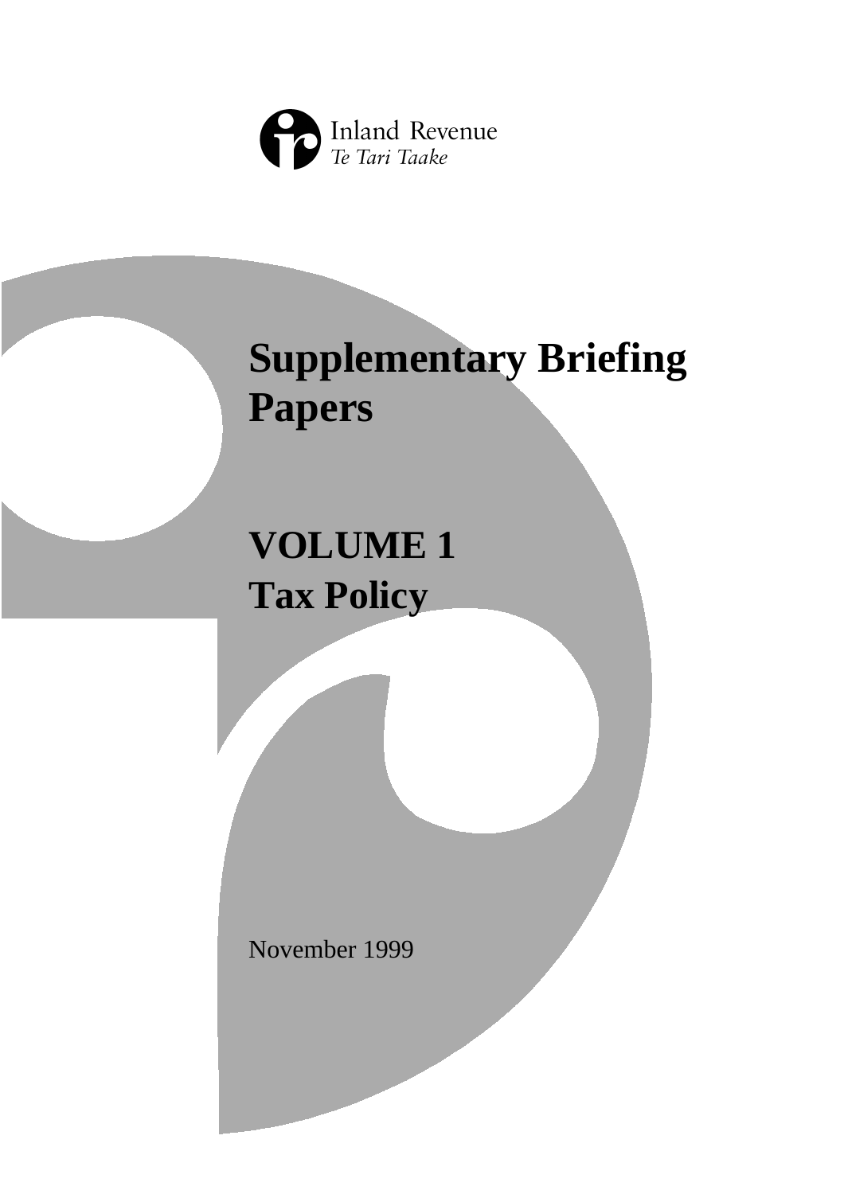Inland Revenue
*Te Tari Taake*

# Supplementary Briefing Papers

## VOLUME 1
## Tax Policy

November 1999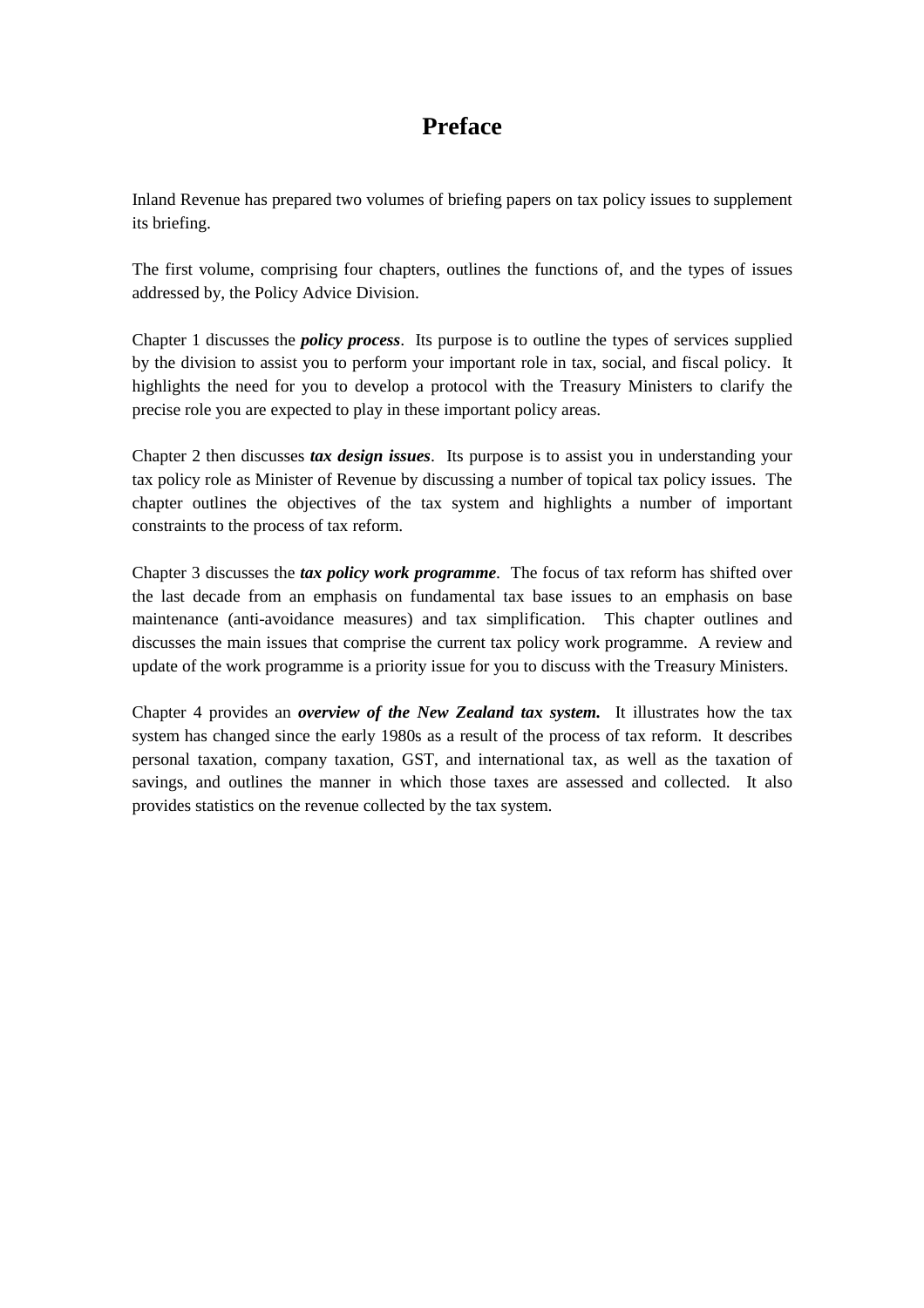# Preface

Inland Revenue has prepared two volumes of briefing papers on tax policy issues to supplement its briefing.

The first volume, comprising four chapters, outlines the functions of, and the types of issues addressed by, the Policy Advice Division.

Chapter 1 discusses the ***policy process***. Its purpose is to outline the types of services supplied by the division to assist you to perform your important role in tax, social, and fiscal policy. It highlights the need for you to develop a protocol with the Treasury Ministers to clarify the precise role you are expected to play in these important policy areas.

Chapter 2 then discusses ***tax design issues***. Its purpose is to assist you in understanding your tax policy role as Minister of Revenue by discussing a number of topical tax policy issues. The chapter outlines the objectives of the tax system and highlights a number of important constraints to the process of tax reform.

Chapter 3 discusses the ***tax policy work programme***. The focus of tax reform has shifted over the last decade from an emphasis on fundamental tax base issues to an emphasis on base maintenance (anti-avoidance measures) and tax simplification. This chapter outlines and discusses the main issues that comprise the current tax policy work programme. A review and update of the work programme is a priority issue for you to discuss with the Treasury Ministers.

Chapter 4 provides an ***overview of the New Zealand tax system.*** It illustrates how the tax system has changed since the early 1980s as a result of the process of tax reform. It describes personal taxation, company taxation, GST, and international tax, as well as the taxation of savings, and outlines the manner in which those taxes are assessed and collected. It also provides statistics on the revenue collected by the tax system.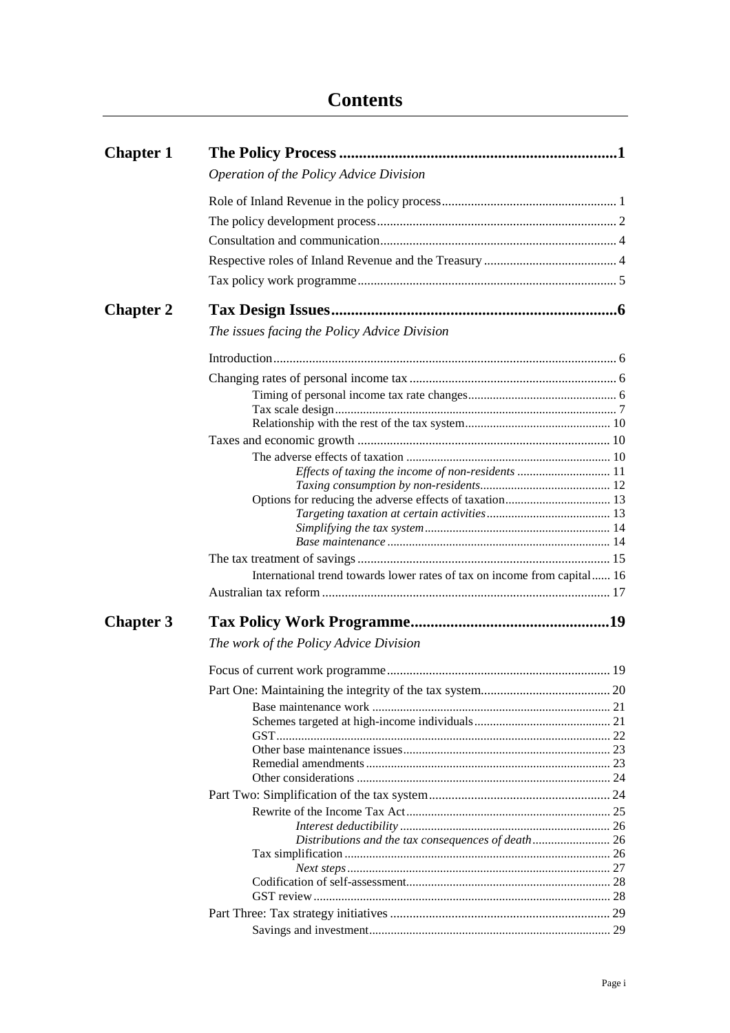# Contents

| | | |
|---|---|---|
| **Chapter 1** | **The Policy Process** | **1** |
| | *Operation of the Policy Advice Division* | |
| | Role of Inland Revenue in the policy process | 1 |
| | The policy development process | 2 |
| | Consultation and communication | 4 |
| | Respective roles of Inland Revenue and the Treasury | 4 |
| | Tax policy work programme | 5 |
| **Chapter 2** | **Tax Design Issues** | **6** |
| | *The issues facing the Policy Advice Division* | |
| | Introduction | 6 |
| | Changing rates of personal income tax | 6 |
| | Timing of personal income tax rate changes | 6 |
| | Tax scale design | 7 |
| | Relationship with the rest of the tax system | 10 |
| | Taxes and economic growth | 10 |
| | The adverse effects of taxation | 10 |
| | *Effects of taxing the income of non-residents* | 11 |
| | *Taxing consumption by non-residents* | 12 |
| | Options for reducing the adverse effects of taxation | 13 |
| | *Targeting taxation at certain activities* | 13 |
| | *Simplifying the tax system* | 14 |
| | *Base maintenance* | 14 |
| | The tax treatment of savings | 15 |
| | International trend towards lower rates of tax on income from capital | 16 |
| | Australian tax reform | 17 |
| **Chapter 3** | **Tax Policy Work Programme** | **19** |
| | *The work of the Policy Advice Division* | |
| | Focus of current work programme | 19 |
| | Part One: Maintaining the integrity of the tax system | 20 |
| | Base maintenance work | 21 |
| | Schemes targeted at high-income individuals | 21 |
| | GST | 22 |
| | Other base maintenance issues | 23 |
| | Remedial amendments | 23 |
| | Other considerations | 24 |
| | Part Two: Simplification of the tax system | 24 |
| | Rewrite of the Income Tax Act | 25 |
| | *Interest deductibility* | 26 |
| | *Distributions and the tax consequences of death* | 26 |
| | Tax simplification | 26 |
| | *Next steps* | 27 |
| | Codification of self-assessment | 28 |
| | GST review | 28 |
| | Part Three: Tax strategy initiatives | 29 |
| | Savings and investment | 29 |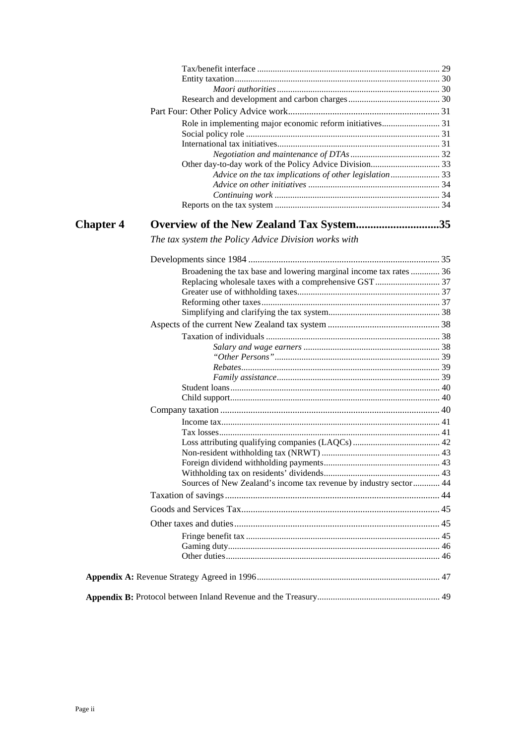Tax/benefit interface ........................................................................ 29
Entity taxation ................................................................................ 30
*Maori authorities* ............................................................................ 30
Research and development and carbon charges .................................... 30

Part Four: Other Policy Advice work ......................................................... 31

Role in implementing major economic reform initiatives ........................... 31
Social policy role ............................................................................... 31
International tax initiatives ................................................................. 31
*Negotiation and maintenance of DTAs* .................................................. 32
Other day-to-day work of the Policy Advice Division ................................ 33
*Advice on the tax implications of other legislation* ................................. 33
*Advice on other initiatives* .................................................................. 34
*Continuing work* ............................................................................... 34
Reports on the tax system ................................................................... 34

## Chapter 4 Overview of the New Zealand Tax System ............................ 35

*The tax system the Policy Advice Division works with*

Developments since 1984 ......................................................................... 35

Broadening the tax base and lowering marginal income tax rates ............. 36
Replacing wholesale taxes with a comprehensive GST .............................. 37
Greater use of withholding taxes .......................................................... 37
Reforming other taxes ......................................................................... 37
Simplifying and clarifying the tax system .............................................. 38

Aspects of the current New Zealand tax system ........................................ 38

Taxation of individuals ........................................................................ 38
*Salary and wage earners* ................................................................... 38
*"Other Persons"* ................................................................................ 39
*Rebates* ........................................................................................... 39
*Family assistance* ............................................................................. 39
Student loans ..................................................................................... 40
Child support ...................................................................................... 40

Company taxation ................................................................................... 40

Income tax .......................................................................................... 41
Tax losses ........................................................................................... 41
Loss attributing qualifying companies (LAQCs) ....................................... 42
Non-resident withholding tax (NRWT) .................................................... 43
Foreign dividend withholding payments ................................................. 43
Withholding tax on residents' dividends ................................................. 43
Sources of New Zealand's income tax revenue by industry sector ............ 44

Taxation of savings ................................................................................. 44

Goods and Services Tax ........................................................................... 45

Other taxes and duties ............................................................................. 45

Fringe benefit tax ................................................................................ 45
Gaming duty ....................................................................................... 46
Other duties ........................................................................................ 46

**Appendix A:** Revenue Strategy Agreed in 1996 ......................................... 47

**Appendix B:** Protocol between Inland Revenue and the Treasury ................. 49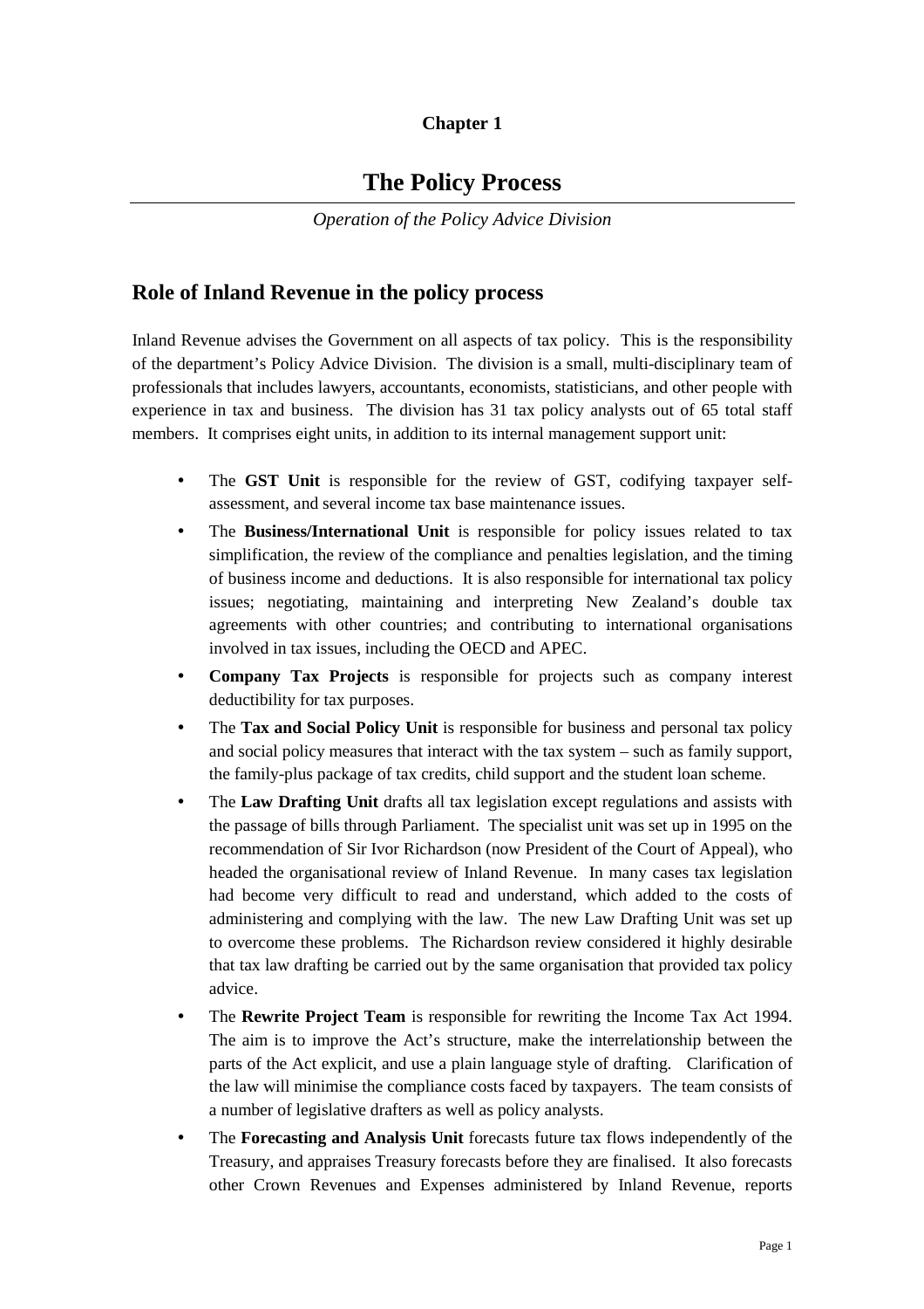**Chapter 1**

# The Policy Process

*Operation of the Policy Advice Division*

## Role of Inland Revenue in the policy process

Inland Revenue advises the Government on all aspects of tax policy. This is the responsibility of the department's Policy Advice Division. The division is a small, multi-disciplinary team of professionals that includes lawyers, accountants, economists, statisticians, and other people with experience in tax and business. The division has 31 tax policy analysts out of 65 total staff members. It comprises eight units, in addition to its internal management support unit:

- The **GST Unit** is responsible for the review of GST, codifying taxpayer self-assessment, and several income tax base maintenance issues.
- The **Business/International Unit** is responsible for policy issues related to tax simplification, the review of the compliance and penalties legislation, and the timing of business income and deductions. It is also responsible for international tax policy issues; negotiating, maintaining and interpreting New Zealand's double tax agreements with other countries; and contributing to international organisations involved in tax issues, including the OECD and APEC.
- **Company Tax Projects** is responsible for projects such as company interest deductibility for tax purposes.
- The **Tax and Social Policy Unit** is responsible for business and personal tax policy and social policy measures that interact with the tax system – such as family support, the family-plus package of tax credits, child support and the student loan scheme.
- The **Law Drafting Unit** drafts all tax legislation except regulations and assists with the passage of bills through Parliament. The specialist unit was set up in 1995 on the recommendation of Sir Ivor Richardson (now President of the Court of Appeal), who headed the organisational review of Inland Revenue. In many cases tax legislation had become very difficult to read and understand, which added to the costs of administering and complying with the law. The new Law Drafting Unit was set up to overcome these problems. The Richardson review considered it highly desirable that tax law drafting be carried out by the same organisation that provided tax policy advice.
- The **Rewrite Project Team** is responsible for rewriting the Income Tax Act 1994. The aim is to improve the Act's structure, make the interrelationship between the parts of the Act explicit, and use a plain language style of drafting. Clarification of the law will minimise the compliance costs faced by taxpayers. The team consists of a number of legislative drafters as well as policy analysts.
- The **Forecasting and Analysis Unit** forecasts future tax flows independently of the Treasury, and appraises Treasury forecasts before they are finalised. It also forecasts other Crown Revenues and Expenses administered by Inland Revenue, reports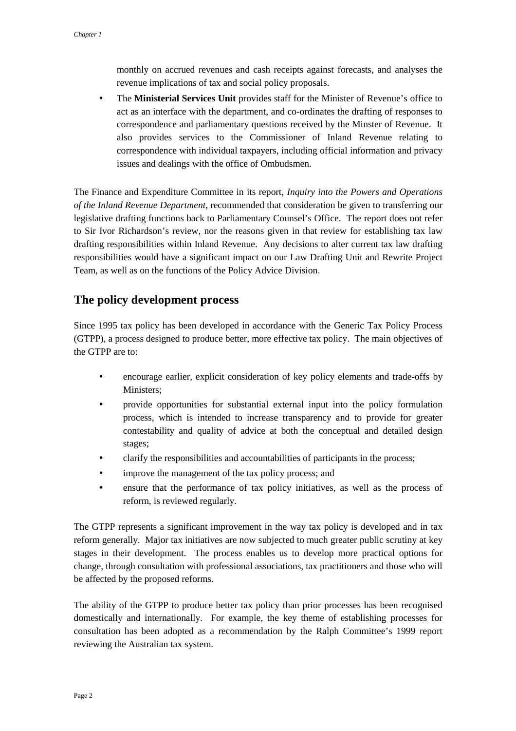monthly on accrued revenues and cash receipts against forecasts, and analyses the revenue implications of tax and social policy proposals.

- The **Ministerial Services Unit** provides staff for the Minister of Revenue's office to act as an interface with the department, and co-ordinates the drafting of responses to correspondence and parliamentary questions received by the Minster of Revenue. It also provides services to the Commissioner of Inland Revenue relating to correspondence with individual taxpayers, including official information and privacy issues and dealings with the office of Ombudsmen.

The Finance and Expenditure Committee in its report, *Inquiry into the Powers and Operations of the Inland Revenue Department*, recommended that consideration be given to transferring our legislative drafting functions back to Parliamentary Counsel's Office. The report does not refer to Sir Ivor Richardson's review, nor the reasons given in that review for establishing tax law drafting responsibilities within Inland Revenue. Any decisions to alter current tax law drafting responsibilities would have a significant impact on our Law Drafting Unit and Rewrite Project Team, as well as on the functions of the Policy Advice Division.

## The policy development process

Since 1995 tax policy has been developed in accordance with the Generic Tax Policy Process (GTPP), a process designed to produce better, more effective tax policy. The main objectives of the GTPP are to:

- encourage earlier, explicit consideration of key policy elements and trade-offs by Ministers;
- provide opportunities for substantial external input into the policy formulation process, which is intended to increase transparency and to provide for greater contestability and quality of advice at both the conceptual and detailed design stages;
- clarify the responsibilities and accountabilities of participants in the process;
- improve the management of the tax policy process; and
- ensure that the performance of tax policy initiatives, as well as the process of reform, is reviewed regularly.

The GTPP represents a significant improvement in the way tax policy is developed and in tax reform generally. Major tax initiatives are now subjected to much greater public scrutiny at key stages in their development. The process enables us to develop more practical options for change, through consultation with professional associations, tax practitioners and those who will be affected by the proposed reforms.

The ability of the GTPP to produce better tax policy than prior processes has been recognised domestically and internationally. For example, the key theme of establishing processes for consultation has been adopted as a recommendation by the Ralph Committee's 1999 report reviewing the Australian tax system.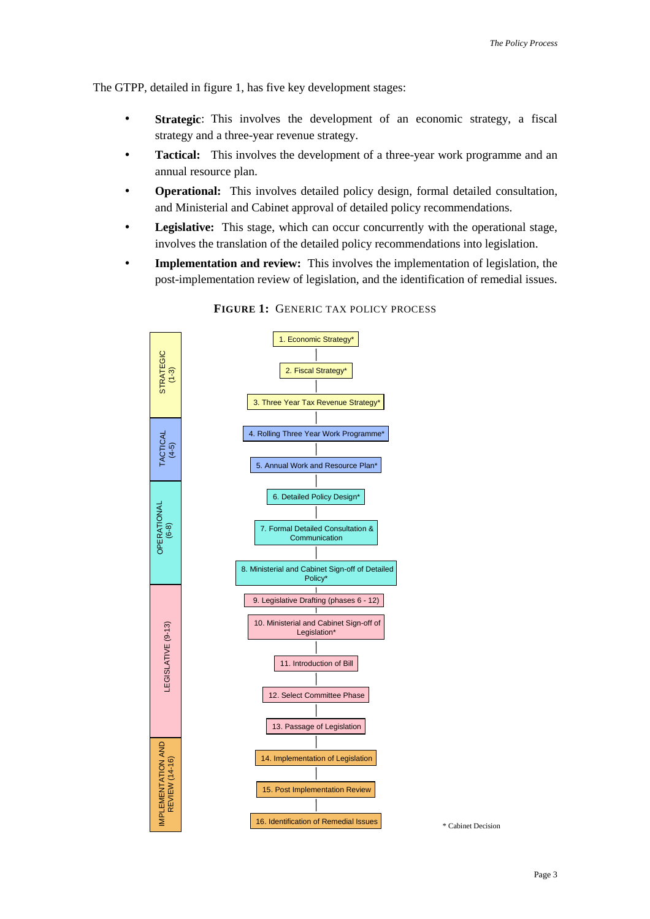The GTPP, detailed in figure 1, has five key development stages:

- **Strategic**: This involves the development of an economic strategy, a fiscal strategy and a three-year revenue strategy.
- **Tactical:** This involves the development of a three-year work programme and an annual resource plan.
- **Operational:** This involves detailed policy design, formal detailed consultation, and Ministerial and Cabinet approval of detailed policy recommendations.
- **Legislative:** This stage, which can occur concurrently with the operational stage, involves the translation of the detailed policy recommendations into legislation.
- **Implementation and review:** This involves the implementation of legislation, the post-implementation review of legislation, and the identification of remedial issues.

**FIGURE 1:** GENERIC TAX POLICY PROCESS

| Stage | Step |
|---|---|
| STRATEGIC (1-3) | 1. Economic Strategy* |
| | 2. Fiscal Strategy* |
| | 3. Three Year Tax Revenue Strategy* |
| TACTICAL (4-5) | 4. Rolling Three Year Work Programme* |
| | 5. Annual Work and Resource Plan* |
| OPERATIONAL (6-8) | 6. Detailed Policy Design* |
| | 7. Formal Detailed Consultation & Communication |
| | 8. Ministerial and Cabinet Sign-off of Detailed Policy* |
| LEGISLATIVE (9-13) | 9. Legislative Drafting (phases 6 - 12) |
| | 10. Ministerial and Cabinet Sign-off of Legislation* |
| | 11. Introduction of Bill |
| | 12. Select Committee Phase |
| | 13. Passage of Legislation |
| IMPLEMENTATION AND REVIEW (14-16) | 14. Implementation of Legislation |
| | 15. Post Implementation Review |
| | 16. Identification of Remedial Issues |

\* Cabinet Decision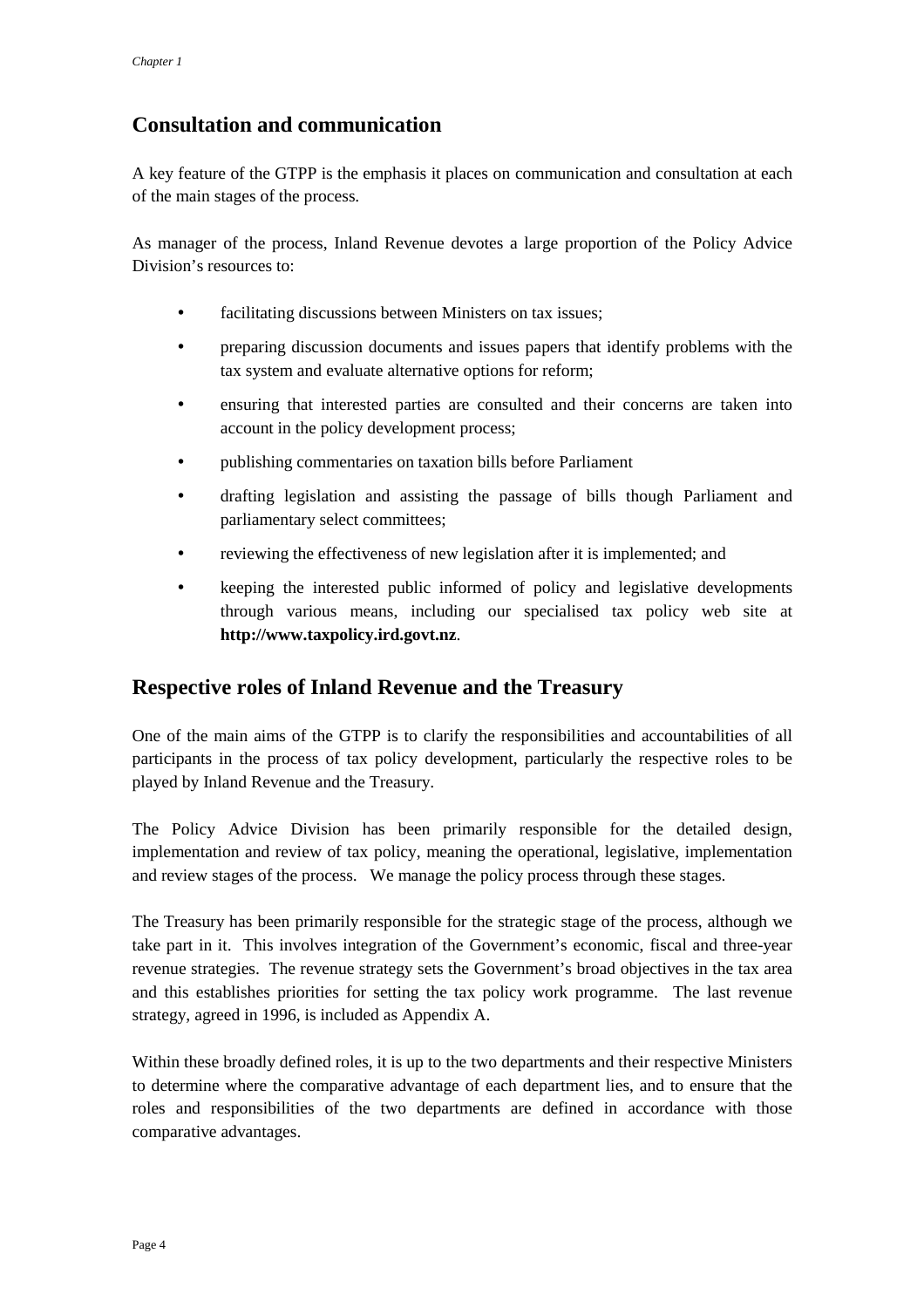## Consultation and communication

A key feature of the GTPP is the emphasis it places on communication and consultation at each of the main stages of the process.

As manager of the process, Inland Revenue devotes a large proportion of the Policy Advice Division's resources to:

- facilitating discussions between Ministers on tax issues;
- preparing discussion documents and issues papers that identify problems with the tax system and evaluate alternative options for reform;
- ensuring that interested parties are consulted and their concerns are taken into account in the policy development process;
- publishing commentaries on taxation bills before Parliament
- drafting legislation and assisting the passage of bills though Parliament and parliamentary select committees;
- reviewing the effectiveness of new legislation after it is implemented; and
- keeping the interested public informed of policy and legislative developments through various means, including our specialised tax policy web site at **http://www.taxpolicy.ird.govt.nz**.

## Respective roles of Inland Revenue and the Treasury

One of the main aims of the GTPP is to clarify the responsibilities and accountabilities of all participants in the process of tax policy development, particularly the respective roles to be played by Inland Revenue and the Treasury.

The Policy Advice Division has been primarily responsible for the detailed design, implementation and review of tax policy, meaning the operational, legislative, implementation and review stages of the process. We manage the policy process through these stages.

The Treasury has been primarily responsible for the strategic stage of the process, although we take part in it. This involves integration of the Government's economic, fiscal and three-year revenue strategies. The revenue strategy sets the Government's broad objectives in the tax area and this establishes priorities for setting the tax policy work programme. The last revenue strategy, agreed in 1996, is included as Appendix A.

Within these broadly defined roles, it is up to the two departments and their respective Ministers to determine where the comparative advantage of each department lies, and to ensure that the roles and responsibilities of the two departments are defined in accordance with those comparative advantages.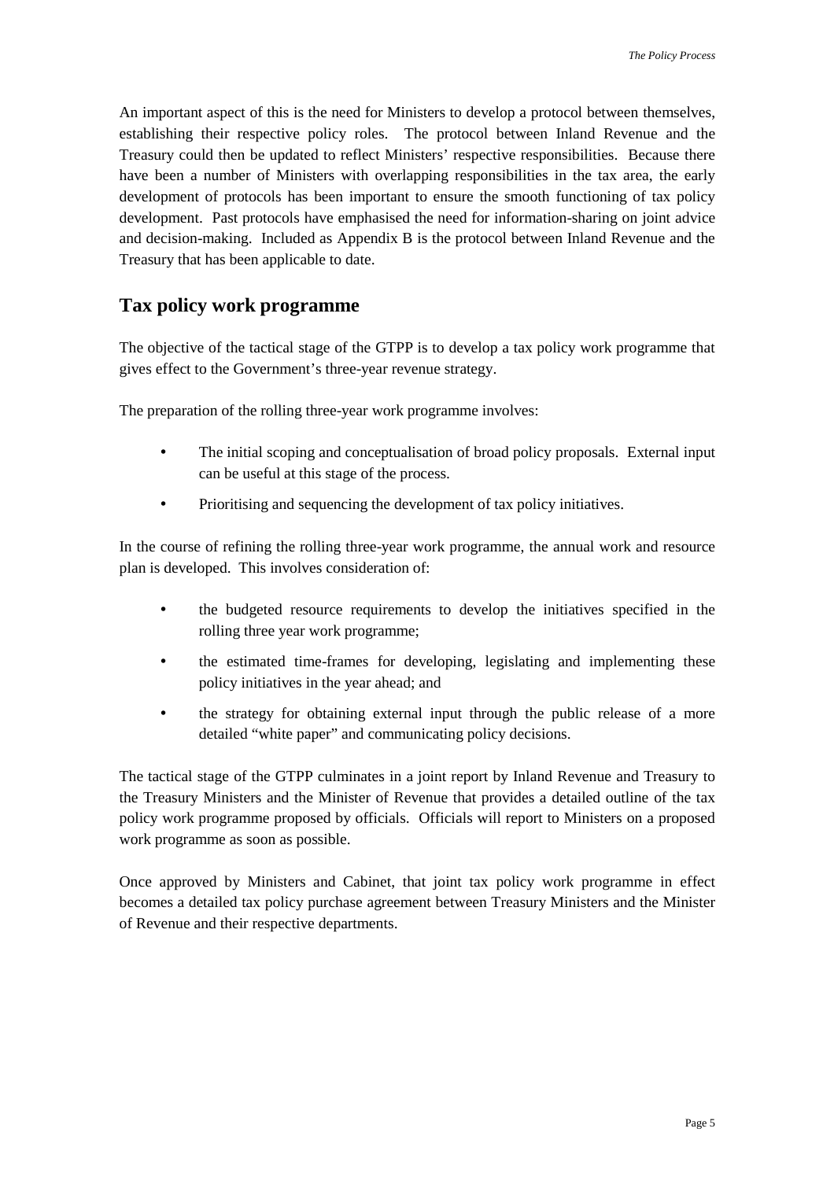An important aspect of this is the need for Ministers to develop a protocol between themselves, establishing their respective policy roles. The protocol between Inland Revenue and the Treasury could then be updated to reflect Ministers' respective responsibilities. Because there have been a number of Ministers with overlapping responsibilities in the tax area, the early development of protocols has been important to ensure the smooth functioning of tax policy development. Past protocols have emphasised the need for information-sharing on joint advice and decision-making. Included as Appendix B is the protocol between Inland Revenue and the Treasury that has been applicable to date.

## Tax policy work programme

The objective of the tactical stage of the GTPP is to develop a tax policy work programme that gives effect to the Government's three-year revenue strategy.

The preparation of the rolling three-year work programme involves:

- The initial scoping and conceptualisation of broad policy proposals. External input can be useful at this stage of the process.
- Prioritising and sequencing the development of tax policy initiatives.

In the course of refining the rolling three-year work programme, the annual work and resource plan is developed. This involves consideration of:

- the budgeted resource requirements to develop the initiatives specified in the rolling three year work programme;
- the estimated time-frames for developing, legislating and implementing these policy initiatives in the year ahead; and
- the strategy for obtaining external input through the public release of a more detailed "white paper" and communicating policy decisions.

The tactical stage of the GTPP culminates in a joint report by Inland Revenue and Treasury to the Treasury Ministers and the Minister of Revenue that provides a detailed outline of the tax policy work programme proposed by officials. Officials will report to Ministers on a proposed work programme as soon as possible.

Once approved by Ministers and Cabinet, that joint tax policy work programme in effect becomes a detailed tax policy purchase agreement between Treasury Ministers and the Minister of Revenue and their respective departments.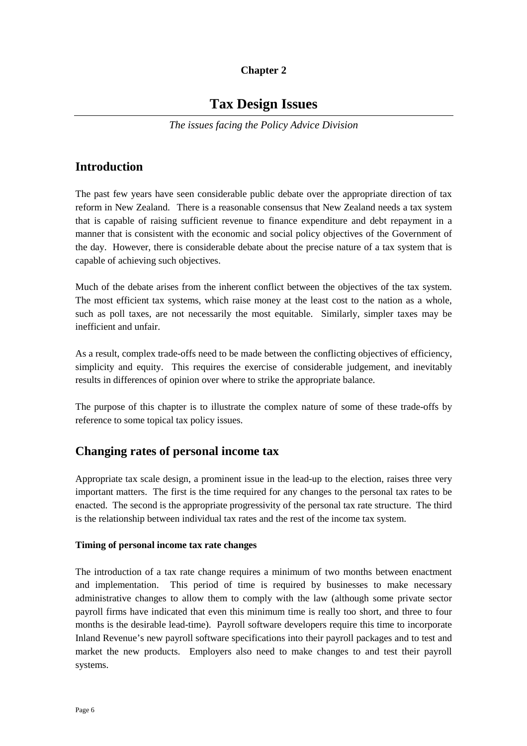**Chapter 2**

# Tax Design Issues

*The issues facing the Policy Advice Division*

## Introduction

The past few years have seen considerable public debate over the appropriate direction of tax reform in New Zealand. There is a reasonable consensus that New Zealand needs a tax system that is capable of raising sufficient revenue to finance expenditure and debt repayment in a manner that is consistent with the economic and social policy objectives of the Government of the day. However, there is considerable debate about the precise nature of a tax system that is capable of achieving such objectives.

Much of the debate arises from the inherent conflict between the objectives of the tax system. The most efficient tax systems, which raise money at the least cost to the nation as a whole, such as poll taxes, are not necessarily the most equitable. Similarly, simpler taxes may be inefficient and unfair.

As a result, complex trade-offs need to be made between the conflicting objectives of efficiency, simplicity and equity. This requires the exercise of considerable judgement, and inevitably results in differences of opinion over where to strike the appropriate balance.

The purpose of this chapter is to illustrate the complex nature of some of these trade-offs by reference to some topical tax policy issues.

## Changing rates of personal income tax

Appropriate tax scale design, a prominent issue in the lead-up to the election, raises three very important matters. The first is the time required for any changes to the personal tax rates to be enacted. The second is the appropriate progressivity of the personal tax rate structure. The third is the relationship between individual tax rates and the rest of the income tax system.

### Timing of personal income tax rate changes

The introduction of a tax rate change requires a minimum of two months between enactment and implementation. This period of time is required by businesses to make necessary administrative changes to allow them to comply with the law (although some private sector payroll firms have indicated that even this minimum time is really too short, and three to four months is the desirable lead-time). Payroll software developers require this time to incorporate Inland Revenue's new payroll software specifications into their payroll packages and to test and market the new products. Employers also need to make changes to and test their payroll systems.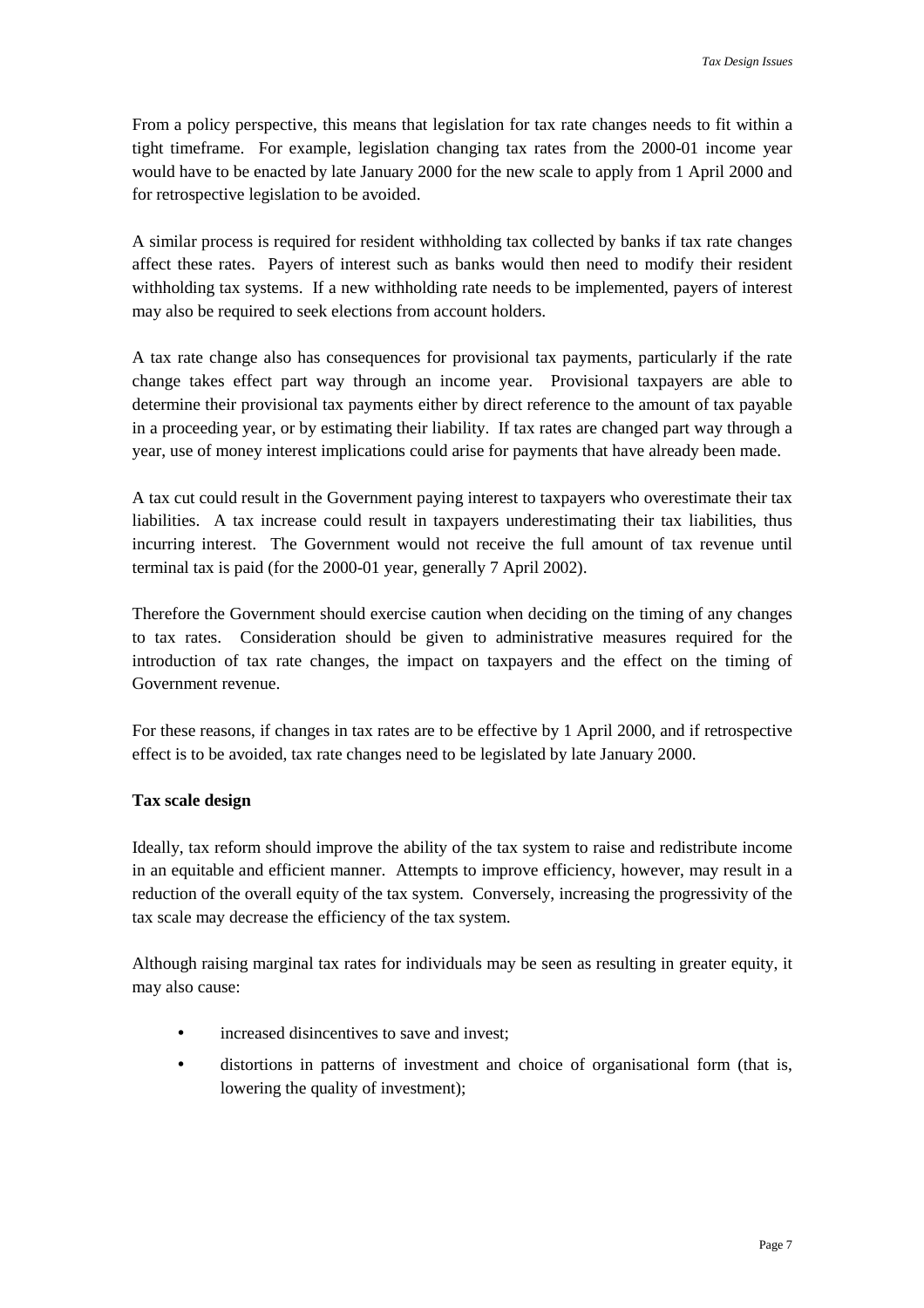From a policy perspective, this means that legislation for tax rate changes needs to fit within a tight timeframe. For example, legislation changing tax rates from the 2000-01 income year would have to be enacted by late January 2000 for the new scale to apply from 1 April 2000 and for retrospective legislation to be avoided.

A similar process is required for resident withholding tax collected by banks if tax rate changes affect these rates. Payers of interest such as banks would then need to modify their resident withholding tax systems. If a new withholding rate needs to be implemented, payers of interest may also be required to seek elections from account holders.

A tax rate change also has consequences for provisional tax payments, particularly if the rate change takes effect part way through an income year. Provisional taxpayers are able to determine their provisional tax payments either by direct reference to the amount of tax payable in a proceeding year, or by estimating their liability. If tax rates are changed part way through a year, use of money interest implications could arise for payments that have already been made.

A tax cut could result in the Government paying interest to taxpayers who overestimate their tax liabilities. A tax increase could result in taxpayers underestimating their tax liabilities, thus incurring interest. The Government would not receive the full amount of tax revenue until terminal tax is paid (for the 2000-01 year, generally 7 April 2002).

Therefore the Government should exercise caution when deciding on the timing of any changes to tax rates. Consideration should be given to administrative measures required for the introduction of tax rate changes, the impact on taxpayers and the effect on the timing of Government revenue.

For these reasons, if changes in tax rates are to be effective by 1 April 2000, and if retrospective effect is to be avoided, tax rate changes need to be legislated by late January 2000.

**Tax scale design**

Ideally, tax reform should improve the ability of the tax system to raise and redistribute income in an equitable and efficient manner. Attempts to improve efficiency, however, may result in a reduction of the overall equity of the tax system. Conversely, increasing the progressivity of the tax scale may decrease the efficiency of the tax system.

Although raising marginal tax rates for individuals may be seen as resulting in greater equity, it may also cause:

- increased disincentives to save and invest;
- distortions in patterns of investment and choice of organisational form (that is, lowering the quality of investment);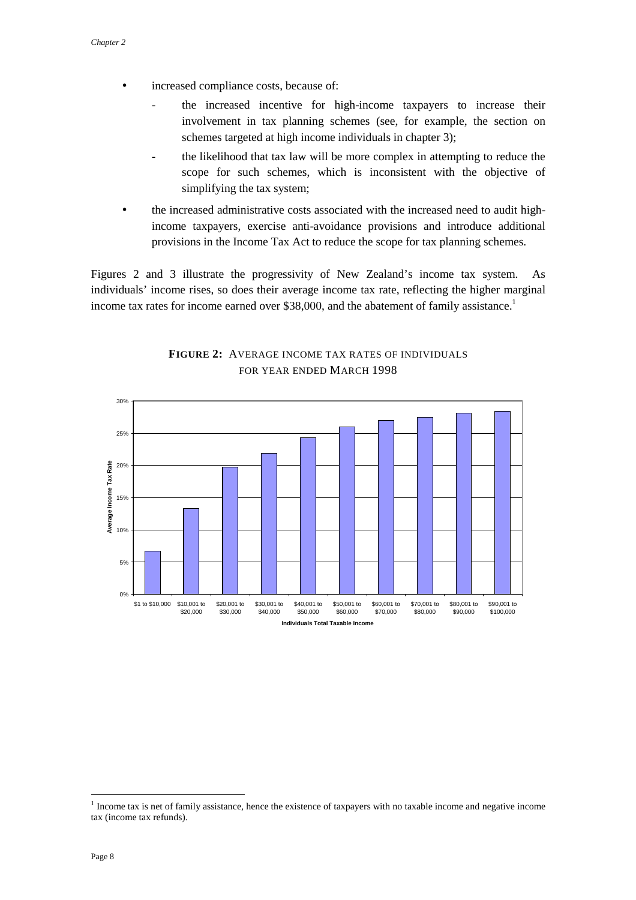- increased compliance costs, because of:
  - the increased incentive for high-income taxpayers to increase their involvement in tax planning schemes (see, for example, the section on schemes targeted at high income individuals in chapter 3);
  - the likelihood that tax law will be more complex in attempting to reduce the scope for such schemes, which is inconsistent with the objective of simplifying the tax system;
- the increased administrative costs associated with the increased need to audit high-income taxpayers, exercise anti-avoidance provisions and introduce additional provisions in the Income Tax Act to reduce the scope for tax planning schemes.

Figures 2 and 3 illustrate the progressivity of New Zealand's income tax system. As individuals' income rises, so does their average income tax rate, reflecting the higher marginal income tax rates for income earned over $38,000, and the abatement of family assistance.[1]

**FIGURE 2:** AVERAGE INCOME TAX RATES OF INDIVIDUALS FOR YEAR ENDED MARCH 1998

| Individuals Total Taxable Income | Average Income Tax Rate (approx.) |
|---|---|
| $1 to $10,000 | 6.7% |
| $10,001 to $20,000 | 13.3% |
| $20,001 to $30,000 | 19.7% |
| $30,001 to $40,000 | 21.9% |
| $40,001 to $50,000 | 24.3% |
| $50,001 to $60,000 | 26% |
| $60,001 to $70,000 | 27% |
| $70,001 to $80,000 | 27.5% |
| $80,001 to $90,000 | 28.1% |
| $90,001 to $100,000 | 28.4% |

[1] Income tax is net of family assistance, hence the existence of taxpayers with no taxable income and negative income tax (income tax refunds).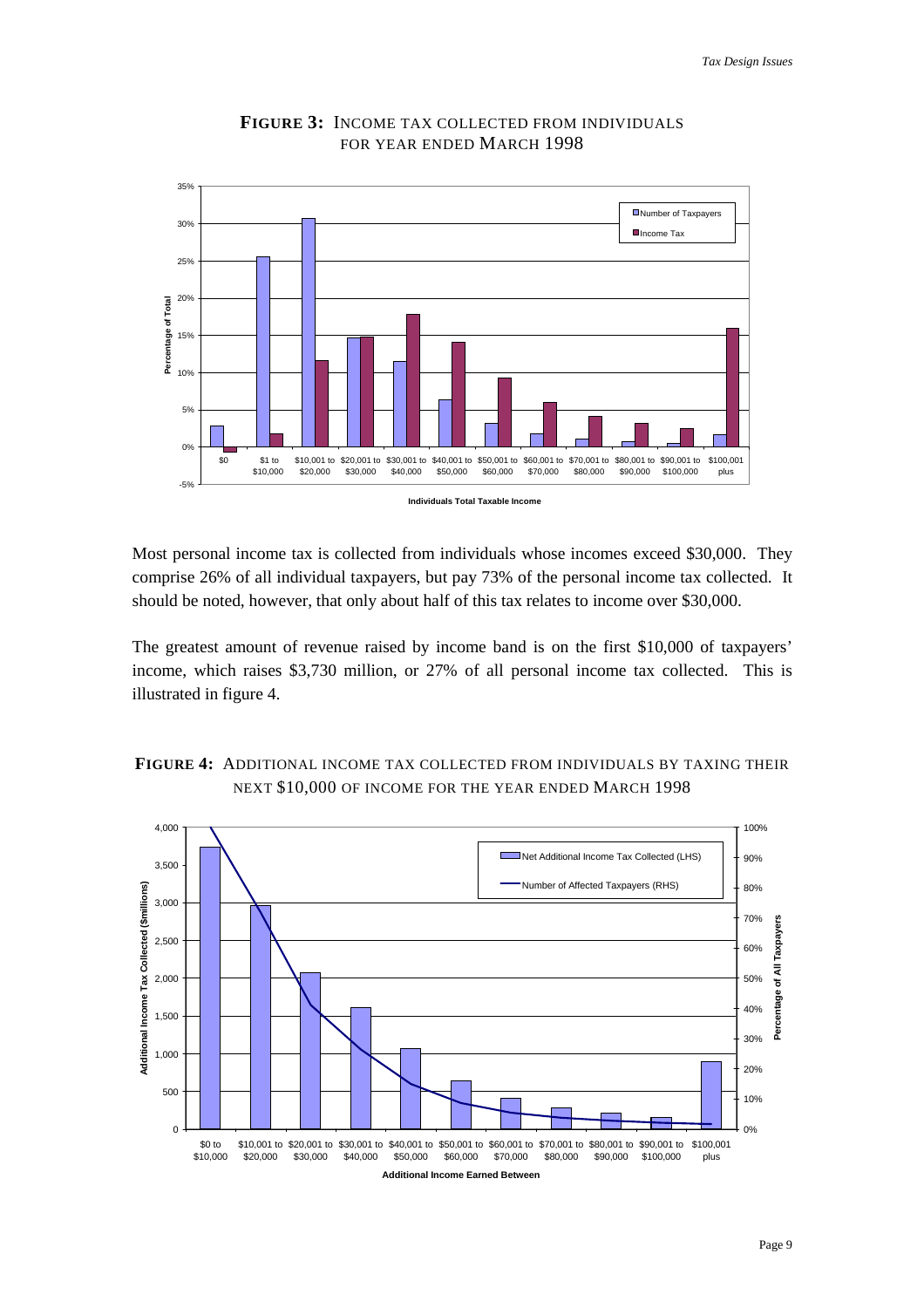**FIGURE 3:** INCOME TAX COLLECTED FROM INDIVIDUALS FOR YEAR ENDED MARCH 1998

Most personal income tax is collected from individuals whose incomes exceed \$30,000. They comprise 26% of all individual taxpayers, but pay 73% of the personal income tax collected. It should be noted, however, that only about half of this tax relates to income over \$30,000.

The greatest amount of revenue raised by income band is on the first \$10,000 of taxpayers' income, which raises \$3,730 million, or 27% of all personal income tax collected. This is illustrated in figure 4.

**FIGURE 4:** ADDITIONAL INCOME TAX COLLECTED FROM INDIVIDUALS BY TAXING THEIR NEXT \$10,000 OF INCOME FOR THE YEAR ENDED MARCH 1998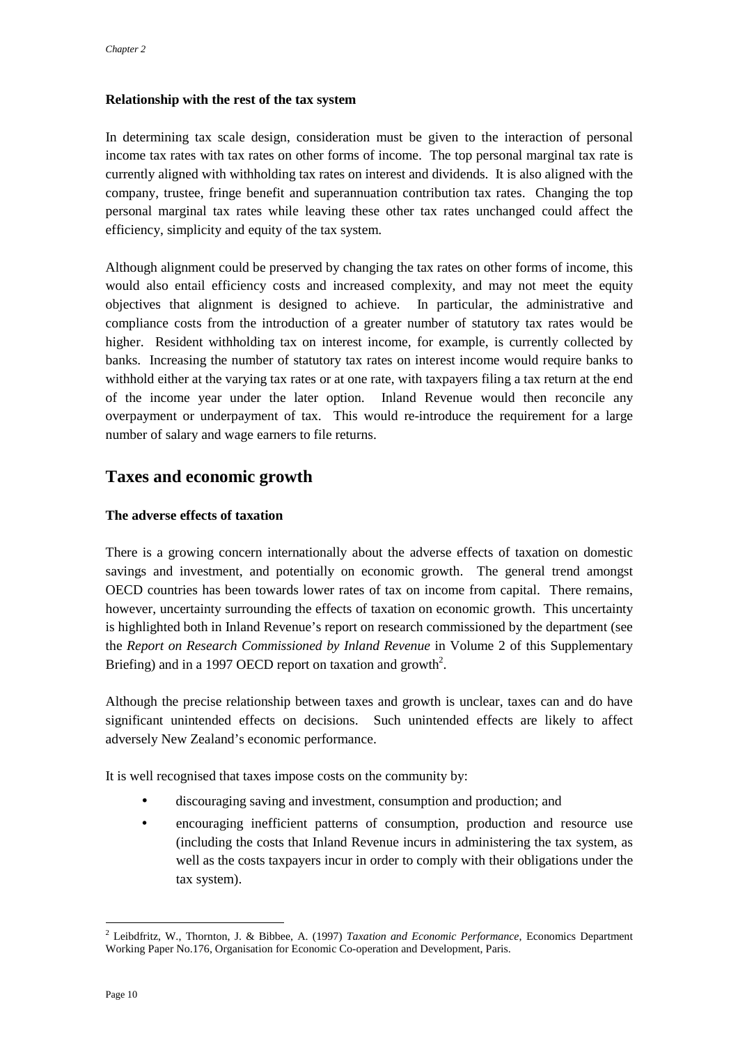**Relationship with the rest of the tax system**

In determining tax scale design, consideration must be given to the interaction of personal income tax rates with tax rates on other forms of income. The top personal marginal tax rate is currently aligned with withholding tax rates on interest and dividends. It is also aligned with the company, trustee, fringe benefit and superannuation contribution tax rates. Changing the top personal marginal tax rates while leaving these other tax rates unchanged could affect the efficiency, simplicity and equity of the tax system.

Although alignment could be preserved by changing the tax rates on other forms of income, this would also entail efficiency costs and increased complexity, and may not meet the equity objectives that alignment is designed to achieve. In particular, the administrative and compliance costs from the introduction of a greater number of statutory tax rates would be higher. Resident withholding tax on interest income, for example, is currently collected by banks. Increasing the number of statutory tax rates on interest income would require banks to withhold either at the varying tax rates or at one rate, with taxpayers filing a tax return at the end of the income year under the later option. Inland Revenue would then reconcile any overpayment or underpayment of tax. This would re-introduce the requirement for a large number of salary and wage earners to file returns.

## Taxes and economic growth

**The adverse effects of taxation**

There is a growing concern internationally about the adverse effects of taxation on domestic savings and investment, and potentially on economic growth. The general trend amongst OECD countries has been towards lower rates of tax on income from capital. There remains, however, uncertainty surrounding the effects of taxation on economic growth. This uncertainty is highlighted both in Inland Revenue's report on research commissioned by the department (see the *Report on Research Commissioned by Inland Revenue* in Volume 2 of this Supplementary Briefing) and in a 1997 OECD report on taxation and growth[2].

Although the precise relationship between taxes and growth is unclear, taxes can and do have significant unintended effects on decisions. Such unintended effects are likely to affect adversely New Zealand's economic performance.

It is well recognised that taxes impose costs on the community by:

- discouraging saving and investment, consumption and production; and
- encouraging inefficient patterns of consumption, production and resource use (including the costs that Inland Revenue incurs in administering the tax system, as well as the costs taxpayers incur in order to comply with their obligations under the tax system).

---

[2] Leibdfritz, W., Thornton, J. & Bibbee, A. (1997) *Taxation and Economic Performance*, Economics Department Working Paper No.176, Organisation for Economic Co-operation and Development, Paris.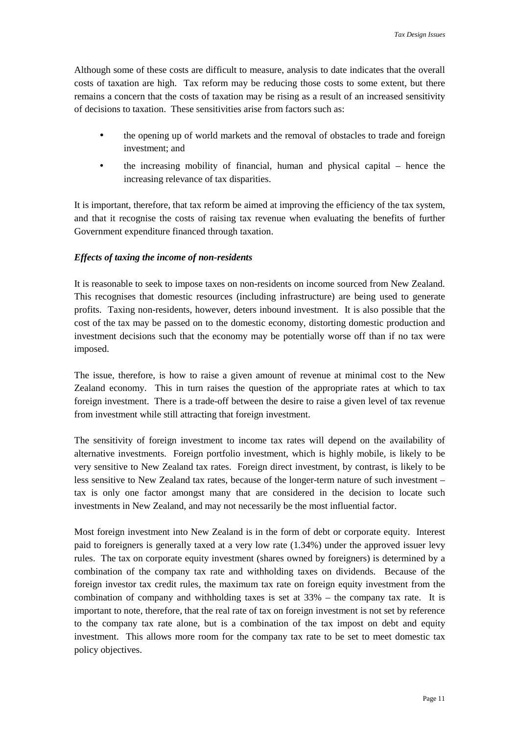Although some of these costs are difficult to measure, analysis to date indicates that the overall costs of taxation are high. Tax reform may be reducing those costs to some extent, but there remains a concern that the costs of taxation may be rising as a result of an increased sensitivity of decisions to taxation. These sensitivities arise from factors such as:

- the opening up of world markets and the removal of obstacles to trade and foreign investment; and
- the increasing mobility of financial, human and physical capital – hence the increasing relevance of tax disparities.

It is important, therefore, that tax reform be aimed at improving the efficiency of the tax system, and that it recognise the costs of raising tax revenue when evaluating the benefits of further Government expenditure financed through taxation.

***Effects of taxing the income of non-residents***

It is reasonable to seek to impose taxes on non-residents on income sourced from New Zealand. This recognises that domestic resources (including infrastructure) are being used to generate profits. Taxing non-residents, however, deters inbound investment. It is also possible that the cost of the tax may be passed on to the domestic economy, distorting domestic production and investment decisions such that the economy may be potentially worse off than if no tax were imposed.

The issue, therefore, is how to raise a given amount of revenue at minimal cost to the New Zealand economy. This in turn raises the question of the appropriate rates at which to tax foreign investment. There is a trade-off between the desire to raise a given level of tax revenue from investment while still attracting that foreign investment.

The sensitivity of foreign investment to income tax rates will depend on the availability of alternative investments. Foreign portfolio investment, which is highly mobile, is likely to be very sensitive to New Zealand tax rates. Foreign direct investment, by contrast, is likely to be less sensitive to New Zealand tax rates, because of the longer-term nature of such investment – tax is only one factor amongst many that are considered in the decision to locate such investments in New Zealand, and may not necessarily be the most influential factor.

Most foreign investment into New Zealand is in the form of debt or corporate equity. Interest paid to foreigners is generally taxed at a very low rate (1.34%) under the approved issuer levy rules. The tax on corporate equity investment (shares owned by foreigners) is determined by a combination of the company tax rate and withholding taxes on dividends. Because of the foreign investor tax credit rules, the maximum tax rate on foreign equity investment from the combination of company and withholding taxes is set at 33% – the company tax rate. It is important to note, therefore, that the real rate of tax on foreign investment is not set by reference to the company tax rate alone, but is a combination of the tax impost on debt and equity investment. This allows more room for the company tax rate to be set to meet domestic tax policy objectives.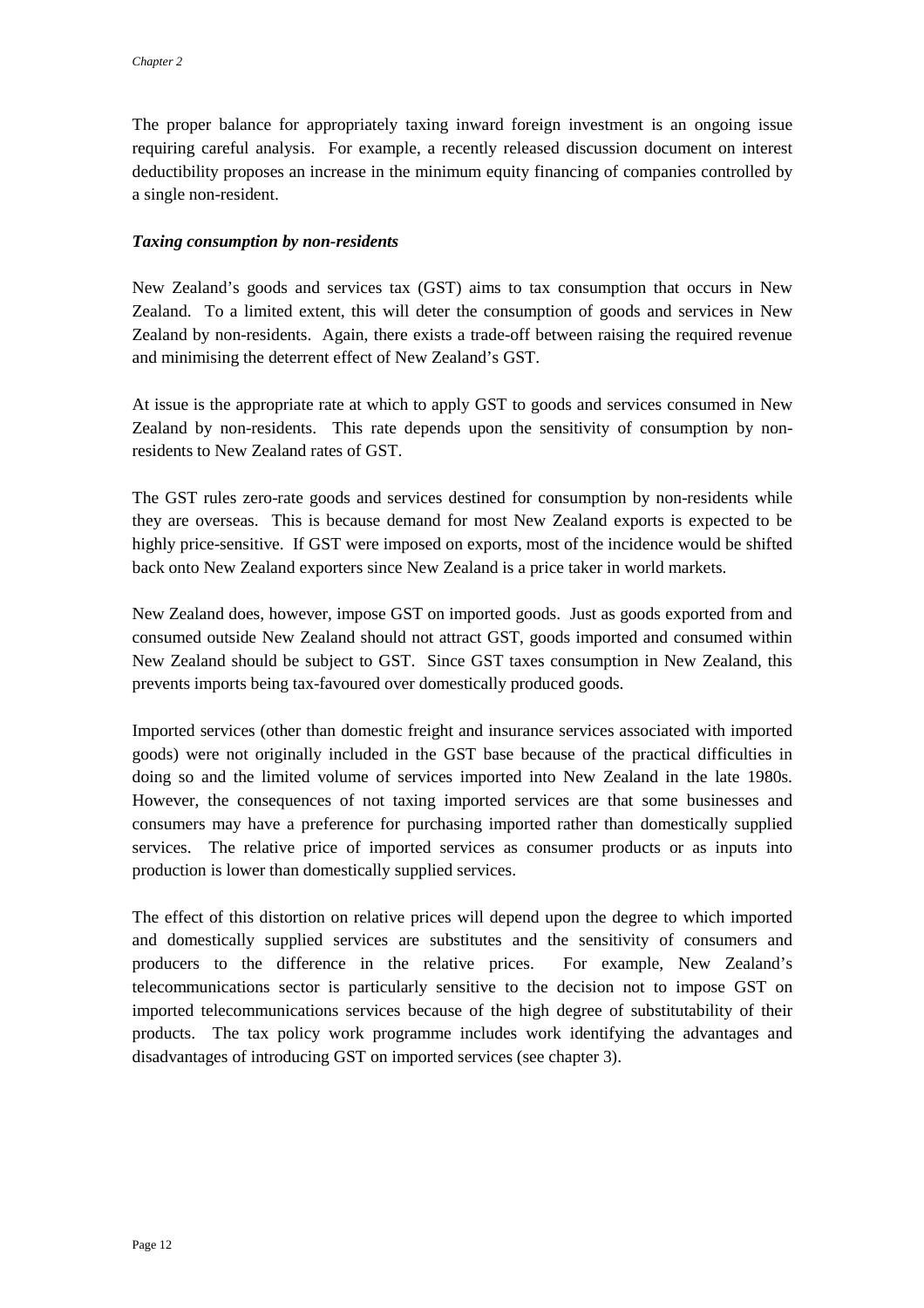The proper balance for appropriately taxing inward foreign investment is an ongoing issue requiring careful analysis. For example, a recently released discussion document on interest deductibility proposes an increase in the minimum equity financing of companies controlled by a single non-resident.

### *Taxing consumption by non-residents*

New Zealand's goods and services tax (GST) aims to tax consumption that occurs in New Zealand. To a limited extent, this will deter the consumption of goods and services in New Zealand by non-residents. Again, there exists a trade-off between raising the required revenue and minimising the deterrent effect of New Zealand's GST.

At issue is the appropriate rate at which to apply GST to goods and services consumed in New Zealand by non-residents. This rate depends upon the sensitivity of consumption by non-residents to New Zealand rates of GST.

The GST rules zero-rate goods and services destined for consumption by non-residents while they are overseas. This is because demand for most New Zealand exports is expected to be highly price-sensitive. If GST were imposed on exports, most of the incidence would be shifted back onto New Zealand exporters since New Zealand is a price taker in world markets.

New Zealand does, however, impose GST on imported goods. Just as goods exported from and consumed outside New Zealand should not attract GST, goods imported and consumed within New Zealand should be subject to GST. Since GST taxes consumption in New Zealand, this prevents imports being tax-favoured over domestically produced goods.

Imported services (other than domestic freight and insurance services associated with imported goods) were not originally included in the GST base because of the practical difficulties in doing so and the limited volume of services imported into New Zealand in the late 1980s. However, the consequences of not taxing imported services are that some businesses and consumers may have a preference for purchasing imported rather than domestically supplied services. The relative price of imported services as consumer products or as inputs into production is lower than domestically supplied services.

The effect of this distortion on relative prices will depend upon the degree to which imported and domestically supplied services are substitutes and the sensitivity of consumers and producers to the difference in the relative prices. For example, New Zealand's telecommunications sector is particularly sensitive to the decision not to impose GST on imported telecommunications services because of the high degree of substitutability of their products. The tax policy work programme includes work identifying the advantages and disadvantages of introducing GST on imported services (see chapter 3).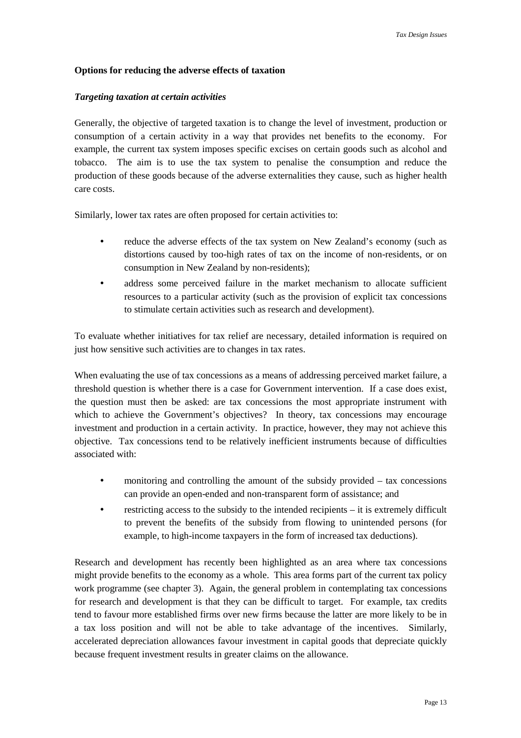### Options for reducing the adverse effects of taxation

#### *Targeting taxation at certain activities*

Generally, the objective of targeted taxation is to change the level of investment, production or consumption of a certain activity in a way that provides net benefits to the economy. For example, the current tax system imposes specific excises on certain goods such as alcohol and tobacco. The aim is to use the tax system to penalise the consumption and reduce the production of these goods because of the adverse externalities they cause, such as higher health care costs.

Similarly, lower tax rates are often proposed for certain activities to:

- reduce the adverse effects of the tax system on New Zealand's economy (such as distortions caused by too-high rates of tax on the income of non-residents, or on consumption in New Zealand by non-residents);
- address some perceived failure in the market mechanism to allocate sufficient resources to a particular activity (such as the provision of explicit tax concessions to stimulate certain activities such as research and development).

To evaluate whether initiatives for tax relief are necessary, detailed information is required on just how sensitive such activities are to changes in tax rates.

When evaluating the use of tax concessions as a means of addressing perceived market failure, a threshold question is whether there is a case for Government intervention. If a case does exist, the question must then be asked: are tax concessions the most appropriate instrument with which to achieve the Government's objectives? In theory, tax concessions may encourage investment and production in a certain activity. In practice, however, they may not achieve this objective. Tax concessions tend to be relatively inefficient instruments because of difficulties associated with:

- monitoring and controlling the amount of the subsidy provided – tax concessions can provide an open-ended and non-transparent form of assistance; and
- restricting access to the subsidy to the intended recipients – it is extremely difficult to prevent the benefits of the subsidy from flowing to unintended persons (for example, to high-income taxpayers in the form of increased tax deductions).

Research and development has recently been highlighted as an area where tax concessions might provide benefits to the economy as a whole. This area forms part of the current tax policy work programme (see chapter 3). Again, the general problem in contemplating tax concessions for research and development is that they can be difficult to target. For example, tax credits tend to favour more established firms over new firms because the latter are more likely to be in a tax loss position and will not be able to take advantage of the incentives. Similarly, accelerated depreciation allowances favour investment in capital goods that depreciate quickly because frequent investment results in greater claims on the allowance.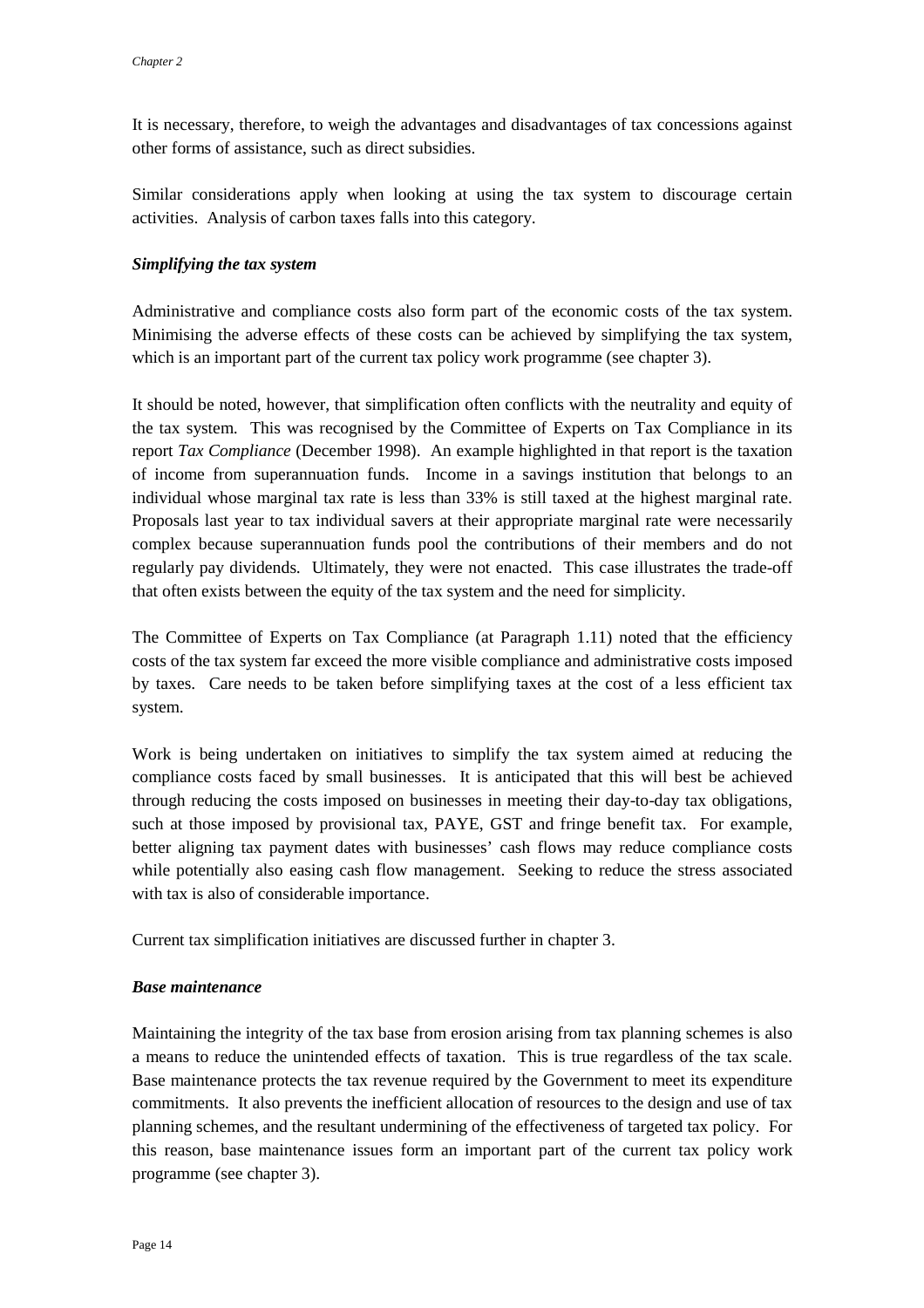It is necessary, therefore, to weigh the advantages and disadvantages of tax concessions against other forms of assistance, such as direct subsidies.

Similar considerations apply when looking at using the tax system to discourage certain activities. Analysis of carbon taxes falls into this category.

***Simplifying the tax system***

Administrative and compliance costs also form part of the economic costs of the tax system. Minimising the adverse effects of these costs can be achieved by simplifying the tax system, which is an important part of the current tax policy work programme (see chapter 3).

It should be noted, however, that simplification often conflicts with the neutrality and equity of the tax system. This was recognised by the Committee of Experts on Tax Compliance in its report *Tax Compliance* (December 1998). An example highlighted in that report is the taxation of income from superannuation funds. Income in a savings institution that belongs to an individual whose marginal tax rate is less than 33% is still taxed at the highest marginal rate. Proposals last year to tax individual savers at their appropriate marginal rate were necessarily complex because superannuation funds pool the contributions of their members and do not regularly pay dividends. Ultimately, they were not enacted. This case illustrates the trade-off that often exists between the equity of the tax system and the need for simplicity.

The Committee of Experts on Tax Compliance (at Paragraph 1.11) noted that the efficiency costs of the tax system far exceed the more visible compliance and administrative costs imposed by taxes. Care needs to be taken before simplifying taxes at the cost of a less efficient tax system.

Work is being undertaken on initiatives to simplify the tax system aimed at reducing the compliance costs faced by small businesses. It is anticipated that this will best be achieved through reducing the costs imposed on businesses in meeting their day-to-day tax obligations, such at those imposed by provisional tax, PAYE, GST and fringe benefit tax. For example, better aligning tax payment dates with businesses' cash flows may reduce compliance costs while potentially also easing cash flow management. Seeking to reduce the stress associated with tax is also of considerable importance.

Current tax simplification initiatives are discussed further in chapter 3.

***Base maintenance***

Maintaining the integrity of the tax base from erosion arising from tax planning schemes is also a means to reduce the unintended effects of taxation. This is true regardless of the tax scale. Base maintenance protects the tax revenue required by the Government to meet its expenditure commitments. It also prevents the inefficient allocation of resources to the design and use of tax planning schemes, and the resultant undermining of the effectiveness of targeted tax policy. For this reason, base maintenance issues form an important part of the current tax policy work programme (see chapter 3).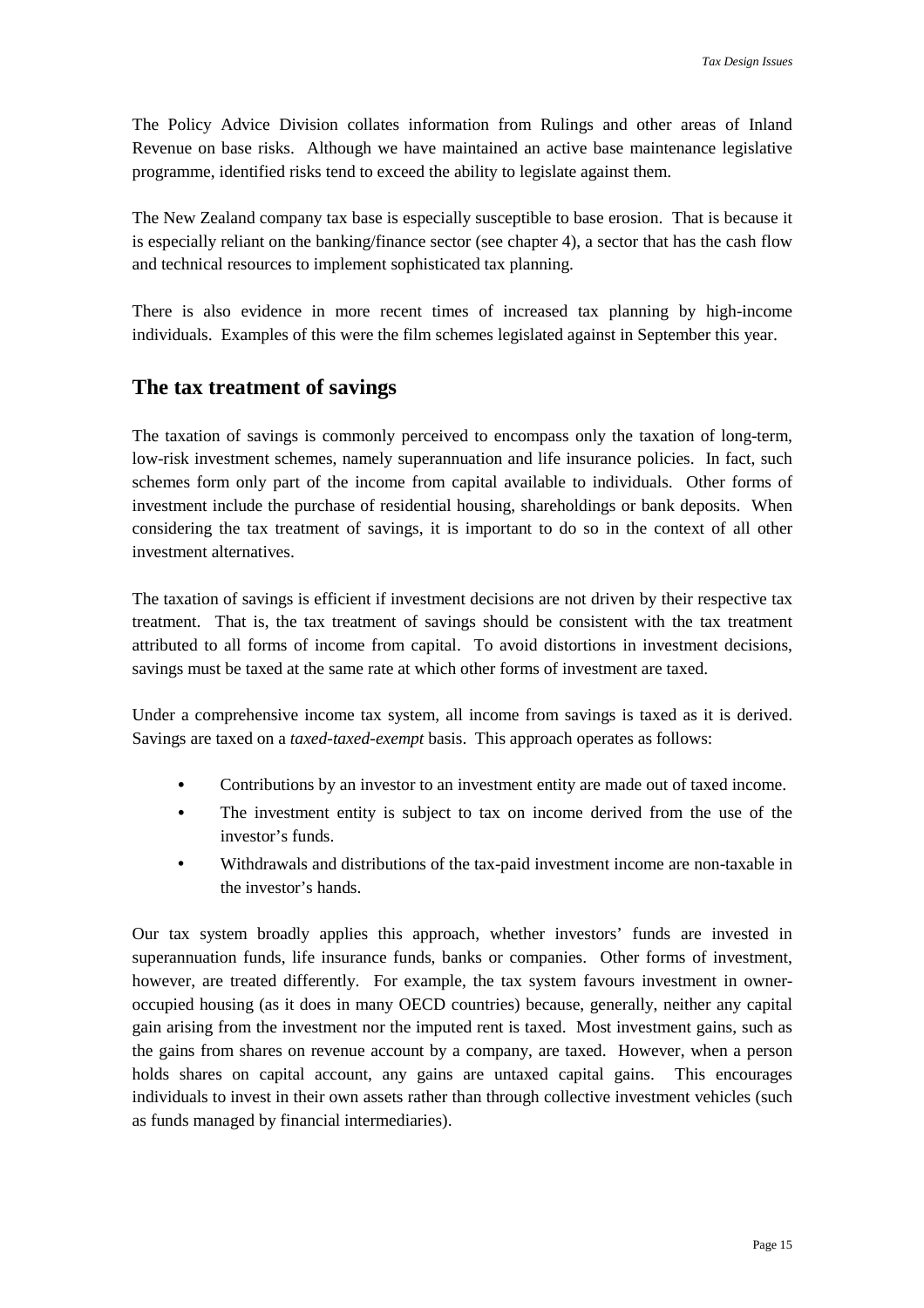The Policy Advice Division collates information from Rulings and other areas of Inland Revenue on base risks. Although we have maintained an active base maintenance legislative programme, identified risks tend to exceed the ability to legislate against them.

The New Zealand company tax base is especially susceptible to base erosion. That is because it is especially reliant on the banking/finance sector (see chapter 4), a sector that has the cash flow and technical resources to implement sophisticated tax planning.

There is also evidence in more recent times of increased tax planning by high-income individuals. Examples of this were the film schemes legislated against in September this year.

## The tax treatment of savings

The taxation of savings is commonly perceived to encompass only the taxation of long-term, low-risk investment schemes, namely superannuation and life insurance policies. In fact, such schemes form only part of the income from capital available to individuals. Other forms of investment include the purchase of residential housing, shareholdings or bank deposits. When considering the tax treatment of savings, it is important to do so in the context of all other investment alternatives.

The taxation of savings is efficient if investment decisions are not driven by their respective tax treatment. That is, the tax treatment of savings should be consistent with the tax treatment attributed to all forms of income from capital. To avoid distortions in investment decisions, savings must be taxed at the same rate at which other forms of investment are taxed.

Under a comprehensive income tax system, all income from savings is taxed as it is derived. Savings are taxed on a *taxed-taxed-exempt* basis. This approach operates as follows:

- Contributions by an investor to an investment entity are made out of taxed income.
- The investment entity is subject to tax on income derived from the use of the investor's funds.
- Withdrawals and distributions of the tax-paid investment income are non-taxable in the investor's hands.

Our tax system broadly applies this approach, whether investors' funds are invested in superannuation funds, life insurance funds, banks or companies. Other forms of investment, however, are treated differently. For example, the tax system favours investment in owner-occupied housing (as it does in many OECD countries) because, generally, neither any capital gain arising from the investment nor the imputed rent is taxed. Most investment gains, such as the gains from shares on revenue account by a company, are taxed. However, when a person holds shares on capital account, any gains are untaxed capital gains. This encourages individuals to invest in their own assets rather than through collective investment vehicles (such as funds managed by financial intermediaries).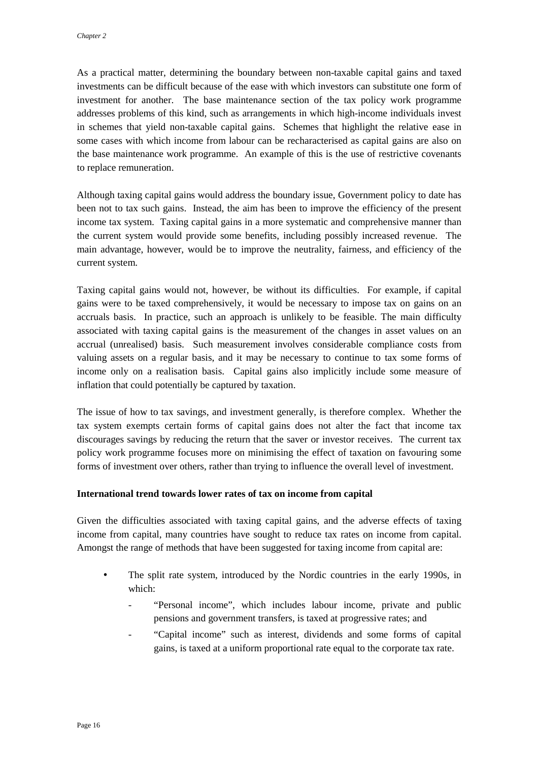As a practical matter, determining the boundary between non-taxable capital gains and taxed investments can be difficult because of the ease with which investors can substitute one form of investment for another. The base maintenance section of the tax policy work programme addresses problems of this kind, such as arrangements in which high-income individuals invest in schemes that yield non-taxable capital gains. Schemes that highlight the relative ease in some cases with which income from labour can be recharacterised as capital gains are also on the base maintenance work programme. An example of this is the use of restrictive covenants to replace remuneration.

Although taxing capital gains would address the boundary issue, Government policy to date has been not to tax such gains. Instead, the aim has been to improve the efficiency of the present income tax system. Taxing capital gains in a more systematic and comprehensive manner than the current system would provide some benefits, including possibly increased revenue. The main advantage, however, would be to improve the neutrality, fairness, and efficiency of the current system.

Taxing capital gains would not, however, be without its difficulties. For example, if capital gains were to be taxed comprehensively, it would be necessary to impose tax on gains on an accruals basis. In practice, such an approach is unlikely to be feasible. The main difficulty associated with taxing capital gains is the measurement of the changes in asset values on an accrual (unrealised) basis. Such measurement involves considerable compliance costs from valuing assets on a regular basis, and it may be necessary to continue to tax some forms of income only on a realisation basis. Capital gains also implicitly include some measure of inflation that could potentially be captured by taxation.

The issue of how to tax savings, and investment generally, is therefore complex. Whether the tax system exempts certain forms of capital gains does not alter the fact that income tax discourages savings by reducing the return that the saver or investor receives. The current tax policy work programme focuses more on minimising the effect of taxation on favouring some forms of investment over others, rather than trying to influence the overall level of investment.

**International trend towards lower rates of tax on income from capital**

Given the difficulties associated with taxing capital gains, and the adverse effects of taxing income from capital, many countries have sought to reduce tax rates on income from capital. Amongst the range of methods that have been suggested for taxing income from capital are:

- The split rate system, introduced by the Nordic countries in the early 1990s, in which:
  - "Personal income", which includes labour income, private and public pensions and government transfers, is taxed at progressive rates; and
  - "Capital income" such as interest, dividends and some forms of capital gains, is taxed at a uniform proportional rate equal to the corporate tax rate.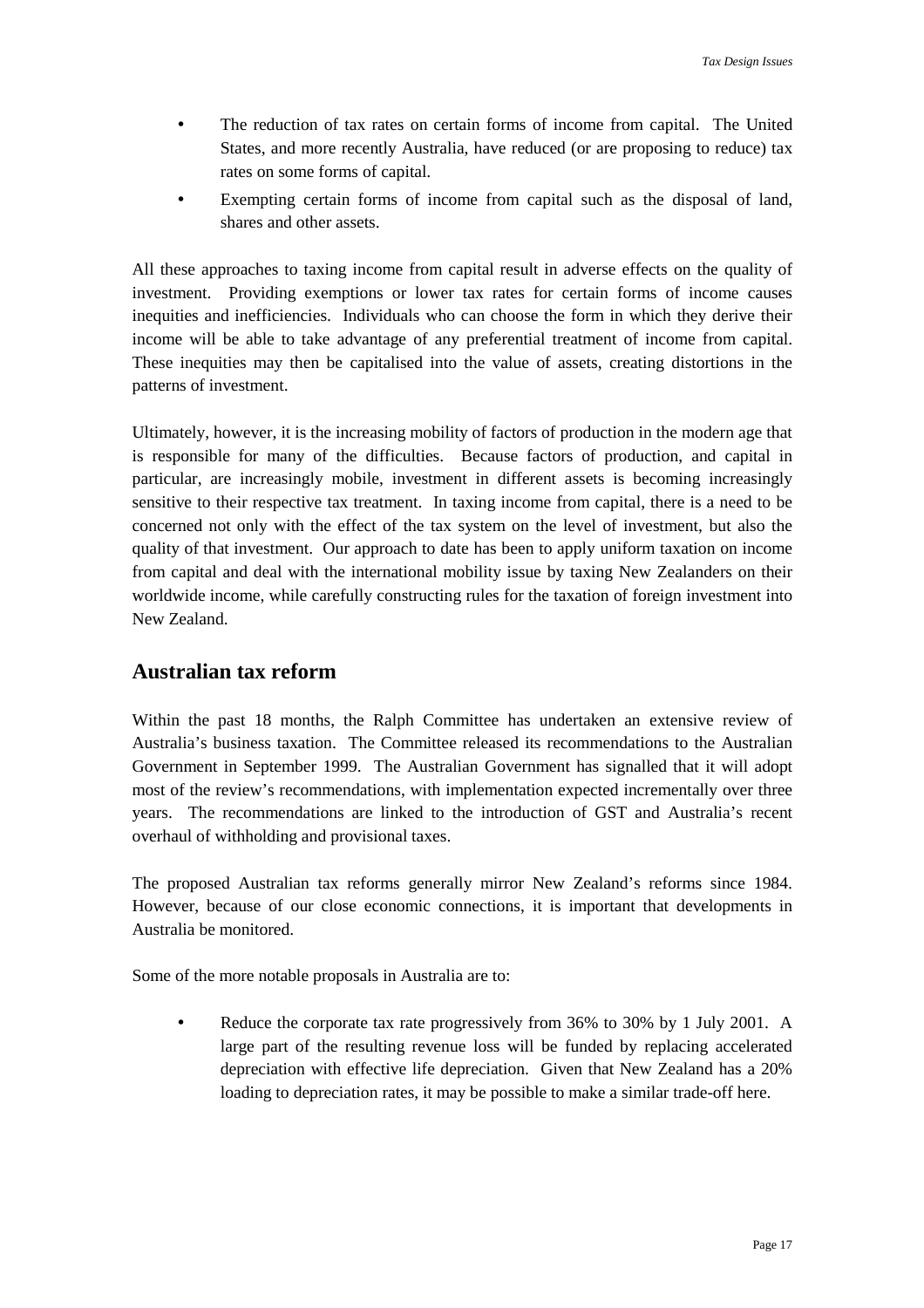- The reduction of tax rates on certain forms of income from capital. The United States, and more recently Australia, have reduced (or are proposing to reduce) tax rates on some forms of capital.
- Exempting certain forms of income from capital such as the disposal of land, shares and other assets.

All these approaches to taxing income from capital result in adverse effects on the quality of investment. Providing exemptions or lower tax rates for certain forms of income causes inequities and inefficiencies. Individuals who can choose the form in which they derive their income will be able to take advantage of any preferential treatment of income from capital. These inequities may then be capitalised into the value of assets, creating distortions in the patterns of investment.

Ultimately, however, it is the increasing mobility of factors of production in the modern age that is responsible for many of the difficulties. Because factors of production, and capital in particular, are increasingly mobile, investment in different assets is becoming increasingly sensitive to their respective tax treatment. In taxing income from capital, there is a need to be concerned not only with the effect of the tax system on the level of investment, but also the quality of that investment. Our approach to date has been to apply uniform taxation on income from capital and deal with the international mobility issue by taxing New Zealanders on their worldwide income, while carefully constructing rules for the taxation of foreign investment into New Zealand.

## Australian tax reform

Within the past 18 months, the Ralph Committee has undertaken an extensive review of Australia's business taxation. The Committee released its recommendations to the Australian Government in September 1999. The Australian Government has signalled that it will adopt most of the review's recommendations, with implementation expected incrementally over three years. The recommendations are linked to the introduction of GST and Australia's recent overhaul of withholding and provisional taxes.

The proposed Australian tax reforms generally mirror New Zealand's reforms since 1984. However, because of our close economic connections, it is important that developments in Australia be monitored.

Some of the more notable proposals in Australia are to:

- Reduce the corporate tax rate progressively from 36% to 30% by 1 July 2001. A large part of the resulting revenue loss will be funded by replacing accelerated depreciation with effective life depreciation. Given that New Zealand has a 20% loading to depreciation rates, it may be possible to make a similar trade-off here.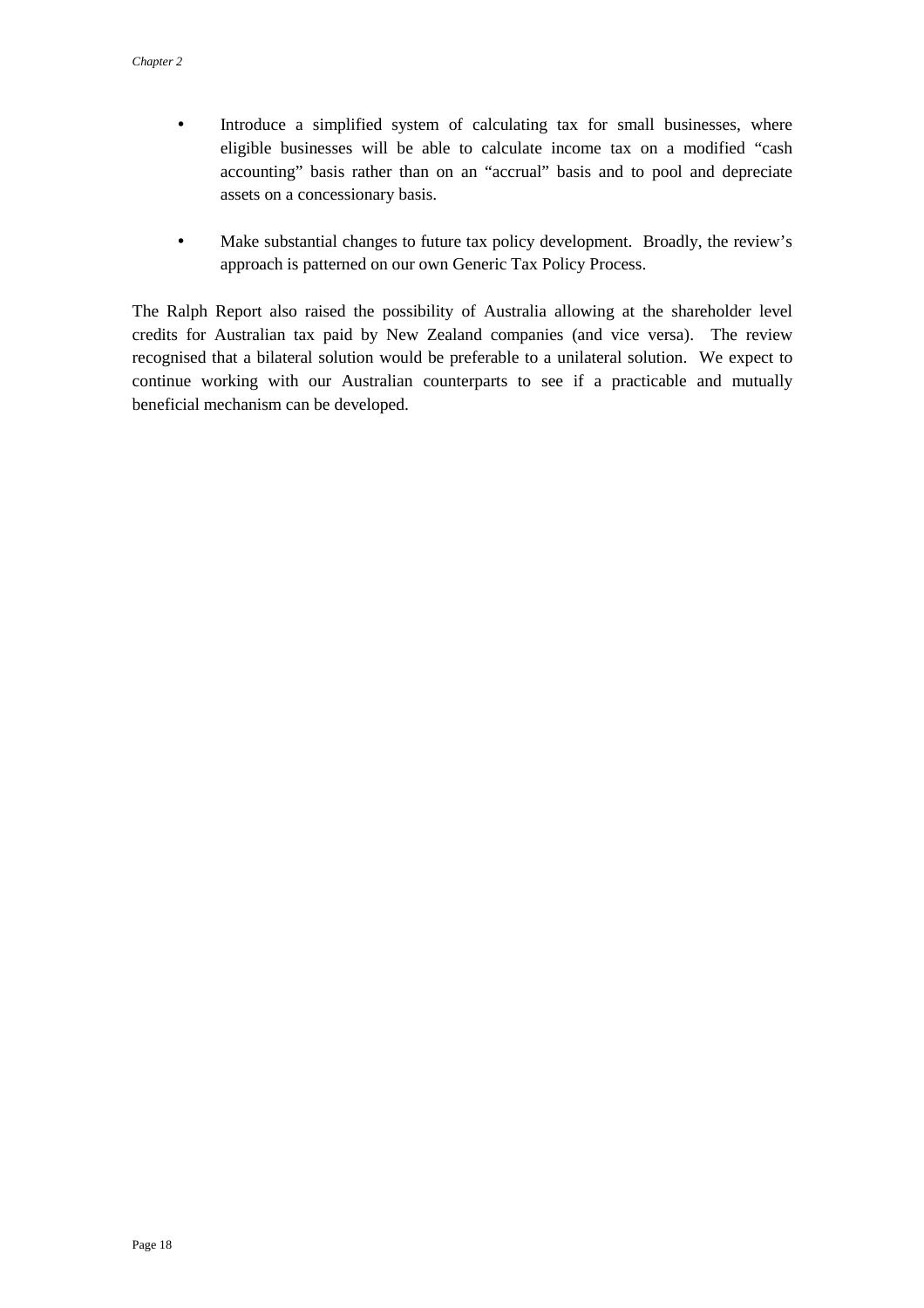- Introduce a simplified system of calculating tax for small businesses, where eligible businesses will be able to calculate income tax on a modified "cash accounting" basis rather than on an "accrual" basis and to pool and depreciate assets on a concessionary basis.

- Make substantial changes to future tax policy development. Broadly, the review's approach is patterned on our own Generic Tax Policy Process.

The Ralph Report also raised the possibility of Australia allowing at the shareholder level credits for Australian tax paid by New Zealand companies (and vice versa). The review recognised that a bilateral solution would be preferable to a unilateral solution. We expect to continue working with our Australian counterparts to see if a practicable and mutually beneficial mechanism can be developed.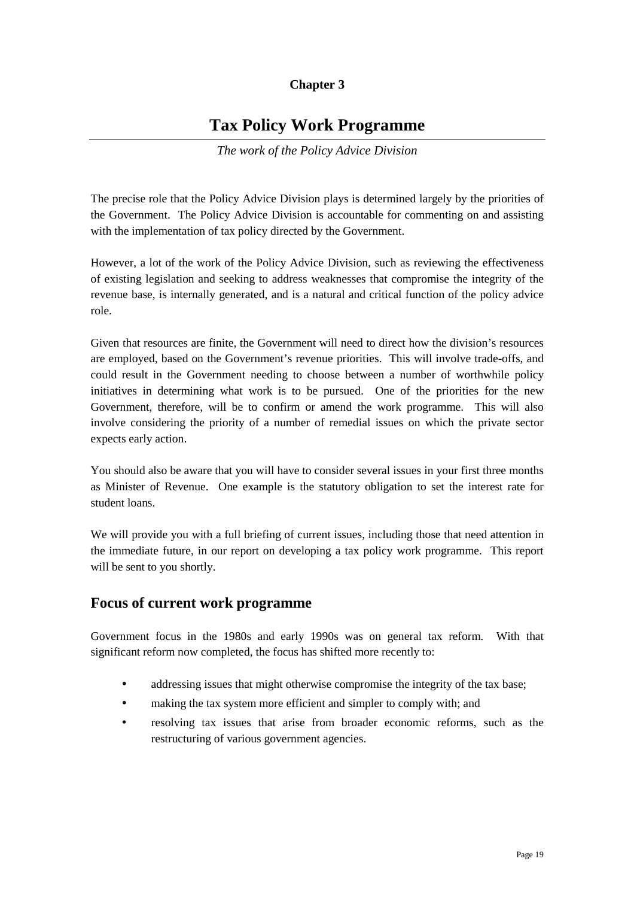**Chapter 3**

# Tax Policy Work Programme

*The work of the Policy Advice Division*

The precise role that the Policy Advice Division plays is determined largely by the priorities of the Government. The Policy Advice Division is accountable for commenting on and assisting with the implementation of tax policy directed by the Government.

However, a lot of the work of the Policy Advice Division, such as reviewing the effectiveness of existing legislation and seeking to address weaknesses that compromise the integrity of the revenue base, is internally generated, and is a natural and critical function of the policy advice role.

Given that resources are finite, the Government will need to direct how the division's resources are employed, based on the Government's revenue priorities. This will involve trade-offs, and could result in the Government needing to choose between a number of worthwhile policy initiatives in determining what work is to be pursued. One of the priorities for the new Government, therefore, will be to confirm or amend the work programme. This will also involve considering the priority of a number of remedial issues on which the private sector expects early action.

You should also be aware that you will have to consider several issues in your first three months as Minister of Revenue. One example is the statutory obligation to set the interest rate for student loans.

We will provide you with a full briefing of current issues, including those that need attention in the immediate future, in our report on developing a tax policy work programme. This report will be sent to you shortly.

## Focus of current work programme

Government focus in the 1980s and early 1990s was on general tax reform. With that significant reform now completed, the focus has shifted more recently to:

- addressing issues that might otherwise compromise the integrity of the tax base;
- making the tax system more efficient and simpler to comply with; and
- resolving tax issues that arise from broader economic reforms, such as the restructuring of various government agencies.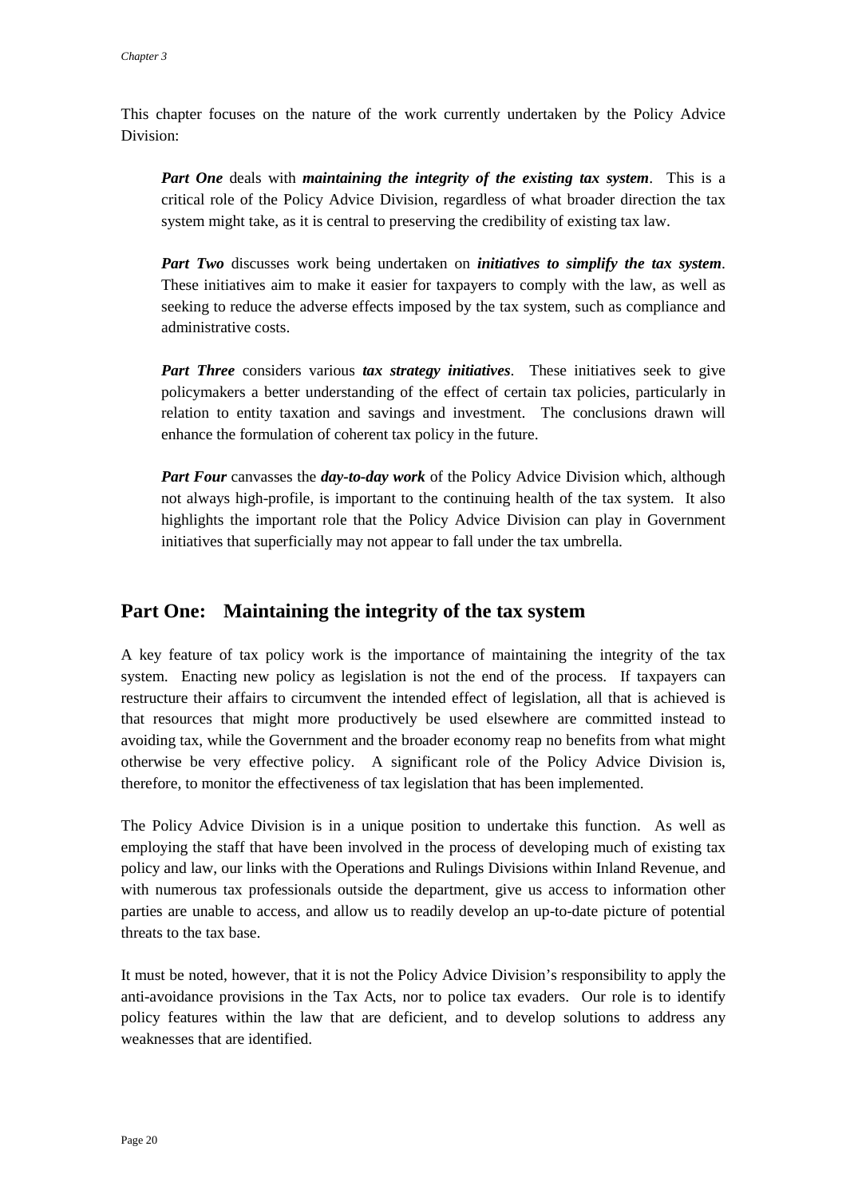This chapter focuses on the nature of the work currently undertaken by the Policy Advice Division:

> ***Part One*** deals with ***maintaining the integrity of the existing tax system***. This is a critical role of the Policy Advice Division, regardless of what broader direction the tax system might take, as it is central to preserving the credibility of existing tax law.
>
> ***Part Two*** discusses work being undertaken on ***initiatives to simplify the tax system***. These initiatives aim to make it easier for taxpayers to comply with the law, as well as seeking to reduce the adverse effects imposed by the tax system, such as compliance and administrative costs.
>
> ***Part Three*** considers various ***tax strategy initiatives***. These initiatives seek to give policymakers a better understanding of the effect of certain tax policies, particularly in relation to entity taxation and savings and investment. The conclusions drawn will enhance the formulation of coherent tax policy in the future.
>
> ***Part Four*** canvasses the ***day-to-day work*** of the Policy Advice Division which, although not always high-profile, is important to the continuing health of the tax system. It also highlights the important role that the Policy Advice Division can play in Government initiatives that superficially may not appear to fall under the tax umbrella.

## Part One: Maintaining the integrity of the tax system

A key feature of tax policy work is the importance of maintaining the integrity of the tax system. Enacting new policy as legislation is not the end of the process. If taxpayers can restructure their affairs to circumvent the intended effect of legislation, all that is achieved is that resources that might more productively be used elsewhere are committed instead to avoiding tax, while the Government and the broader economy reap no benefits from what might otherwise be very effective policy. A significant role of the Policy Advice Division is, therefore, to monitor the effectiveness of tax legislation that has been implemented.

The Policy Advice Division is in a unique position to undertake this function. As well as employing the staff that have been involved in the process of developing much of existing tax policy and law, our links with the Operations and Rulings Divisions within Inland Revenue, and with numerous tax professionals outside the department, give us access to information other parties are unable to access, and allow us to readily develop an up-to-date picture of potential threats to the tax base.

It must be noted, however, that it is not the Policy Advice Division's responsibility to apply the anti-avoidance provisions in the Tax Acts, nor to police tax evaders. Our role is to identify policy features within the law that are deficient, and to develop solutions to address any weaknesses that are identified.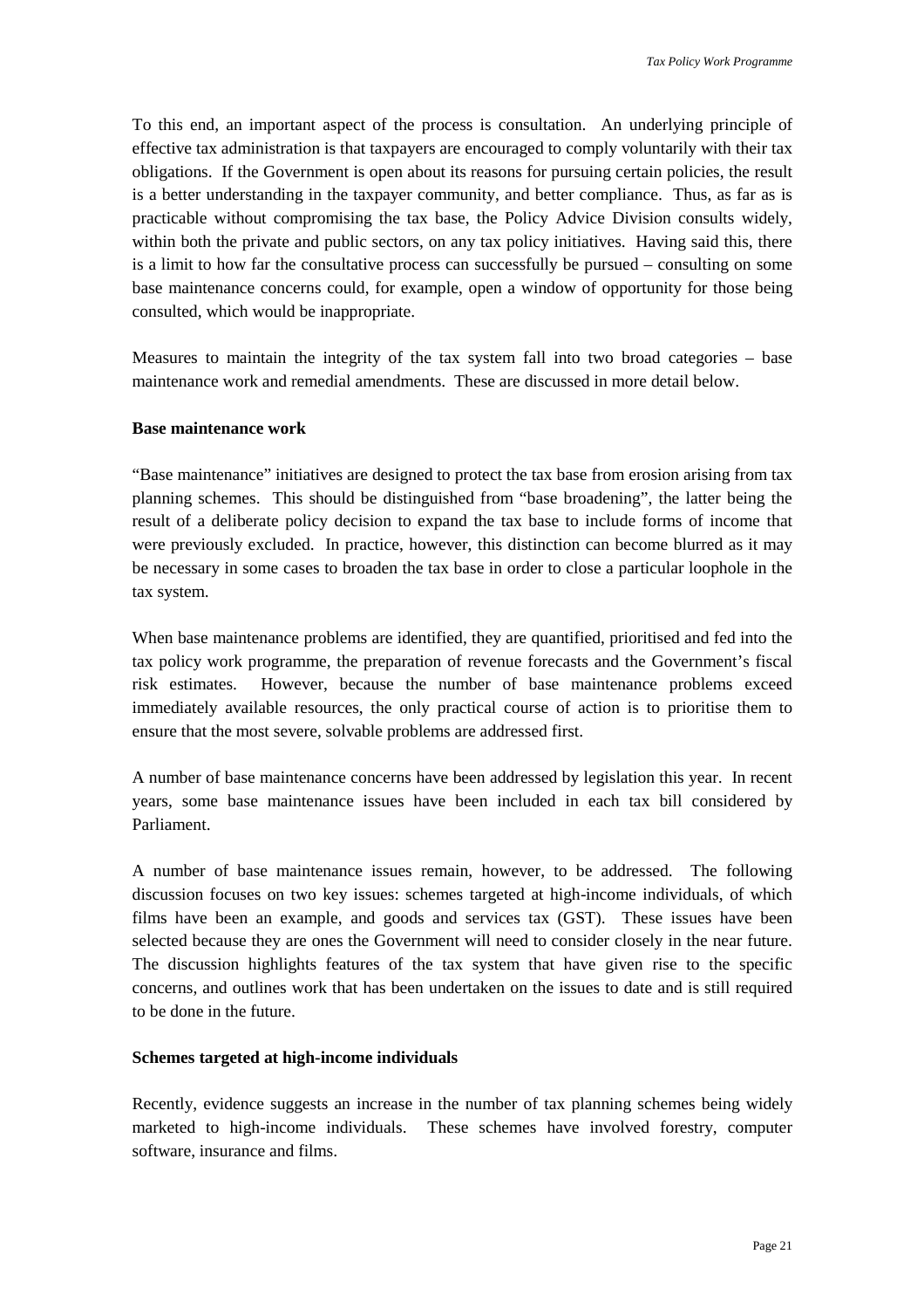To this end, an important aspect of the process is consultation. An underlying principle of effective tax administration is that taxpayers are encouraged to comply voluntarily with their tax obligations. If the Government is open about its reasons for pursuing certain policies, the result is a better understanding in the taxpayer community, and better compliance. Thus, as far as is practicable without compromising the tax base, the Policy Advice Division consults widely, within both the private and public sectors, on any tax policy initiatives. Having said this, there is a limit to how far the consultative process can successfully be pursued – consulting on some base maintenance concerns could, for example, open a window of opportunity for those being consulted, which would be inappropriate.

Measures to maintain the integrity of the tax system fall into two broad categories – base maintenance work and remedial amendments. These are discussed in more detail below.

**Base maintenance work**

"Base maintenance" initiatives are designed to protect the tax base from erosion arising from tax planning schemes. This should be distinguished from "base broadening", the latter being the result of a deliberate policy decision to expand the tax base to include forms of income that were previously excluded. In practice, however, this distinction can become blurred as it may be necessary in some cases to broaden the tax base in order to close a particular loophole in the tax system.

When base maintenance problems are identified, they are quantified, prioritised and fed into the tax policy work programme, the preparation of revenue forecasts and the Government's fiscal risk estimates. However, because the number of base maintenance problems exceed immediately available resources, the only practical course of action is to prioritise them to ensure that the most severe, solvable problems are addressed first.

A number of base maintenance concerns have been addressed by legislation this year. In recent years, some base maintenance issues have been included in each tax bill considered by Parliament.

A number of base maintenance issues remain, however, to be addressed. The following discussion focuses on two key issues: schemes targeted at high-income individuals, of which films have been an example, and goods and services tax (GST). These issues have been selected because they are ones the Government will need to consider closely in the near future. The discussion highlights features of the tax system that have given rise to the specific concerns, and outlines work that has been undertaken on the issues to date and is still required to be done in the future.

**Schemes targeted at high-income individuals**

Recently, evidence suggests an increase in the number of tax planning schemes being widely marketed to high-income individuals. These schemes have involved forestry, computer software, insurance and films.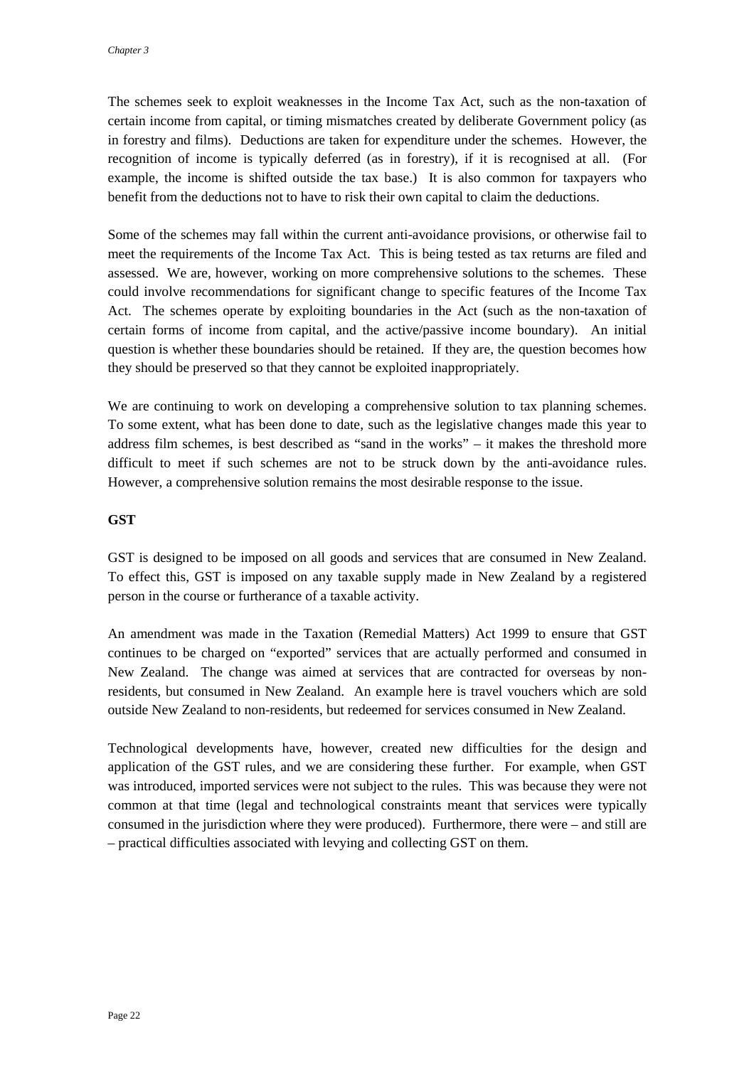The schemes seek to exploit weaknesses in the Income Tax Act, such as the non-taxation of certain income from capital, or timing mismatches created by deliberate Government policy (as in forestry and films). Deductions are taken for expenditure under the schemes. However, the recognition of income is typically deferred (as in forestry), if it is recognised at all. (For example, the income is shifted outside the tax base.) It is also common for taxpayers who benefit from the deductions not to have to risk their own capital to claim the deductions.

Some of the schemes may fall within the current anti-avoidance provisions, or otherwise fail to meet the requirements of the Income Tax Act. This is being tested as tax returns are filed and assessed. We are, however, working on more comprehensive solutions to the schemes. These could involve recommendations for significant change to specific features of the Income Tax Act. The schemes operate by exploiting boundaries in the Act (such as the non-taxation of certain forms of income from capital, and the active/passive income boundary). An initial question is whether these boundaries should be retained. If they are, the question becomes how they should be preserved so that they cannot be exploited inappropriately.

We are continuing to work on developing a comprehensive solution to tax planning schemes. To some extent, what has been done to date, such as the legislative changes made this year to address film schemes, is best described as "sand in the works" – it makes the threshold more difficult to meet if such schemes are not to be struck down by the anti-avoidance rules. However, a comprehensive solution remains the most desirable response to the issue.

## GST

GST is designed to be imposed on all goods and services that are consumed in New Zealand. To effect this, GST is imposed on any taxable supply made in New Zealand by a registered person in the course or furtherance of a taxable activity.

An amendment was made in the Taxation (Remedial Matters) Act 1999 to ensure that GST continues to be charged on "exported" services that are actually performed and consumed in New Zealand. The change was aimed at services that are contracted for overseas by non-residents, but consumed in New Zealand. An example here is travel vouchers which are sold outside New Zealand to non-residents, but redeemed for services consumed in New Zealand.

Technological developments have, however, created new difficulties for the design and application of the GST rules, and we are considering these further. For example, when GST was introduced, imported services were not subject to the rules. This was because they were not common at that time (legal and technological constraints meant that services were typically consumed in the jurisdiction where they were produced). Furthermore, there were – and still are – practical difficulties associated with levying and collecting GST on them.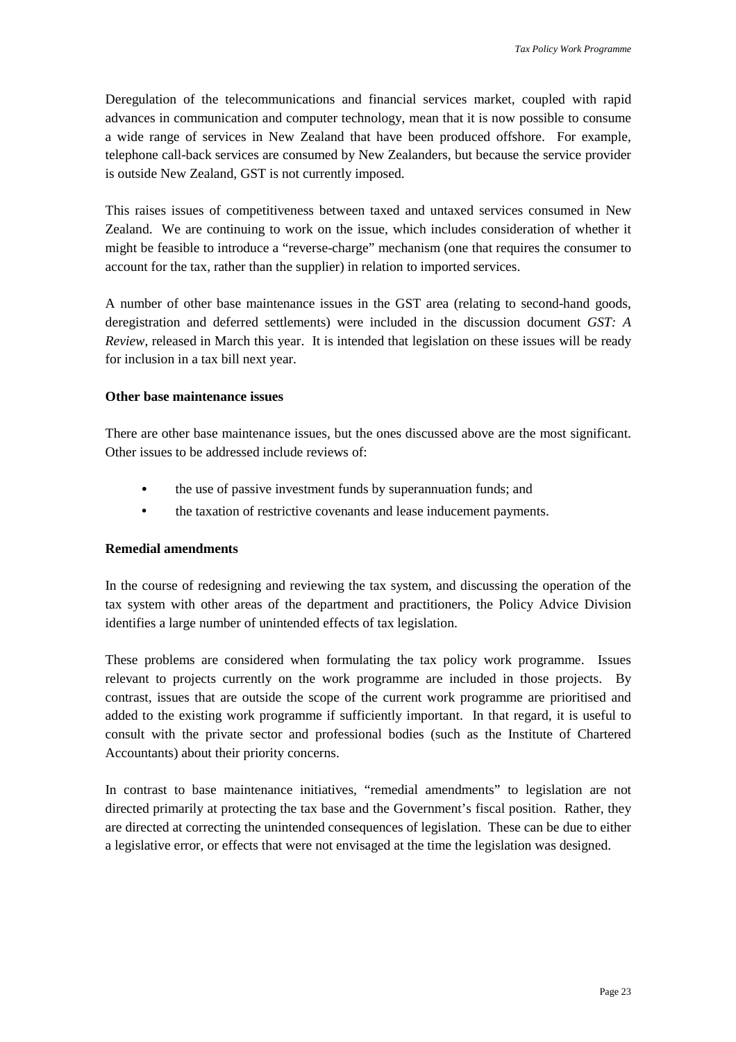Deregulation of the telecommunications and financial services market, coupled with rapid advances in communication and computer technology, mean that it is now possible to consume a wide range of services in New Zealand that have been produced offshore. For example, telephone call-back services are consumed by New Zealanders, but because the service provider is outside New Zealand, GST is not currently imposed.

This raises issues of competitiveness between taxed and untaxed services consumed in New Zealand. We are continuing to work on the issue, which includes consideration of whether it might be feasible to introduce a "reverse-charge" mechanism (one that requires the consumer to account for the tax, rather than the supplier) in relation to imported services.

A number of other base maintenance issues in the GST area (relating to second-hand goods, deregistration and deferred settlements) were included in the discussion document *GST: A Review*, released in March this year. It is intended that legislation on these issues will be ready for inclusion in a tax bill next year.

**Other base maintenance issues**

There are other base maintenance issues, but the ones discussed above are the most significant. Other issues to be addressed include reviews of:

- the use of passive investment funds by superannuation funds; and
- the taxation of restrictive covenants and lease inducement payments.

**Remedial amendments**

In the course of redesigning and reviewing the tax system, and discussing the operation of the tax system with other areas of the department and practitioners, the Policy Advice Division identifies a large number of unintended effects of tax legislation.

These problems are considered when formulating the tax policy work programme. Issues relevant to projects currently on the work programme are included in those projects. By contrast, issues that are outside the scope of the current work programme are prioritised and added to the existing work programme if sufficiently important. In that regard, it is useful to consult with the private sector and professional bodies (such as the Institute of Chartered Accountants) about their priority concerns.

In contrast to base maintenance initiatives, "remedial amendments" to legislation are not directed primarily at protecting the tax base and the Government's fiscal position. Rather, they are directed at correcting the unintended consequences of legislation. These can be due to either a legislative error, or effects that were not envisaged at the time the legislation was designed.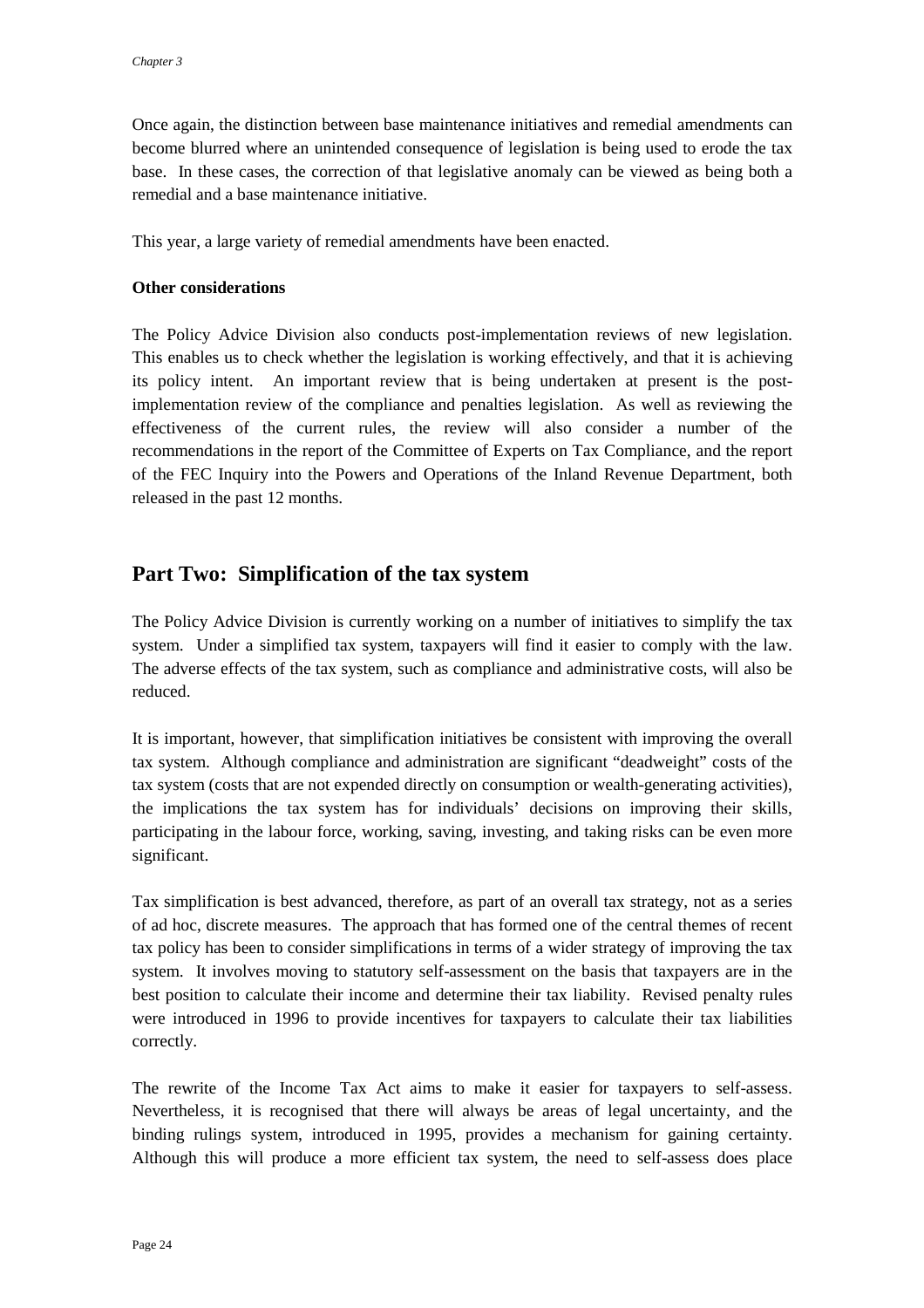Once again, the distinction between base maintenance initiatives and remedial amendments can become blurred where an unintended consequence of legislation is being used to erode the tax base. In these cases, the correction of that legislative anomaly can be viewed as being both a remedial and a base maintenance initiative.

This year, a large variety of remedial amendments have been enacted.

**Other considerations**

The Policy Advice Division also conducts post-implementation reviews of new legislation. This enables us to check whether the legislation is working effectively, and that it is achieving its policy intent. An important review that is being undertaken at present is the post-implementation review of the compliance and penalties legislation. As well as reviewing the effectiveness of the current rules, the review will also consider a number of the recommendations in the report of the Committee of Experts on Tax Compliance, and the report of the FEC Inquiry into the Powers and Operations of the Inland Revenue Department, both released in the past 12 months.

## Part Two: Simplification of the tax system

The Policy Advice Division is currently working on a number of initiatives to simplify the tax system. Under a simplified tax system, taxpayers will find it easier to comply with the law. The adverse effects of the tax system, such as compliance and administrative costs, will also be reduced.

It is important, however, that simplification initiatives be consistent with improving the overall tax system. Although compliance and administration are significant "deadweight" costs of the tax system (costs that are not expended directly on consumption or wealth-generating activities), the implications the tax system has for individuals' decisions on improving their skills, participating in the labour force, working, saving, investing, and taking risks can be even more significant.

Tax simplification is best advanced, therefore, as part of an overall tax strategy, not as a series of ad hoc, discrete measures. The approach that has formed one of the central themes of recent tax policy has been to consider simplifications in terms of a wider strategy of improving the tax system. It involves moving to statutory self-assessment on the basis that taxpayers are in the best position to calculate their income and determine their tax liability. Revised penalty rules were introduced in 1996 to provide incentives for taxpayers to calculate their tax liabilities correctly.

The rewrite of the Income Tax Act aims to make it easier for taxpayers to self-assess. Nevertheless, it is recognised that there will always be areas of legal uncertainty, and the binding rulings system, introduced in 1995, provides a mechanism for gaining certainty. Although this will produce a more efficient tax system, the need to self-assess does place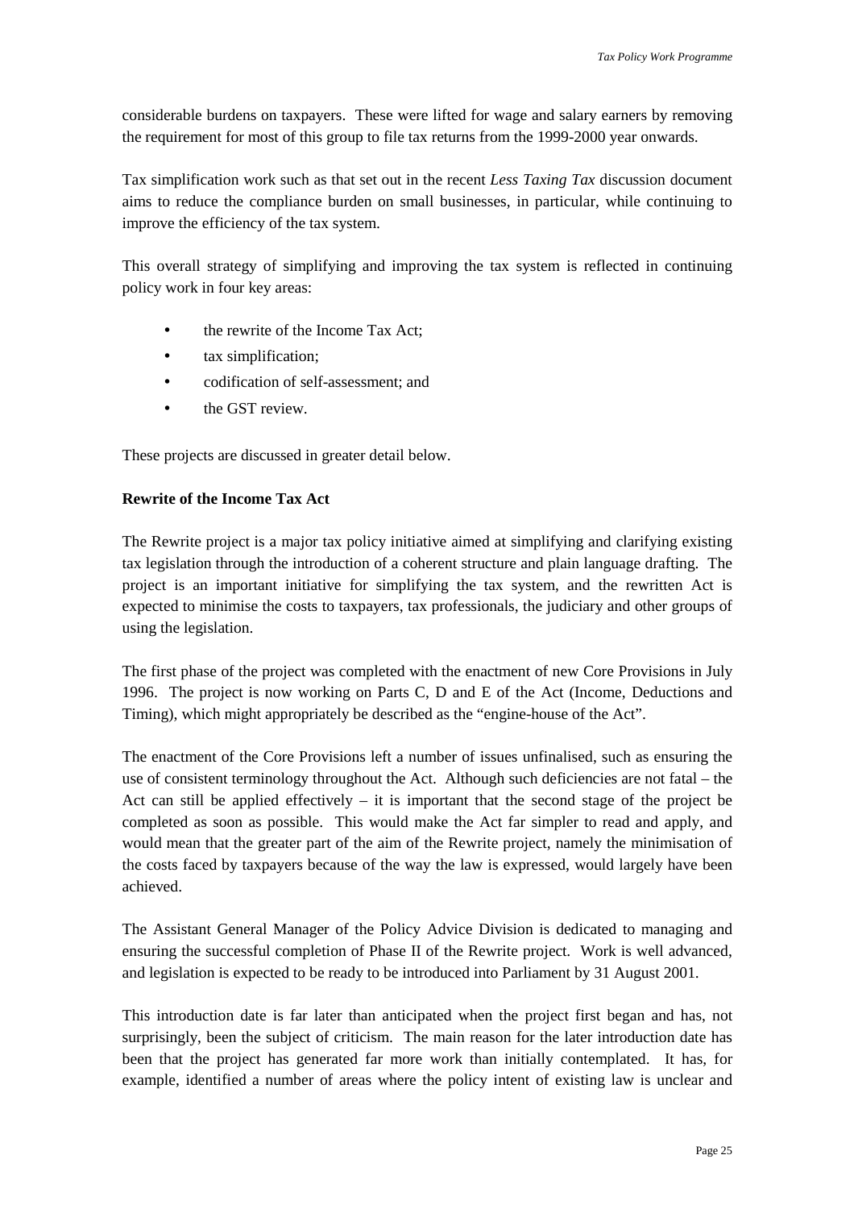considerable burdens on taxpayers. These were lifted for wage and salary earners by removing the requirement for most of this group to file tax returns from the 1999-2000 year onwards.

Tax simplification work such as that set out in the recent *Less Taxing Tax* discussion document aims to reduce the compliance burden on small businesses, in particular, while continuing to improve the efficiency of the tax system.

This overall strategy of simplifying and improving the tax system is reflected in continuing policy work in four key areas:

- the rewrite of the Income Tax Act;
- tax simplification;
- codification of self-assessment; and
- the GST review.

These projects are discussed in greater detail below.

**Rewrite of the Income Tax Act**

The Rewrite project is a major tax policy initiative aimed at simplifying and clarifying existing tax legislation through the introduction of a coherent structure and plain language drafting. The project is an important initiative for simplifying the tax system, and the rewritten Act is expected to minimise the costs to taxpayers, tax professionals, the judiciary and other groups of using the legislation.

The first phase of the project was completed with the enactment of new Core Provisions in July 1996. The project is now working on Parts C, D and E of the Act (Income, Deductions and Timing), which might appropriately be described as the "engine-house of the Act".

The enactment of the Core Provisions left a number of issues unfinalised, such as ensuring the use of consistent terminology throughout the Act. Although such deficiencies are not fatal – the Act can still be applied effectively – it is important that the second stage of the project be completed as soon as possible. This would make the Act far simpler to read and apply, and would mean that the greater part of the aim of the Rewrite project, namely the minimisation of the costs faced by taxpayers because of the way the law is expressed, would largely have been achieved.

The Assistant General Manager of the Policy Advice Division is dedicated to managing and ensuring the successful completion of Phase II of the Rewrite project. Work is well advanced, and legislation is expected to be ready to be introduced into Parliament by 31 August 2001.

This introduction date is far later than anticipated when the project first began and has, not surprisingly, been the subject of criticism. The main reason for the later introduction date has been that the project has generated far more work than initially contemplated. It has, for example, identified a number of areas where the policy intent of existing law is unclear and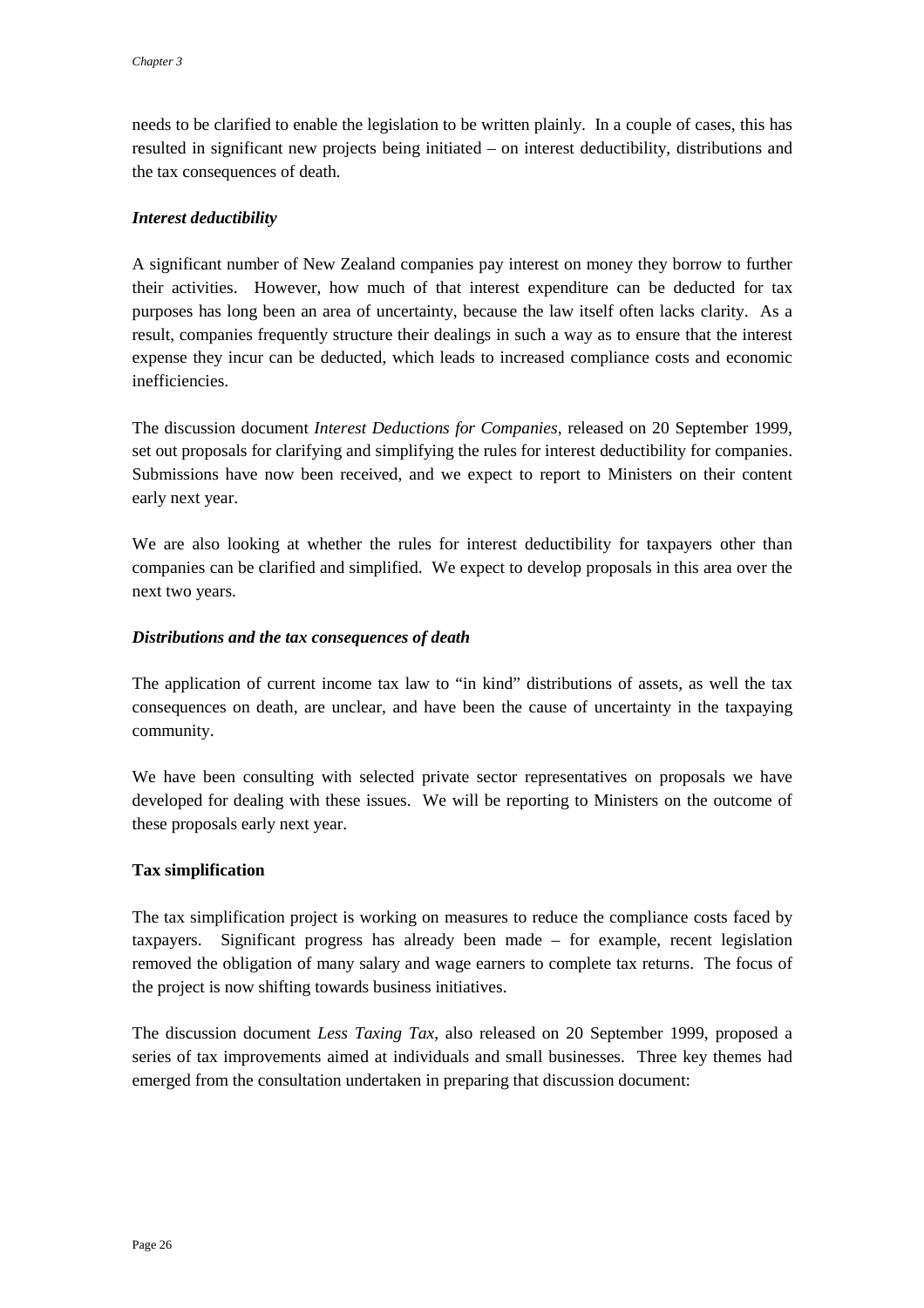needs to be clarified to enable the legislation to be written plainly. In a couple of cases, this has resulted in significant new projects being initiated – on interest deductibility, distributions and the tax consequences of death.

### *Interest deductibility*

A significant number of New Zealand companies pay interest on money they borrow to further their activities. However, how much of that interest expenditure can be deducted for tax purposes has long been an area of uncertainty, because the law itself often lacks clarity. As a result, companies frequently structure their dealings in such a way as to ensure that the interest expense they incur can be deducted, which leads to increased compliance costs and economic inefficiencies.

The discussion document *Interest Deductions for Companies*, released on 20 September 1999, set out proposals for clarifying and simplifying the rules for interest deductibility for companies. Submissions have now been received, and we expect to report to Ministers on their content early next year.

We are also looking at whether the rules for interest deductibility for taxpayers other than companies can be clarified and simplified. We expect to develop proposals in this area over the next two years.

### *Distributions and the tax consequences of death*

The application of current income tax law to "in kind" distributions of assets, as well the tax consequences on death, are unclear, and have been the cause of uncertainty in the taxpaying community.

We have been consulting with selected private sector representatives on proposals we have developed for dealing with these issues. We will be reporting to Ministers on the outcome of these proposals early next year.

## **Tax simplification**

The tax simplification project is working on measures to reduce the compliance costs faced by taxpayers. Significant progress has already been made – for example, recent legislation removed the obligation of many salary and wage earners to complete tax returns. The focus of the project is now shifting towards business initiatives.

The discussion document *Less Taxing Tax*, also released on 20 September 1999, proposed a series of tax improvements aimed at individuals and small businesses. Three key themes had emerged from the consultation undertaken in preparing that discussion document: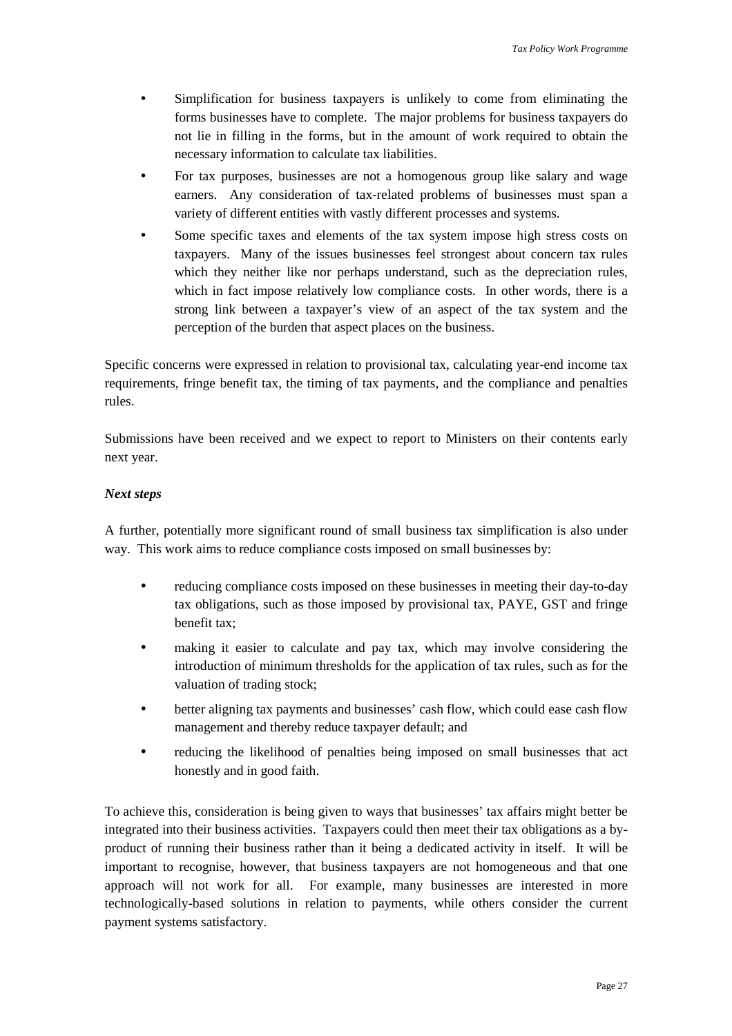- Simplification for business taxpayers is unlikely to come from eliminating the forms businesses have to complete. The major problems for business taxpayers do not lie in filling in the forms, but in the amount of work required to obtain the necessary information to calculate tax liabilities.
- For tax purposes, businesses are not a homogenous group like salary and wage earners. Any consideration of tax-related problems of businesses must span a variety of different entities with vastly different processes and systems.
- Some specific taxes and elements of the tax system impose high stress costs on taxpayers. Many of the issues businesses feel strongest about concern tax rules which they neither like nor perhaps understand, such as the depreciation rules, which in fact impose relatively low compliance costs. In other words, there is a strong link between a taxpayer's view of an aspect of the tax system and the perception of the burden that aspect places on the business.

Specific concerns were expressed in relation to provisional tax, calculating year-end income tax requirements, fringe benefit tax, the timing of tax payments, and the compliance and penalties rules.

Submissions have been received and we expect to report to Ministers on their contents early next year.

***Next steps***

A further, potentially more significant round of small business tax simplification is also under way. This work aims to reduce compliance costs imposed on small businesses by:

- reducing compliance costs imposed on these businesses in meeting their day-to-day tax obligations, such as those imposed by provisional tax, PAYE, GST and fringe benefit tax;
- making it easier to calculate and pay tax, which may involve considering the introduction of minimum thresholds for the application of tax rules, such as for the valuation of trading stock;
- better aligning tax payments and businesses' cash flow, which could ease cash flow management and thereby reduce taxpayer default; and
- reducing the likelihood of penalties being imposed on small businesses that act honestly and in good faith.

To achieve this, consideration is being given to ways that businesses' tax affairs might better be integrated into their business activities. Taxpayers could then meet their tax obligations as a by-product of running their business rather than it being a dedicated activity in itself. It will be important to recognise, however, that business taxpayers are not homogeneous and that one approach will not work for all. For example, many businesses are interested in more technologically-based solutions in relation to payments, while others consider the current payment systems satisfactory.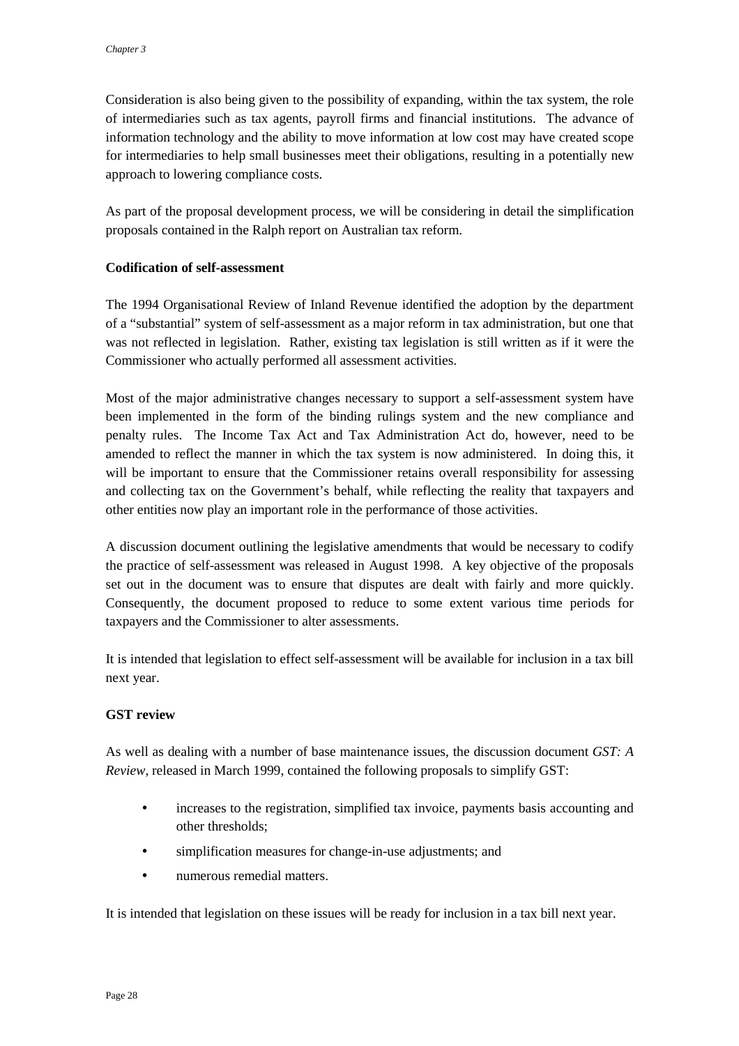Consideration is also being given to the possibility of expanding, within the tax system, the role of intermediaries such as tax agents, payroll firms and financial institutions. The advance of information technology and the ability to move information at low cost may have created scope for intermediaries to help small businesses meet their obligations, resulting in a potentially new approach to lowering compliance costs.

As part of the proposal development process, we will be considering in detail the simplification proposals contained in the Ralph report on Australian tax reform.

**Codification of self-assessment**

The 1994 Organisational Review of Inland Revenue identified the adoption by the department of a "substantial" system of self-assessment as a major reform in tax administration, but one that was not reflected in legislation. Rather, existing tax legislation is still written as if it were the Commissioner who actually performed all assessment activities.

Most of the major administrative changes necessary to support a self-assessment system have been implemented in the form of the binding rulings system and the new compliance and penalty rules. The Income Tax Act and Tax Administration Act do, however, need to be amended to reflect the manner in which the tax system is now administered. In doing this, it will be important to ensure that the Commissioner retains overall responsibility for assessing and collecting tax on the Government's behalf, while reflecting the reality that taxpayers and other entities now play an important role in the performance of those activities.

A discussion document outlining the legislative amendments that would be necessary to codify the practice of self-assessment was released in August 1998. A key objective of the proposals set out in the document was to ensure that disputes are dealt with fairly and more quickly. Consequently, the document proposed to reduce to some extent various time periods for taxpayers and the Commissioner to alter assessments.

It is intended that legislation to effect self-assessment will be available for inclusion in a tax bill next year.

**GST review**

As well as dealing with a number of base maintenance issues, the discussion document *GST: A Review*, released in March 1999, contained the following proposals to simplify GST:

- increases to the registration, simplified tax invoice, payments basis accounting and other thresholds;
- simplification measures for change-in-use adjustments; and
- numerous remedial matters.

It is intended that legislation on these issues will be ready for inclusion in a tax bill next year.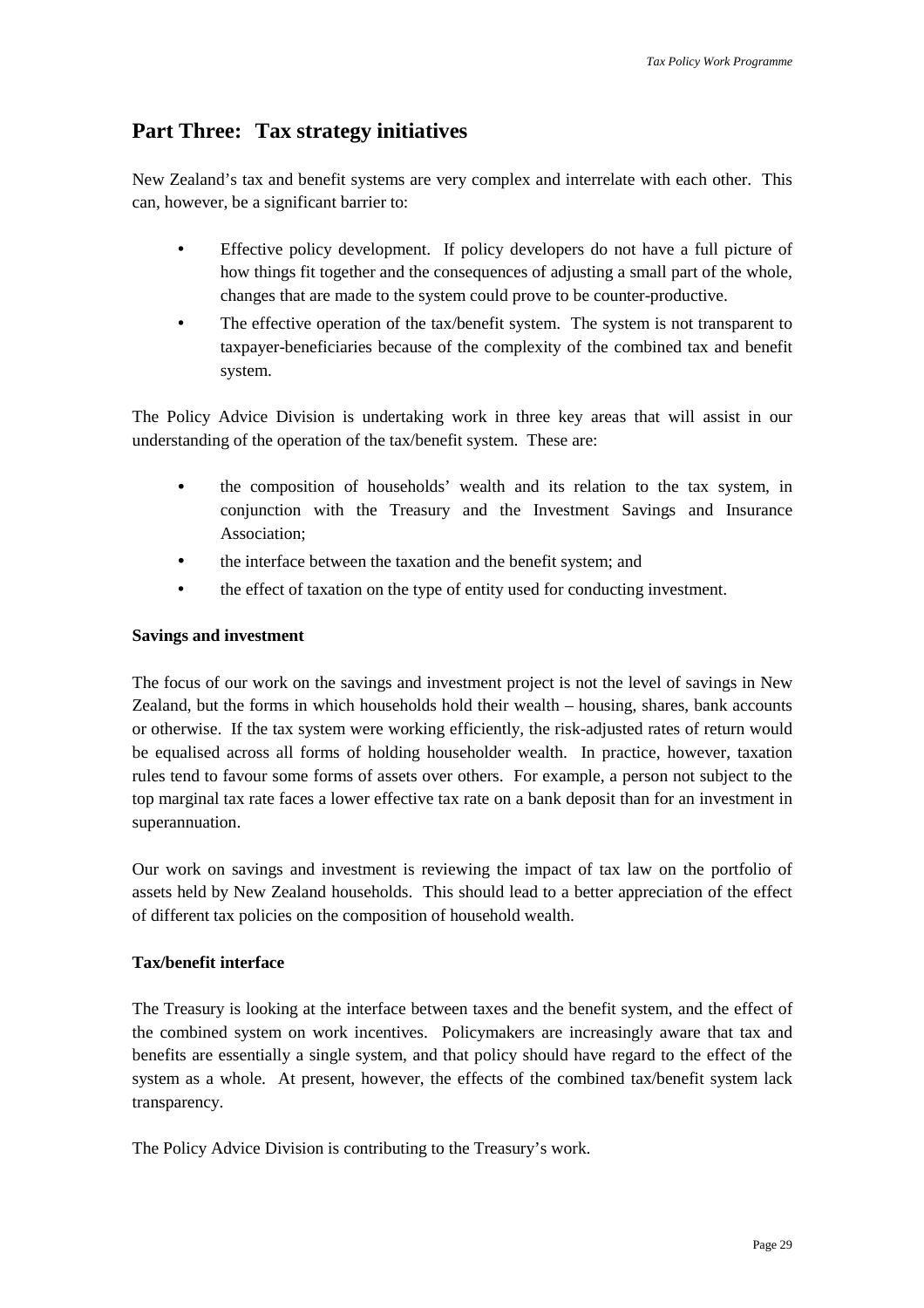# Part Three: Tax strategy initiatives

New Zealand's tax and benefit systems are very complex and interrelate with each other. This can, however, be a significant barrier to:

- Effective policy development. If policy developers do not have a full picture of how things fit together and the consequences of adjusting a small part of the whole, changes that are made to the system could prove to be counter-productive.
- The effective operation of the tax/benefit system. The system is not transparent to taxpayer-beneficiaries because of the complexity of the combined tax and benefit system.

The Policy Advice Division is undertaking work in three key areas that will assist in our understanding of the operation of the tax/benefit system. These are:

- the composition of households' wealth and its relation to the tax system, in conjunction with the Treasury and the Investment Savings and Insurance Association;
- the interface between the taxation and the benefit system; and
- the effect of taxation on the type of entity used for conducting investment.

**Savings and investment**

The focus of our work on the savings and investment project is not the level of savings in New Zealand, but the forms in which households hold their wealth – housing, shares, bank accounts or otherwise. If the tax system were working efficiently, the risk-adjusted rates of return would be equalised across all forms of holding householder wealth. In practice, however, taxation rules tend to favour some forms of assets over others. For example, a person not subject to the top marginal tax rate faces a lower effective tax rate on a bank deposit than for an investment in superannuation.

Our work on savings and investment is reviewing the impact of tax law on the portfolio of assets held by New Zealand households. This should lead to a better appreciation of the effect of different tax policies on the composition of household wealth.

**Tax/benefit interface**

The Treasury is looking at the interface between taxes and the benefit system, and the effect of the combined system on work incentives. Policymakers are increasingly aware that tax and benefits are essentially a single system, and that policy should have regard to the effect of the system as a whole. At present, however, the effects of the combined tax/benefit system lack transparency.

The Policy Advice Division is contributing to the Treasury's work.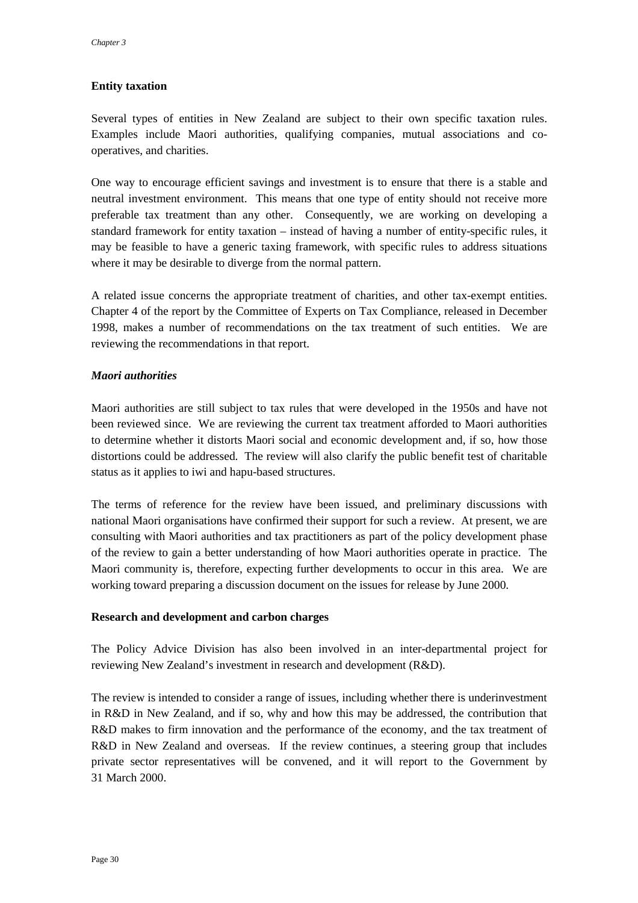## Entity taxation

Several types of entities in New Zealand are subject to their own specific taxation rules. Examples include Maori authorities, qualifying companies, mutual associations and co-operatives, and charities.

One way to encourage efficient savings and investment is to ensure that there is a stable and neutral investment environment. This means that one type of entity should not receive more preferable tax treatment than any other. Consequently, we are working on developing a standard framework for entity taxation – instead of having a number of entity-specific rules, it may be feasible to have a generic taxing framework, with specific rules to address situations where it may be desirable to diverge from the normal pattern.

A related issue concerns the appropriate treatment of charities, and other tax-exempt entities. Chapter 4 of the report by the Committee of Experts on Tax Compliance, released in December 1998, makes a number of recommendations on the tax treatment of such entities. We are reviewing the recommendations in that report.

### *Maori authorities*

Maori authorities are still subject to tax rules that were developed in the 1950s and have not been reviewed since. We are reviewing the current tax treatment afforded to Maori authorities to determine whether it distorts Maori social and economic development and, if so, how those distortions could be addressed. The review will also clarify the public benefit test of charitable status as it applies to iwi and hapu-based structures.

The terms of reference for the review have been issued, and preliminary discussions with national Maori organisations have confirmed their support for such a review. At present, we are consulting with Maori authorities and tax practitioners as part of the policy development phase of the review to gain a better understanding of how Maori authorities operate in practice. The Maori community is, therefore, expecting further developments to occur in this area. We are working toward preparing a discussion document on the issues for release by June 2000.

## Research and development and carbon charges

The Policy Advice Division has also been involved in an inter-departmental project for reviewing New Zealand's investment in research and development (R&D).

The review is intended to consider a range of issues, including whether there is underinvestment in R&D in New Zealand, and if so, why and how this may be addressed, the contribution that R&D makes to firm innovation and the performance of the economy, and the tax treatment of R&D in New Zealand and overseas. If the review continues, a steering group that includes private sector representatives will be convened, and it will report to the Government by 31 March 2000.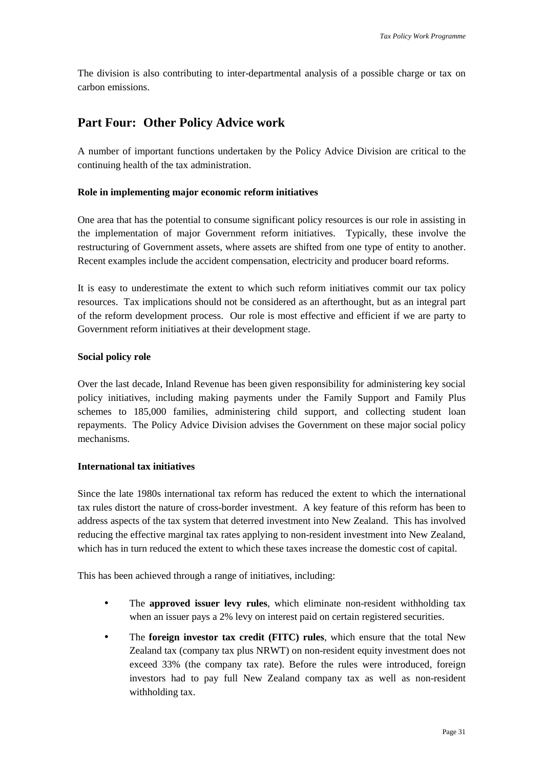The division is also contributing to inter-departmental analysis of a possible charge or tax on carbon emissions.

## Part Four: Other Policy Advice work

A number of important functions undertaken by the Policy Advice Division are critical to the continuing health of the tax administration.

### Role in implementing major economic reform initiatives

One area that has the potential to consume significant policy resources is our role in assisting in the implementation of major Government reform initiatives. Typically, these involve the restructuring of Government assets, where assets are shifted from one type of entity to another. Recent examples include the accident compensation, electricity and producer board reforms.

It is easy to underestimate the extent to which such reform initiatives commit our tax policy resources. Tax implications should not be considered as an afterthought, but as an integral part of the reform development process. Our role is most effective and efficient if we are party to Government reform initiatives at their development stage.

### Social policy role

Over the last decade, Inland Revenue has been given responsibility for administering key social policy initiatives, including making payments under the Family Support and Family Plus schemes to 185,000 families, administering child support, and collecting student loan repayments. The Policy Advice Division advises the Government on these major social policy mechanisms.

### International tax initiatives

Since the late 1980s international tax reform has reduced the extent to which the international tax rules distort the nature of cross-border investment. A key feature of this reform has been to address aspects of the tax system that deterred investment into New Zealand. This has involved reducing the effective marginal tax rates applying to non-resident investment into New Zealand, which has in turn reduced the extent to which these taxes increase the domestic cost of capital.

This has been achieved through a range of initiatives, including:

- The **approved issuer levy rules**, which eliminate non-resident withholding tax when an issuer pays a 2% levy on interest paid on certain registered securities.
- The **foreign investor tax credit (FITC) rules**, which ensure that the total New Zealand tax (company tax plus NRWT) on non-resident equity investment does not exceed 33% (the company tax rate). Before the rules were introduced, foreign investors had to pay full New Zealand company tax as well as non-resident withholding tax.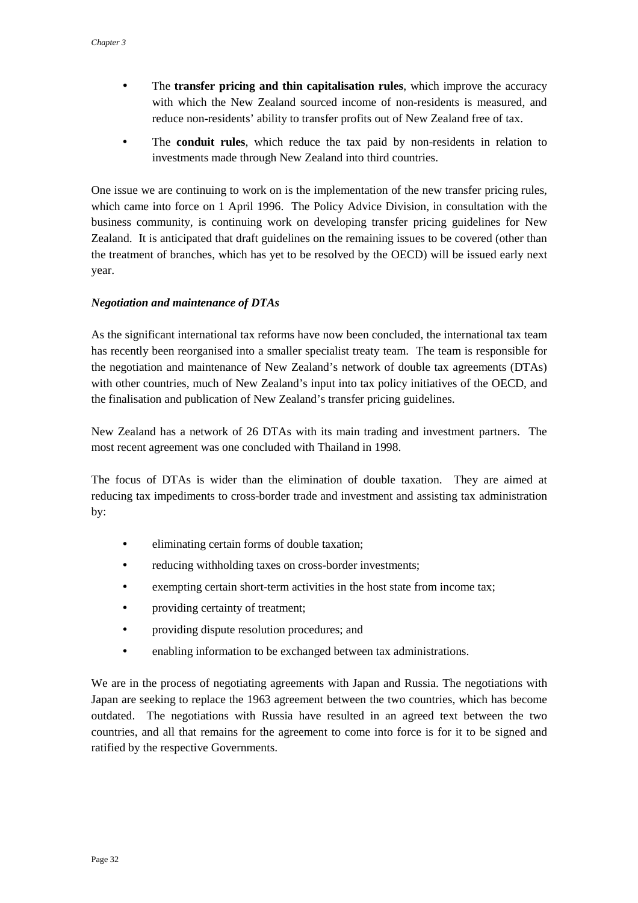- The **transfer pricing and thin capitalisation rules**, which improve the accuracy with which the New Zealand sourced income of non-residents is measured, and reduce non-residents' ability to transfer profits out of New Zealand free of tax.
- The **conduit rules**, which reduce the tax paid by non-residents in relation to investments made through New Zealand into third countries.

One issue we are continuing to work on is the implementation of the new transfer pricing rules, which came into force on 1 April 1996. The Policy Advice Division, in consultation with the business community, is continuing work on developing transfer pricing guidelines for New Zealand. It is anticipated that draft guidelines on the remaining issues to be covered (other than the treatment of branches, which has yet to be resolved by the OECD) will be issued early next year.

### *Negotiation and maintenance of DTAs*

As the significant international tax reforms have now been concluded, the international tax team has recently been reorganised into a smaller specialist treaty team. The team is responsible for the negotiation and maintenance of New Zealand's network of double tax agreements (DTAs) with other countries, much of New Zealand's input into tax policy initiatives of the OECD, and the finalisation and publication of New Zealand's transfer pricing guidelines.

New Zealand has a network of 26 DTAs with its main trading and investment partners. The most recent agreement was one concluded with Thailand in 1998.

The focus of DTAs is wider than the elimination of double taxation. They are aimed at reducing tax impediments to cross-border trade and investment and assisting tax administration by:

- eliminating certain forms of double taxation;
- reducing withholding taxes on cross-border investments;
- exempting certain short-term activities in the host state from income tax;
- providing certainty of treatment;
- providing dispute resolution procedures; and
- enabling information to be exchanged between tax administrations.

We are in the process of negotiating agreements with Japan and Russia. The negotiations with Japan are seeking to replace the 1963 agreement between the two countries, which has become outdated. The negotiations with Russia have resulted in an agreed text between the two countries, and all that remains for the agreement to come into force is for it to be signed and ratified by the respective Governments.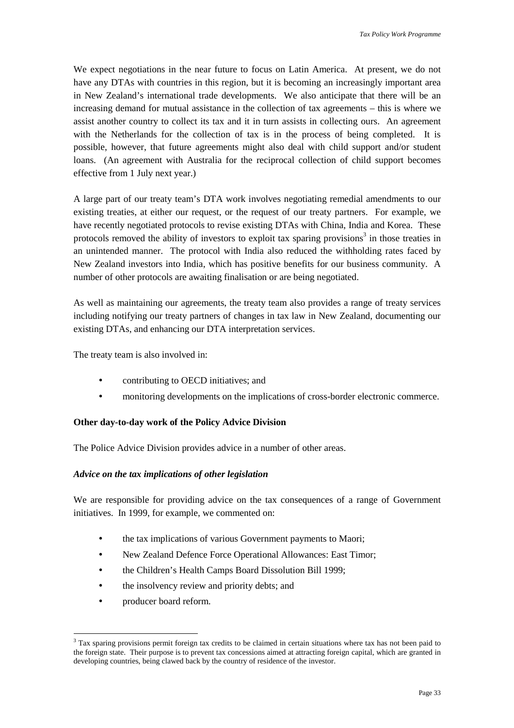We expect negotiations in the near future to focus on Latin America. At present, we do not have any DTAs with countries in this region, but it is becoming an increasingly important area in New Zealand's international trade developments. We also anticipate that there will be an increasing demand for mutual assistance in the collection of tax agreements – this is where we assist another country to collect its tax and it in turn assists in collecting ours. An agreement with the Netherlands for the collection of tax is in the process of being completed. It is possible, however, that future agreements might also deal with child support and/or student loans. (An agreement with Australia for the reciprocal collection of child support becomes effective from 1 July next year.)

A large part of our treaty team's DTA work involves negotiating remedial amendments to our existing treaties, at either our request, or the request of our treaty partners. For example, we have recently negotiated protocols to revise existing DTAs with China, India and Korea. These protocols removed the ability of investors to exploit tax sparing provisions[3] in those treaties in an unintended manner. The protocol with India also reduced the withholding rates faced by New Zealand investors into India, which has positive benefits for our business community. A number of other protocols are awaiting finalisation or are being negotiated.

As well as maintaining our agreements, the treaty team also provides a range of treaty services including notifying our treaty partners of changes in tax law in New Zealand, documenting our existing DTAs, and enhancing our DTA interpretation services.

The treaty team is also involved in:

- contributing to OECD initiatives; and
- monitoring developments on the implications of cross-border electronic commerce.

**Other day-to-day work of the Policy Advice Division**

The Police Advice Division provides advice in a number of other areas.

***Advice on the tax implications of other legislation***

We are responsible for providing advice on the tax consequences of a range of Government initiatives. In 1999, for example, we commented on:

- the tax implications of various Government payments to Maori;
- New Zealand Defence Force Operational Allowances: East Timor;
- the Children's Health Camps Board Dissolution Bill 1999;
- the insolvency review and priority debts; and
- producer board reform.

[3] Tax sparing provisions permit foreign tax credits to be claimed in certain situations where tax has not been paid to the foreign state. Their purpose is to prevent tax concessions aimed at attracting foreign capital, which are granted in developing countries, being clawed back by the country of residence of the investor.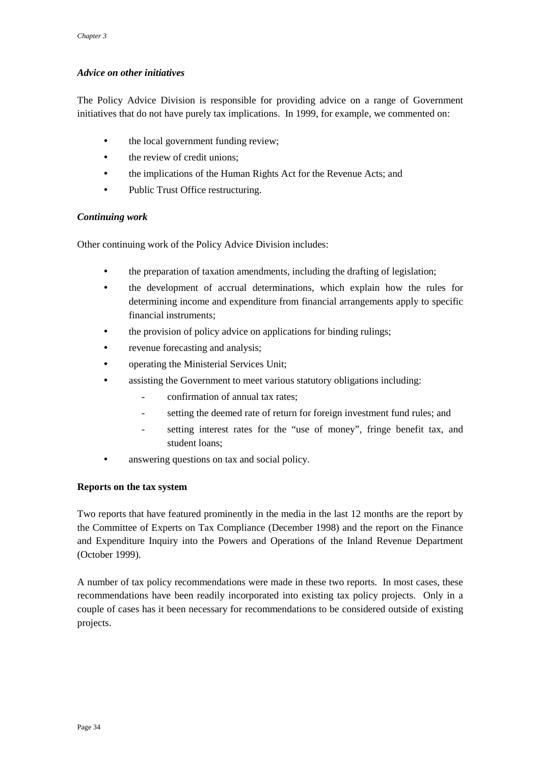### *Advice on other initiatives*

The Policy Advice Division is responsible for providing advice on a range of Government initiatives that do not have purely tax implications. In 1999, for example, we commented on:

- the local government funding review;
- the review of credit unions;
- the implications of the Human Rights Act for the Revenue Acts; and
- Public Trust Office restructuring.

### *Continuing work*

Other continuing work of the Policy Advice Division includes:

- the preparation of taxation amendments, including the drafting of legislation;
- the development of accrual determinations, which explain how the rules for determining income and expenditure from financial arrangements apply to specific financial instruments;
- the provision of policy advice on applications for binding rulings;
- revenue forecasting and analysis;
- operating the Ministerial Services Unit;
- assisting the Government to meet various statutory obligations including:
  - confirmation of annual tax rates;
  - setting the deemed rate of return for foreign investment fund rules; and
  - setting interest rates for the "use of money", fringe benefit tax, and student loans;
- answering questions on tax and social policy.

## Reports on the tax system

Two reports that have featured prominently in the media in the last 12 months are the report by the Committee of Experts on Tax Compliance (December 1998) and the report on the Finance and Expenditure Inquiry into the Powers and Operations of the Inland Revenue Department (October 1999).

A number of tax policy recommendations were made in these two reports. In most cases, these recommendations have been readily incorporated into existing tax policy projects. Only in a couple of cases has it been necessary for recommendations to be considered outside of existing projects.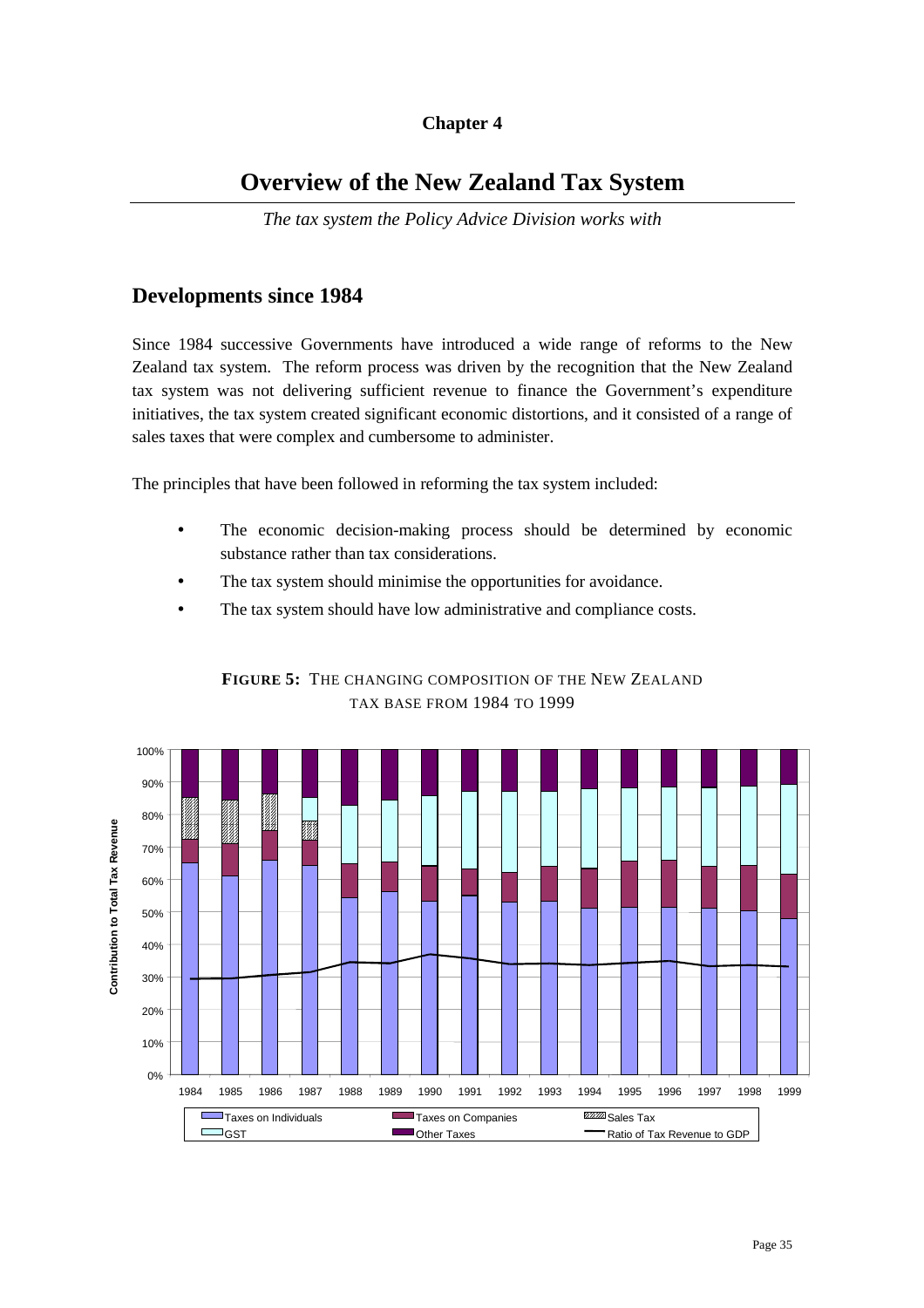# Chapter 4

# Overview of the New Zealand Tax System

*The tax system the Policy Advice Division works with*

## Developments since 1984

Since 1984 successive Governments have introduced a wide range of reforms to the New Zealand tax system. The reform process was driven by the recognition that the New Zealand tax system was not delivering sufficient revenue to finance the Government's expenditure initiatives, the tax system created significant economic distortions, and it consisted of a range of sales taxes that were complex and cumbersome to administer.

The principles that have been followed in reforming the tax system included:

- The economic decision-making process should be determined by economic substance rather than tax considerations.
- The tax system should minimise the opportunities for avoidance.
- The tax system should have low administrative and compliance costs.

**FIGURE 5:** THE CHANGING COMPOSITION OF THE NEW ZEALAND TAX BASE FROM 1984 TO 1999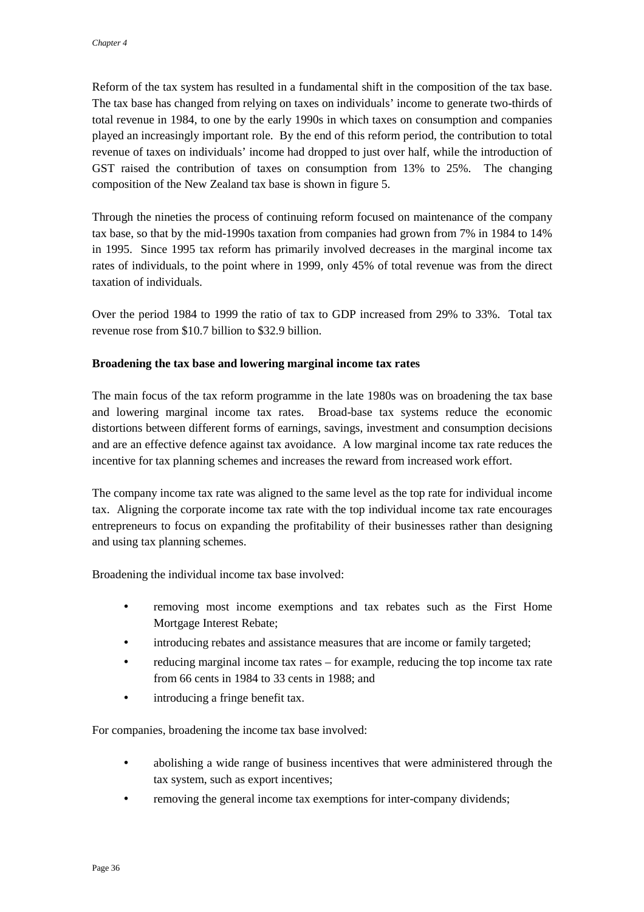Reform of the tax system has resulted in a fundamental shift in the composition of the tax base. The tax base has changed from relying on taxes on individuals' income to generate two-thirds of total revenue in 1984, to one by the early 1990s in which taxes on consumption and companies played an increasingly important role. By the end of this reform period, the contribution to total revenue of taxes on individuals' income had dropped to just over half, while the introduction of GST raised the contribution of taxes on consumption from 13% to 25%. The changing composition of the New Zealand tax base is shown in figure 5.

Through the nineties the process of continuing reform focused on maintenance of the company tax base, so that by the mid-1990s taxation from companies had grown from 7% in 1984 to 14% in 1995. Since 1995 tax reform has primarily involved decreases in the marginal income tax rates of individuals, to the point where in 1999, only 45% of total revenue was from the direct taxation of individuals.

Over the period 1984 to 1999 the ratio of tax to GDP increased from 29% to 33%. Total tax revenue rose from $10.7 billion to $32.9 billion.

**Broadening the tax base and lowering marginal income tax rates**

The main focus of the tax reform programme in the late 1980s was on broadening the tax base and lowering marginal income tax rates. Broad-base tax systems reduce the economic distortions between different forms of earnings, savings, investment and consumption decisions and are an effective defence against tax avoidance. A low marginal income tax rate reduces the incentive for tax planning schemes and increases the reward from increased work effort.

The company income tax rate was aligned to the same level as the top rate for individual income tax. Aligning the corporate income tax rate with the top individual income tax rate encourages entrepreneurs to focus on expanding the profitability of their businesses rather than designing and using tax planning schemes.

Broadening the individual income tax base involved:

- removing most income exemptions and tax rebates such as the First Home Mortgage Interest Rebate;
- introducing rebates and assistance measures that are income or family targeted;
- reducing marginal income tax rates – for example, reducing the top income tax rate from 66 cents in 1984 to 33 cents in 1988; and
- introducing a fringe benefit tax.

For companies, broadening the income tax base involved:

- abolishing a wide range of business incentives that were administered through the tax system, such as export incentives;
- removing the general income tax exemptions for inter-company dividends;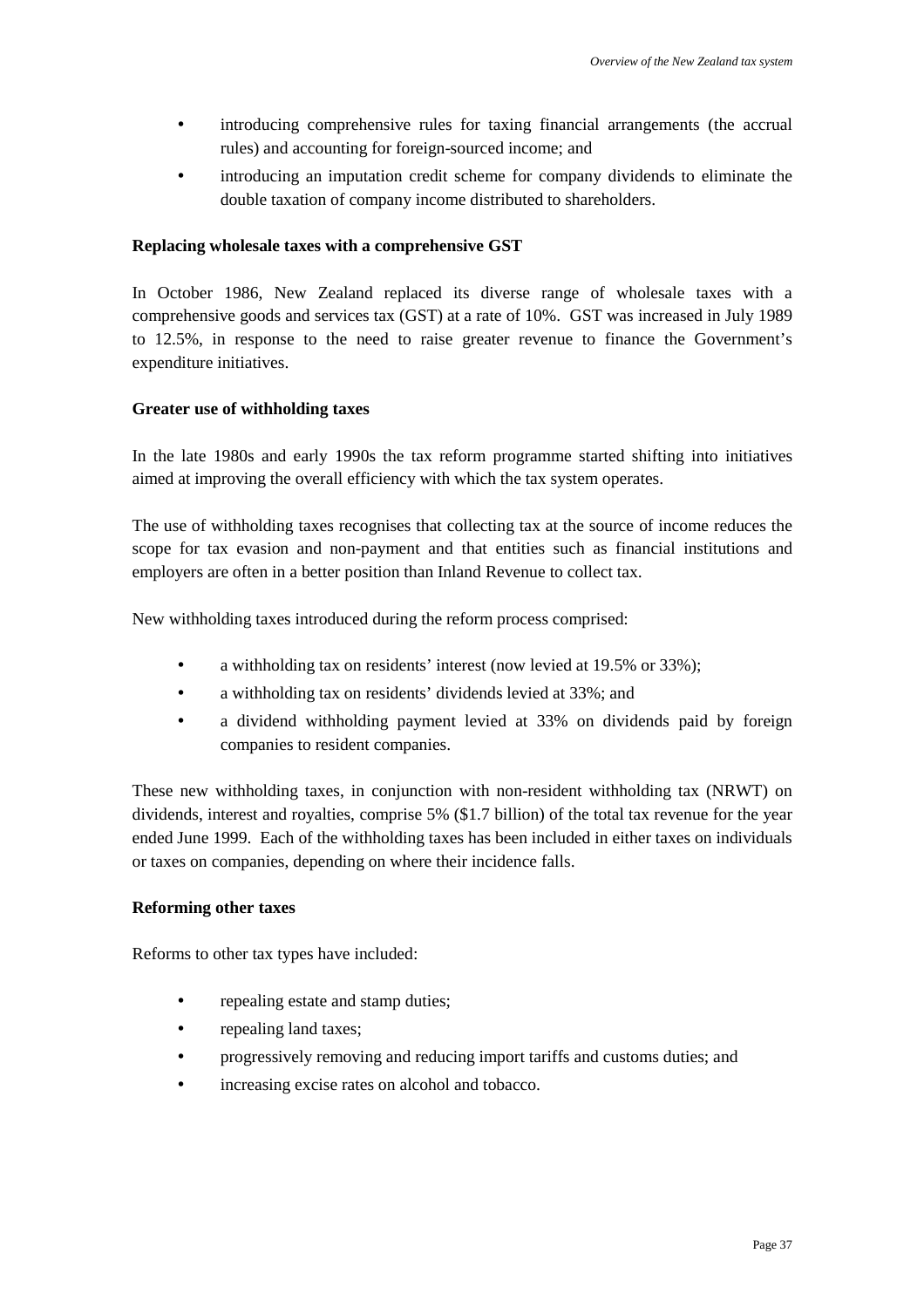- introducing comprehensive rules for taxing financial arrangements (the accrual rules) and accounting for foreign-sourced income; and
- introducing an imputation credit scheme for company dividends to eliminate the double taxation of company income distributed to shareholders.

**Replacing wholesale taxes with a comprehensive GST**

In October 1986, New Zealand replaced its diverse range of wholesale taxes with a comprehensive goods and services tax (GST) at a rate of 10%. GST was increased in July 1989 to 12.5%, in response to the need to raise greater revenue to finance the Government's expenditure initiatives.

**Greater use of withholding taxes**

In the late 1980s and early 1990s the tax reform programme started shifting into initiatives aimed at improving the overall efficiency with which the tax system operates.

The use of withholding taxes recognises that collecting tax at the source of income reduces the scope for tax evasion and non-payment and that entities such as financial institutions and employers are often in a better position than Inland Revenue to collect tax.

New withholding taxes introduced during the reform process comprised:

- a withholding tax on residents' interest (now levied at 19.5% or 33%);
- a withholding tax on residents' dividends levied at 33%; and
- a dividend withholding payment levied at 33% on dividends paid by foreign companies to resident companies.

These new withholding taxes, in conjunction with non-resident withholding tax (NRWT) on dividends, interest and royalties, comprise 5% ($1.7 billion) of the total tax revenue for the year ended June 1999. Each of the withholding taxes has been included in either taxes on individuals or taxes on companies, depending on where their incidence falls.

**Reforming other taxes**

Reforms to other tax types have included:

- repealing estate and stamp duties;
- repealing land taxes;
- progressively removing and reducing import tariffs and customs duties; and
- increasing excise rates on alcohol and tobacco.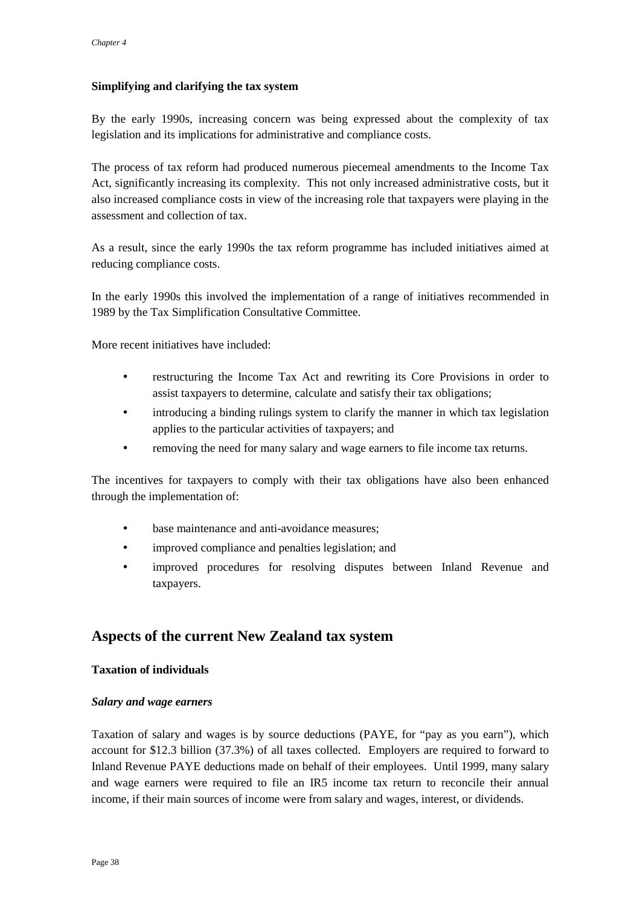### Simplifying and clarifying the tax system

By the early 1990s, increasing concern was being expressed about the complexity of tax legislation and its implications for administrative and compliance costs.

The process of tax reform had produced numerous piecemeal amendments to the Income Tax Act, significantly increasing its complexity. This not only increased administrative costs, but it also increased compliance costs in view of the increasing role that taxpayers were playing in the assessment and collection of tax.

As a result, since the early 1990s the tax reform programme has included initiatives aimed at reducing compliance costs.

In the early 1990s this involved the implementation of a range of initiatives recommended in 1989 by the Tax Simplification Consultative Committee.

More recent initiatives have included:

- restructuring the Income Tax Act and rewriting its Core Provisions in order to assist taxpayers to determine, calculate and satisfy their tax obligations;
- introducing a binding rulings system to clarify the manner in which tax legislation applies to the particular activities of taxpayers; and
- removing the need for many salary and wage earners to file income tax returns.

The incentives for taxpayers to comply with their tax obligations have also been enhanced through the implementation of:

- base maintenance and anti-avoidance measures;
- improved compliance and penalties legislation; and
- improved procedures for resolving disputes between Inland Revenue and taxpayers.

## Aspects of the current New Zealand tax system

### Taxation of individuals

#### *Salary and wage earners*

Taxation of salary and wages is by source deductions (PAYE, for "pay as you earn"), which account for $12.3 billion (37.3%) of all taxes collected. Employers are required to forward to Inland Revenue PAYE deductions made on behalf of their employees. Until 1999, many salary and wage earners were required to file an IR5 income tax return to reconcile their annual income, if their main sources of income were from salary and wages, interest, or dividends.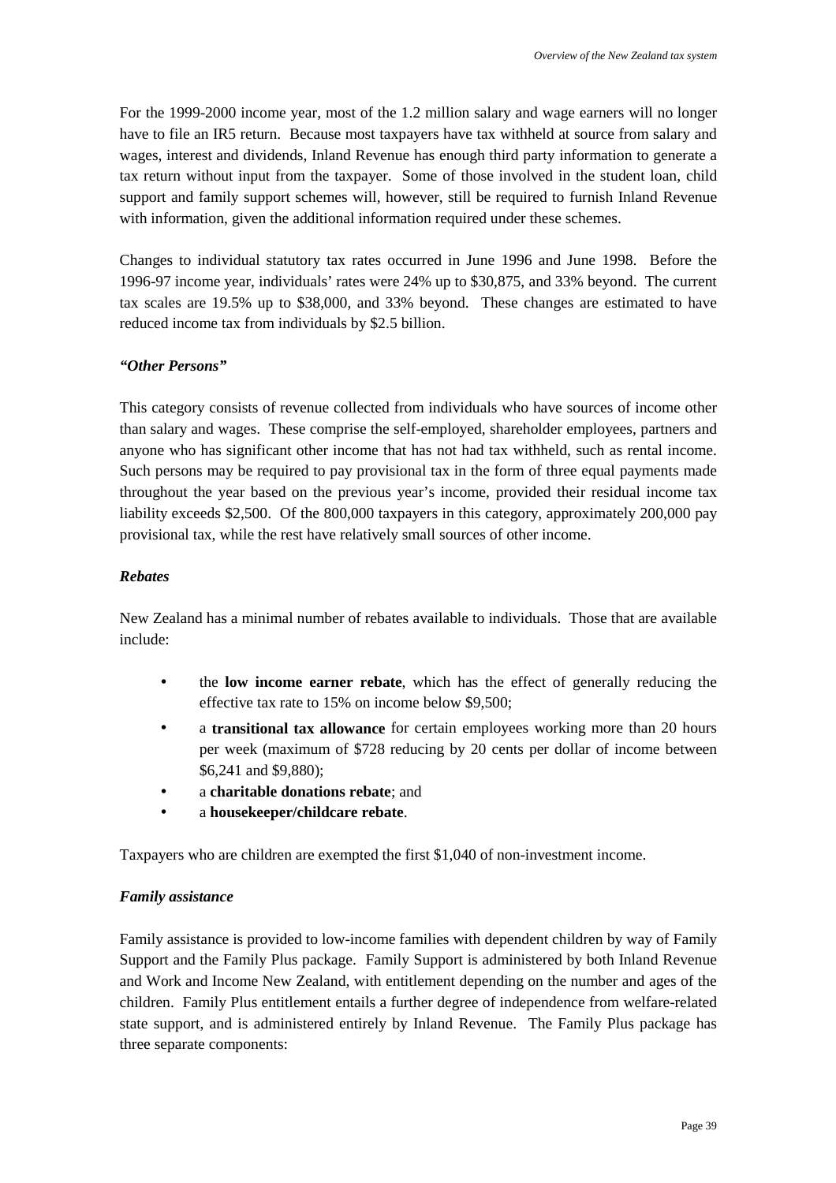For the 1999-2000 income year, most of the 1.2 million salary and wage earners will no longer have to file an IR5 return. Because most taxpayers have tax withheld at source from salary and wages, interest and dividends, Inland Revenue has enough third party information to generate a tax return without input from the taxpayer. Some of those involved in the student loan, child support and family support schemes will, however, still be required to furnish Inland Revenue with information, given the additional information required under these schemes.

Changes to individual statutory tax rates occurred in June 1996 and June 1998. Before the 1996-97 income year, individuals' rates were 24% up to $30,875, and 33% beyond. The current tax scales are 19.5% up to $38,000, and 33% beyond. These changes are estimated to have reduced income tax from individuals by $2.5 billion.

***"Other Persons"***

This category consists of revenue collected from individuals who have sources of income other than salary and wages. These comprise the self-employed, shareholder employees, partners and anyone who has significant other income that has not had tax withheld, such as rental income. Such persons may be required to pay provisional tax in the form of three equal payments made throughout the year based on the previous year's income, provided their residual income tax liability exceeds $2,500. Of the 800,000 taxpayers in this category, approximately 200,000 pay provisional tax, while the rest have relatively small sources of other income.

***Rebates***

New Zealand has a minimal number of rebates available to individuals. Those that are available include:

- the **low income earner rebate**, which has the effect of generally reducing the effective tax rate to 15% on income below $9,500;
- a **transitional tax allowance** for certain employees working more than 20 hours per week (maximum of $728 reducing by 20 cents per dollar of income between $6,241 and $9,880);
- a **charitable donations rebate**; and
- a **housekeeper/childcare rebate**.

Taxpayers who are children are exempted the first $1,040 of non-investment income.

***Family assistance***

Family assistance is provided to low-income families with dependent children by way of Family Support and the Family Plus package. Family Support is administered by both Inland Revenue and Work and Income New Zealand, with entitlement depending on the number and ages of the children. Family Plus entitlement entails a further degree of independence from welfare-related state support, and is administered entirely by Inland Revenue. The Family Plus package has three separate components: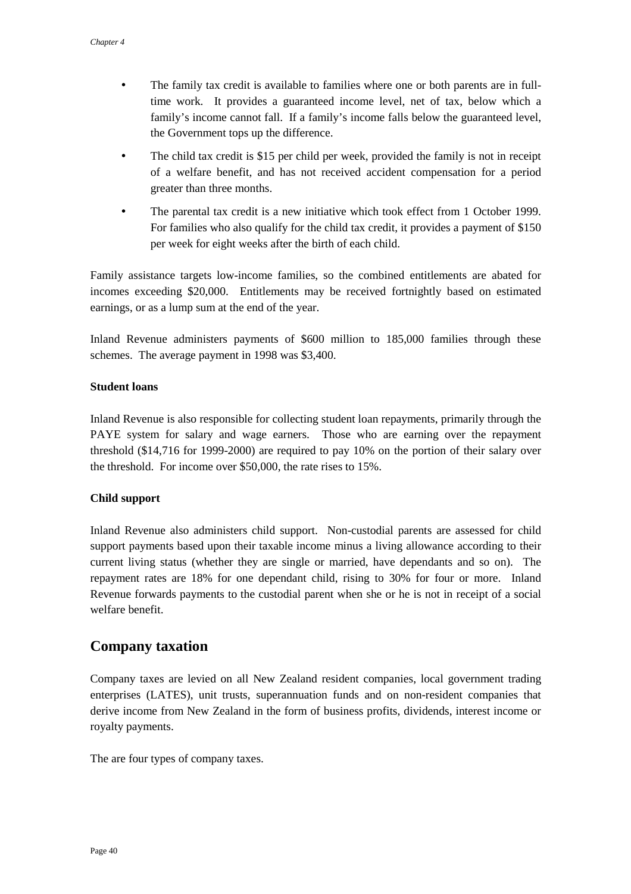- The family tax credit is available to families where one or both parents are in full-time work. It provides a guaranteed income level, net of tax, below which a family's income cannot fall. If a family's income falls below the guaranteed level, the Government tops up the difference.
- The child tax credit is $15 per child per week, provided the family is not in receipt of a welfare benefit, and has not received accident compensation for a period greater than three months.
- The parental tax credit is a new initiative which took effect from 1 October 1999. For families who also qualify for the child tax credit, it provides a payment of $150 per week for eight weeks after the birth of each child.

Family assistance targets low-income families, so the combined entitlements are abated for incomes exceeding $20,000. Entitlements may be received fortnightly based on estimated earnings, or as a lump sum at the end of the year.

Inland Revenue administers payments of $600 million to 185,000 families through these schemes. The average payment in 1998 was $3,400.

**Student loans**

Inland Revenue is also responsible for collecting student loan repayments, primarily through the PAYE system for salary and wage earners. Those who are earning over the repayment threshold ($14,716 for 1999-2000) are required to pay 10% on the portion of their salary over the threshold. For income over $50,000, the rate rises to 15%.

**Child support**

Inland Revenue also administers child support. Non-custodial parents are assessed for child support payments based upon their taxable income minus a living allowance according to their current living status (whether they are single or married, have dependants and so on). The repayment rates are 18% for one dependant child, rising to 30% for four or more. Inland Revenue forwards payments to the custodial parent when she or he is not in receipt of a social welfare benefit.

## Company taxation

Company taxes are levied on all New Zealand resident companies, local government trading enterprises (LATES), unit trusts, superannuation funds and on non-resident companies that derive income from New Zealand in the form of business profits, dividends, interest income or royalty payments.

The are four types of company taxes.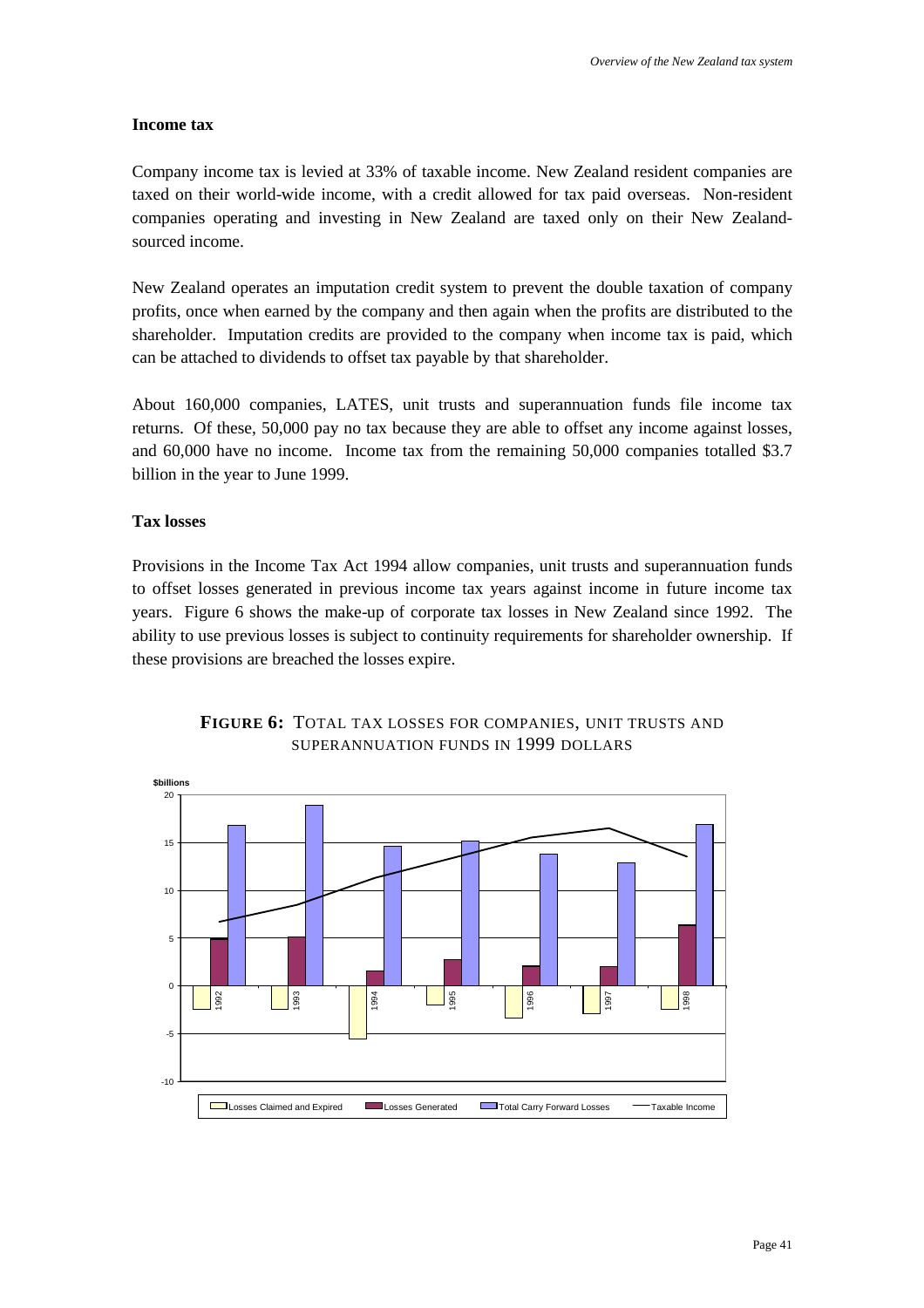### Income tax

Company income tax is levied at 33% of taxable income. New Zealand resident companies are taxed on their world-wide income, with a credit allowed for tax paid overseas. Non-resident companies operating and investing in New Zealand are taxed only on their New Zealand-sourced income.

New Zealand operates an imputation credit system to prevent the double taxation of company profits, once when earned by the company and then again when the profits are distributed to the shareholder. Imputation credits are provided to the company when income tax is paid, which can be attached to dividends to offset tax payable by that shareholder.

About 160,000 companies, LATES, unit trusts and superannuation funds file income tax returns. Of these, 50,000 pay no tax because they are able to offset any income against losses, and 60,000 have no income. Income tax from the remaining 50,000 companies totalled $3.7 billion in the year to June 1999.

### Tax losses

Provisions in the Income Tax Act 1994 allow companies, unit trusts and superannuation funds to offset losses generated in previous income tax years against income in future income tax years. Figure 6 shows the make-up of corporate tax losses in New Zealand since 1992. The ability to use previous losses is subject to continuity requirements for shareholder ownership. If these provisions are breached the losses expire.

**FIGURE 6:** TOTAL TAX LOSSES FOR COMPANIES, UNIT TRUSTS AND SUPERANNUATION FUNDS IN 1999 DOLLARS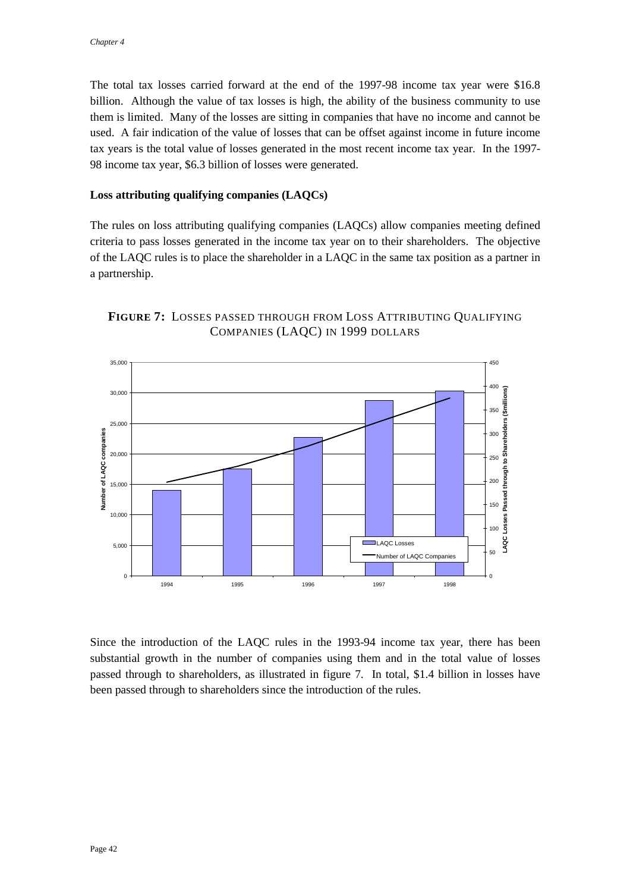The total tax losses carried forward at the end of the 1997-98 income tax year were $16.8 billion. Although the value of tax losses is high, the ability of the business community to use them is limited. Many of the losses are sitting in companies that have no income and cannot be used. A fair indication of the value of losses that can be offset against income in future income tax years is the total value of losses generated in the most recent income tax year. In the 1997-98 income tax year, $6.3 billion of losses were generated.

**Loss attributing qualifying companies (LAQCs)**

The rules on loss attributing qualifying companies (LAQCs) allow companies meeting defined criteria to pass losses generated in the income tax year on to their shareholders. The objective of the LAQC rules is to place the shareholder in a LAQC in the same tax position as a partner in a partnership.

**FIGURE 7:** LOSSES PASSED THROUGH FROM LOSS ATTRIBUTING QUALIFYING COMPANIES (LAQC) IN 1999 DOLLARS

Since the introduction of the LAQC rules in the 1993-94 income tax year, there has been substantial growth in the number of companies using them and in the total value of losses passed through to shareholders, as illustrated in figure 7. In total, $1.4 billion in losses have been passed through to shareholders since the introduction of the rules.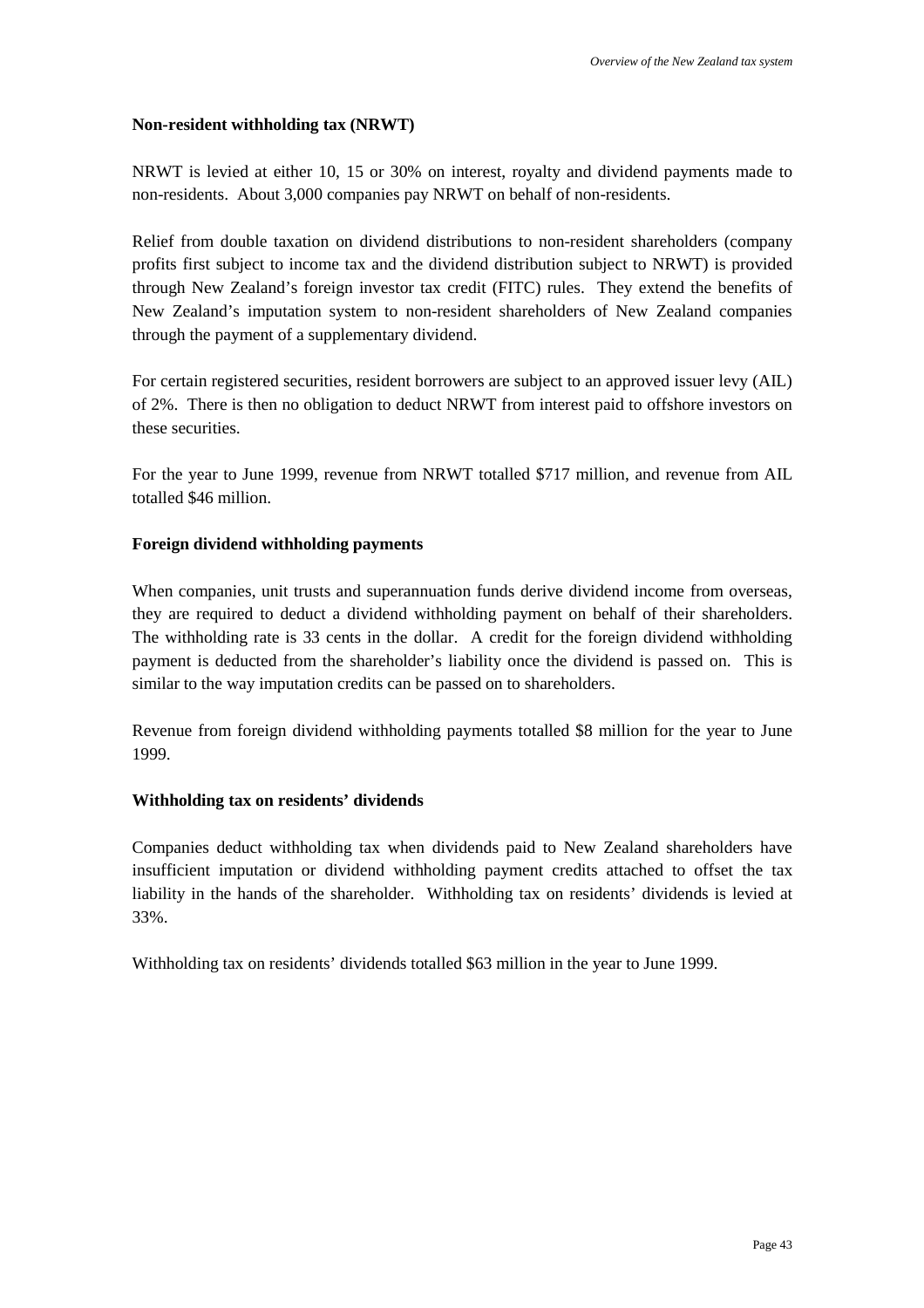### Non-resident withholding tax (NRWT)

NRWT is levied at either 10, 15 or 30% on interest, royalty and dividend payments made to non-residents. About 3,000 companies pay NRWT on behalf of non-residents.

Relief from double taxation on dividend distributions to non-resident shareholders (company profits first subject to income tax and the dividend distribution subject to NRWT) is provided through New Zealand's foreign investor tax credit (FITC) rules. They extend the benefits of New Zealand's imputation system to non-resident shareholders of New Zealand companies through the payment of a supplementary dividend.

For certain registered securities, resident borrowers are subject to an approved issuer levy (AIL) of 2%. There is then no obligation to deduct NRWT from interest paid to offshore investors on these securities.

For the year to June 1999, revenue from NRWT totalled $717 million, and revenue from AIL totalled $46 million.

### Foreign dividend withholding payments

When companies, unit trusts and superannuation funds derive dividend income from overseas, they are required to deduct a dividend withholding payment on behalf of their shareholders. The withholding rate is 33 cents in the dollar. A credit for the foreign dividend withholding payment is deducted from the shareholder's liability once the dividend is passed on. This is similar to the way imputation credits can be passed on to shareholders.

Revenue from foreign dividend withholding payments totalled $8 million for the year to June 1999.

### Withholding tax on residents' dividends

Companies deduct withholding tax when dividends paid to New Zealand shareholders have insufficient imputation or dividend withholding payment credits attached to offset the tax liability in the hands of the shareholder. Withholding tax on residents' dividends is levied at 33%.

Withholding tax on residents' dividends totalled $63 million in the year to June 1999.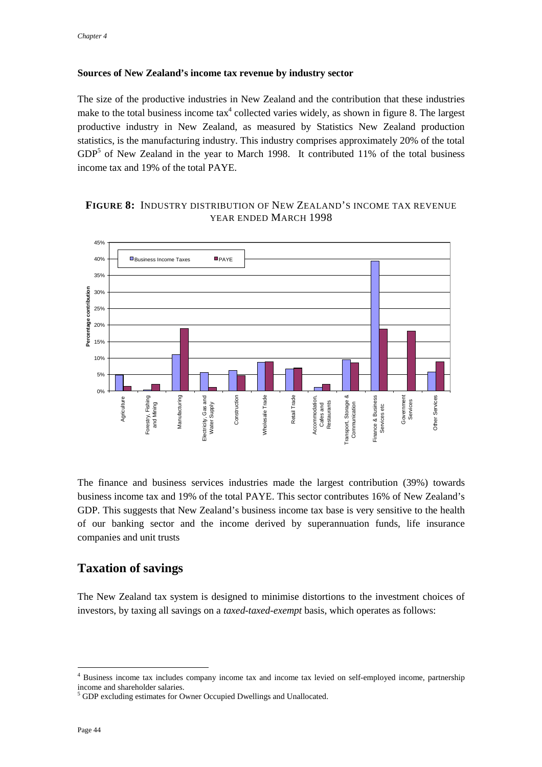### Sources of New Zealand's income tax revenue by industry sector

The size of the productive industries in New Zealand and the contribution that these industries make to the total business income tax[4] collected varies widely, as shown in figure 8. The largest productive industry in New Zealand, as measured by Statistics New Zealand production statistics, is the manufacturing industry. This industry comprises approximately 20% of the total GDP[5] of New Zealand in the year to March 1998. It contributed 11% of the total business income tax and 19% of the total PAYE.

**FIGURE 8:** INDUSTRY DISTRIBUTION OF NEW ZEALAND'S INCOME TAX REVENUE YEAR ENDED MARCH 1998

The finance and business services industries made the largest contribution (39%) towards business income tax and 19% of the total PAYE. This sector contributes 16% of New Zealand's GDP. This suggests that New Zealand's business income tax base is very sensitive to the health of our banking sector and the income derived by superannuation funds, life insurance companies and unit trusts

## Taxation of savings

The New Zealand tax system is designed to minimise distortions to the investment choices of investors, by taxing all savings on a *taxed-taxed-exempt* basis, which operates as follows:

---

[4] Business income tax includes company income tax and income tax levied on self-employed income, partnership income and shareholder salaries.

[5] GDP excluding estimates for Owner Occupied Dwellings and Unallocated.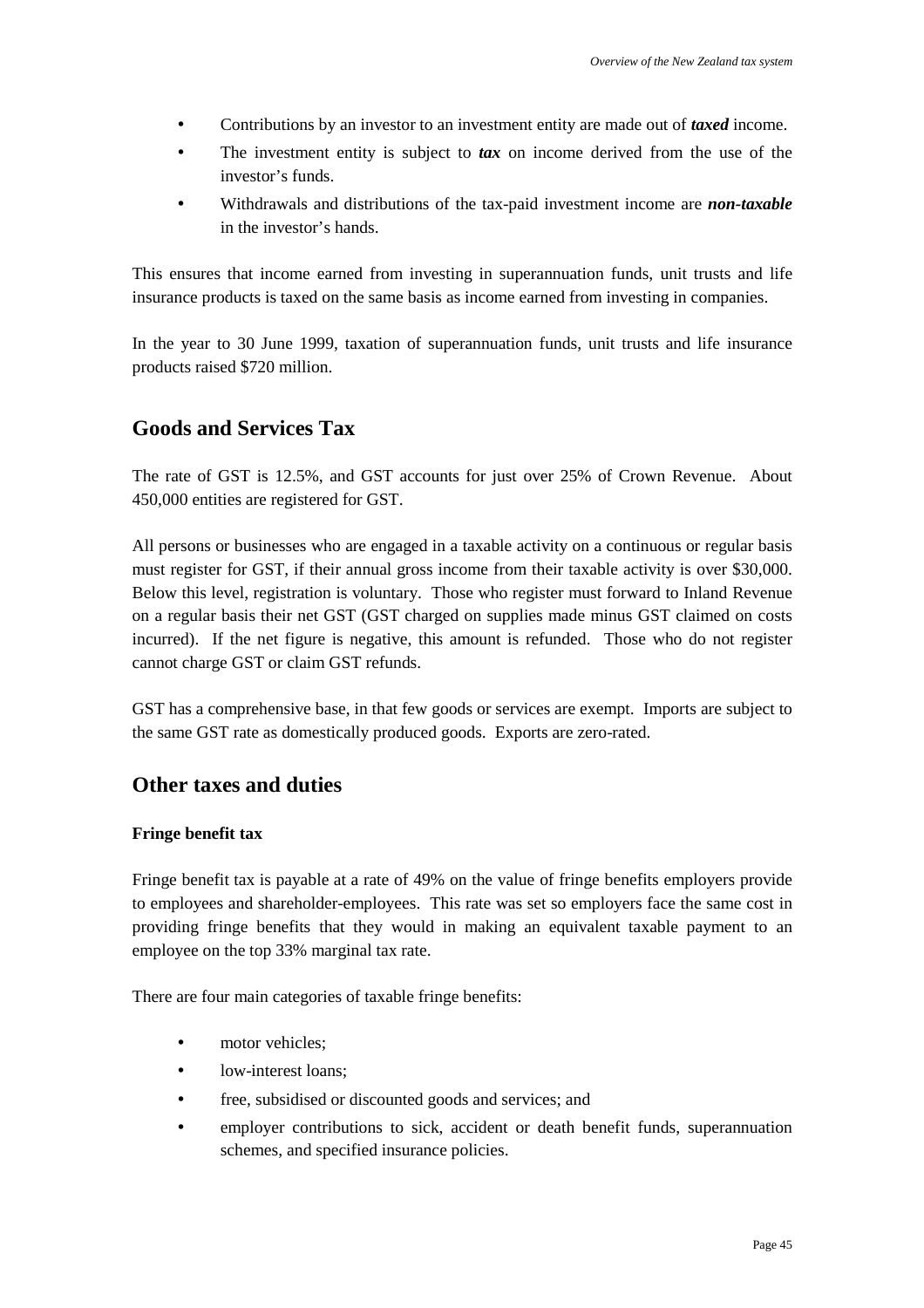- Contributions by an investor to an investment entity are made out of ***taxed*** income.
- The investment entity is subject to ***tax*** on income derived from the use of the investor's funds.
- Withdrawals and distributions of the tax-paid investment income are ***non-taxable*** in the investor's hands.

This ensures that income earned from investing in superannuation funds, unit trusts and life insurance products is taxed on the same basis as income earned from investing in companies.

In the year to 30 June 1999, taxation of superannuation funds, unit trusts and life insurance products raised $720 million.

## Goods and Services Tax

The rate of GST is 12.5%, and GST accounts for just over 25% of Crown Revenue. About 450,000 entities are registered for GST.

All persons or businesses who are engaged in a taxable activity on a continuous or regular basis must register for GST, if their annual gross income from their taxable activity is over $30,000. Below this level, registration is voluntary. Those who register must forward to Inland Revenue on a regular basis their net GST (GST charged on supplies made minus GST claimed on costs incurred). If the net figure is negative, this amount is refunded. Those who do not register cannot charge GST or claim GST refunds.

GST has a comprehensive base, in that few goods or services are exempt. Imports are subject to the same GST rate as domestically produced goods. Exports are zero-rated.

## Other taxes and duties

### Fringe benefit tax

Fringe benefit tax is payable at a rate of 49% on the value of fringe benefits employers provide to employees and shareholder-employees. This rate was set so employers face the same cost in providing fringe benefits that they would in making an equivalent taxable payment to an employee on the top 33% marginal tax rate.

There are four main categories of taxable fringe benefits:

- motor vehicles;
- low-interest loans;
- free, subsidised or discounted goods and services; and
- employer contributions to sick, accident or death benefit funds, superannuation schemes, and specified insurance policies.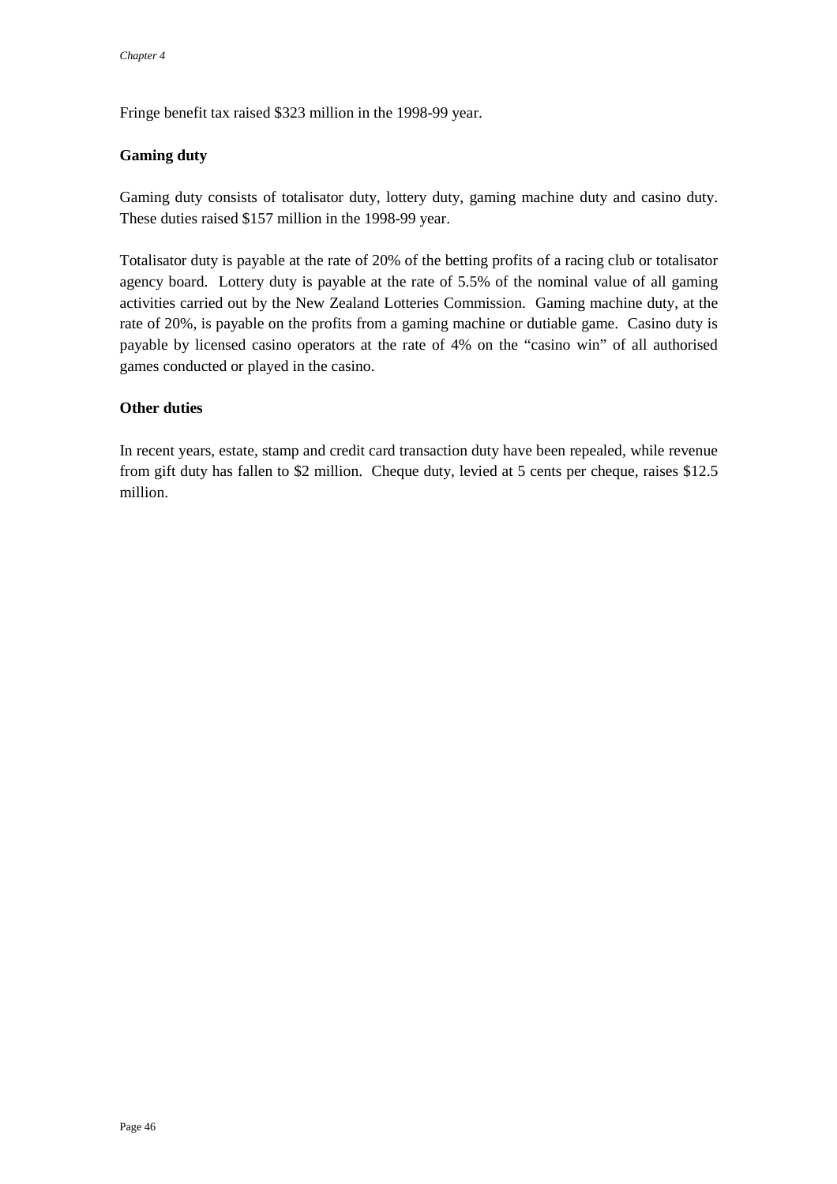Fringe benefit tax raised $323 million in the 1998-99 year.

### Gaming duty

Gaming duty consists of totalisator duty, lottery duty, gaming machine duty and casino duty. These duties raised $157 million in the 1998-99 year.

Totalisator duty is payable at the rate of 20% of the betting profits of a racing club or totalisator agency board. Lottery duty is payable at the rate of 5.5% of the nominal value of all gaming activities carried out by the New Zealand Lotteries Commission. Gaming machine duty, at the rate of 20%, is payable on the profits from a gaming machine or dutiable game. Casino duty is payable by licensed casino operators at the rate of 4% on the "casino win" of all authorised games conducted or played in the casino.

### Other duties

In recent years, estate, stamp and credit card transaction duty have been repealed, while revenue from gift duty has fallen to $2 million. Cheque duty, levied at 5 cents per cheque, raises $12.5 million.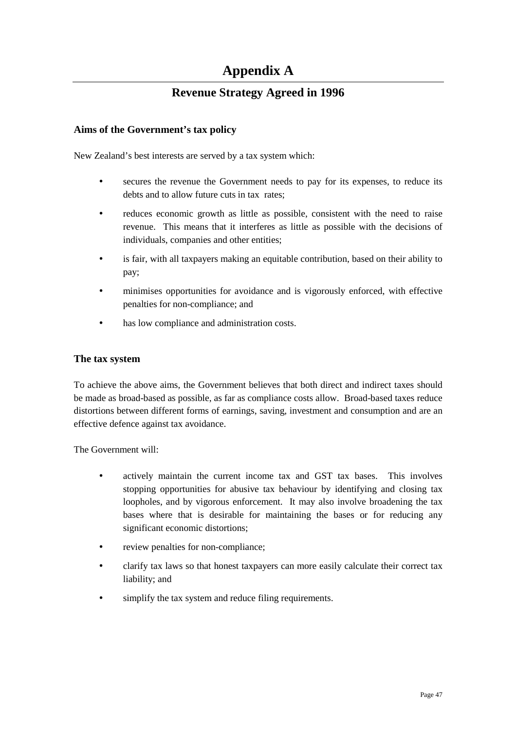# Appendix A

## Revenue Strategy Agreed in 1996

### Aims of the Government's tax policy

New Zealand's best interests are served by a tax system which:

- secures the revenue the Government needs to pay for its expenses, to reduce its debts and to allow future cuts in tax rates;
- reduces economic growth as little as possible, consistent with the need to raise revenue. This means that it interferes as little as possible with the decisions of individuals, companies and other entities;
- is fair, with all taxpayers making an equitable contribution, based on their ability to pay;
- minimises opportunities for avoidance and is vigorously enforced, with effective penalties for non-compliance; and
- has low compliance and administration costs.

### The tax system

To achieve the above aims, the Government believes that both direct and indirect taxes should be made as broad-based as possible, as far as compliance costs allow. Broad-based taxes reduce distortions between different forms of earnings, saving, investment and consumption and are an effective defence against tax avoidance.

The Government will:

- actively maintain the current income tax and GST tax bases. This involves stopping opportunities for abusive tax behaviour by identifying and closing tax loopholes, and by vigorous enforcement. It may also involve broadening the tax bases where that is desirable for maintaining the bases or for reducing any significant economic distortions;
- review penalties for non-compliance;
- clarify tax laws so that honest taxpayers can more easily calculate their correct tax liability; and
- simplify the tax system and reduce filing requirements.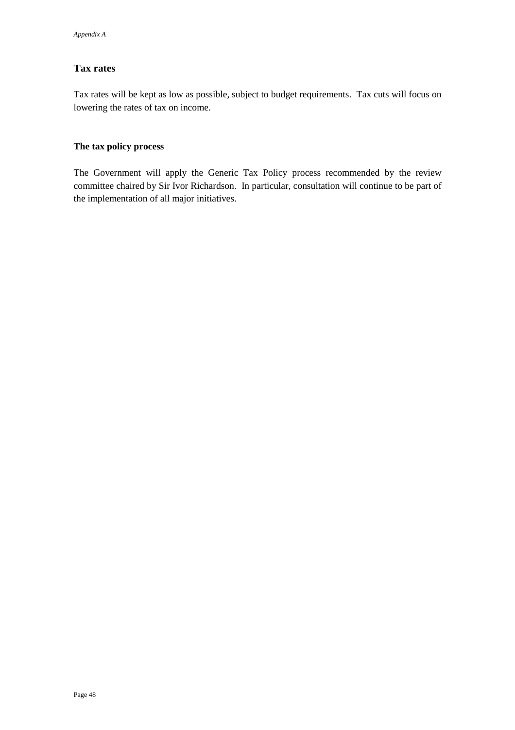## Tax rates

Tax rates will be kept as low as possible, subject to budget requirements. Tax cuts will focus on lowering the rates of tax on income.

### The tax policy process

The Government will apply the Generic Tax Policy process recommended by the review committee chaired by Sir Ivor Richardson. In particular, consultation will continue to be part of the implementation of all major initiatives.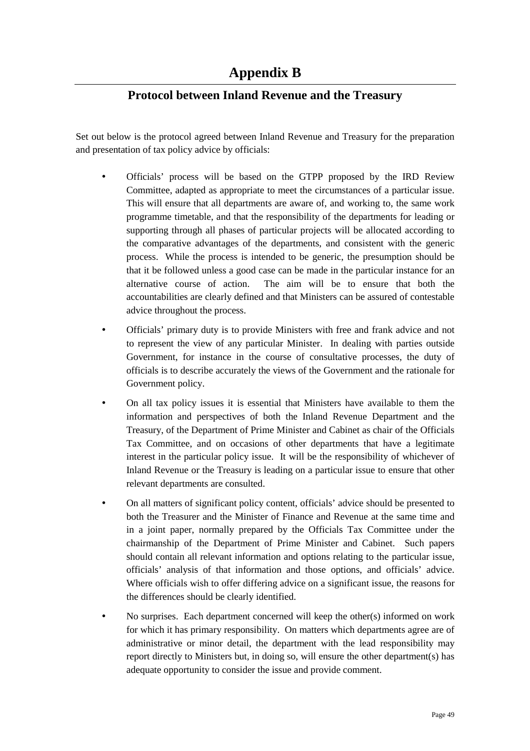# Appendix B

## Protocol between Inland Revenue and the Treasury

Set out below is the protocol agreed between Inland Revenue and Treasury for the preparation and presentation of tax policy advice by officials:

- Officials' process will be based on the GTPP proposed by the IRD Review Committee, adapted as appropriate to meet the circumstances of a particular issue. This will ensure that all departments are aware of, and working to, the same work programme timetable, and that the responsibility of the departments for leading or supporting through all phases of particular projects will be allocated according to the comparative advantages of the departments, and consistent with the generic process. While the process is intended to be generic, the presumption should be that it be followed unless a good case can be made in the particular instance for an alternative course of action. The aim will be to ensure that both the accountabilities are clearly defined and that Ministers can be assured of contestable advice throughout the process.

- Officials' primary duty is to provide Ministers with free and frank advice and not to represent the view of any particular Minister. In dealing with parties outside Government, for instance in the course of consultative processes, the duty of officials is to describe accurately the views of the Government and the rationale for Government policy.

- On all tax policy issues it is essential that Ministers have available to them the information and perspectives of both the Inland Revenue Department and the Treasury, of the Department of Prime Minister and Cabinet as chair of the Officials Tax Committee, and on occasions of other departments that have a legitimate interest in the particular policy issue. It will be the responsibility of whichever of Inland Revenue or the Treasury is leading on a particular issue to ensure that other relevant departments are consulted.

- On all matters of significant policy content, officials' advice should be presented to both the Treasurer and the Minister of Finance and Revenue at the same time and in a joint paper, normally prepared by the Officials Tax Committee under the chairmanship of the Department of Prime Minister and Cabinet. Such papers should contain all relevant information and options relating to the particular issue, officials' analysis of that information and those options, and officials' advice. Where officials wish to offer differing advice on a significant issue, the reasons for the differences should be clearly identified.

- No surprises. Each department concerned will keep the other(s) informed on work for which it has primary responsibility. On matters which departments agree are of administrative or minor detail, the department with the lead responsibility may report directly to Ministers but, in doing so, will ensure the other department(s) has adequate opportunity to consider the issue and provide comment.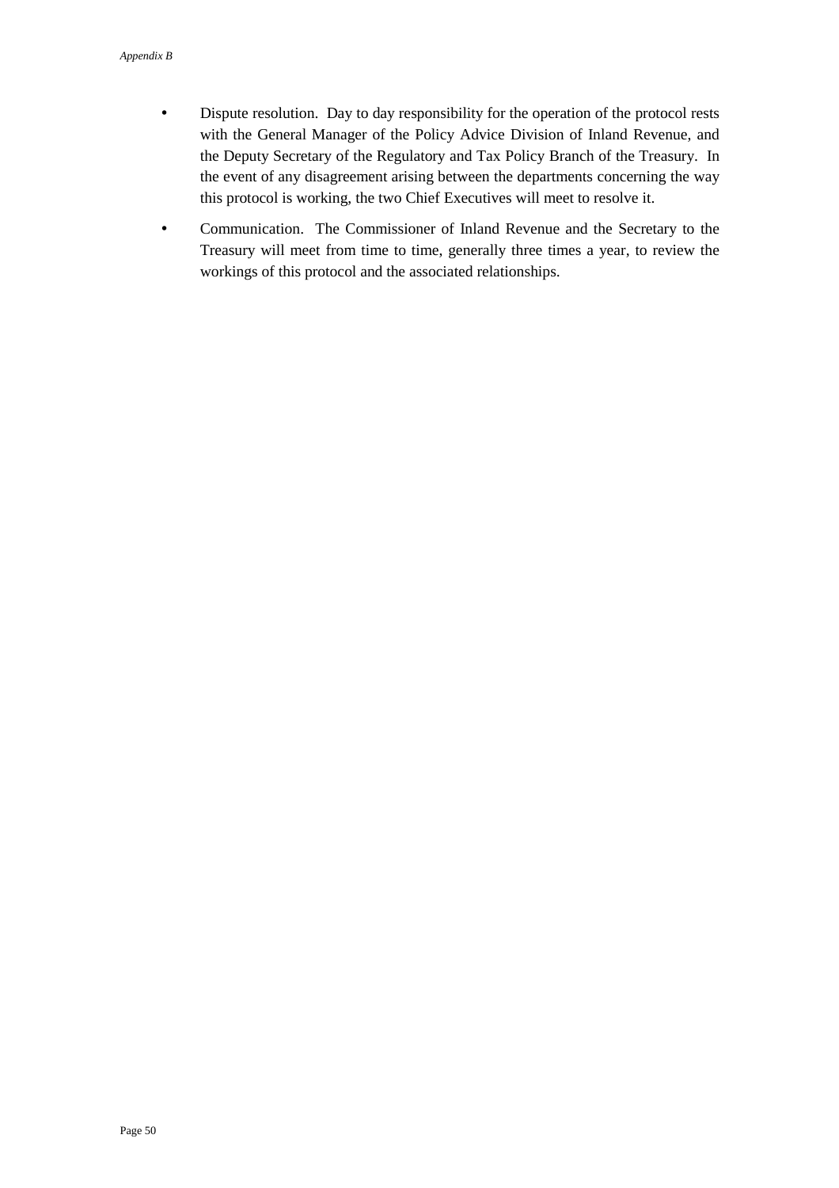- Dispute resolution. Day to day responsibility for the operation of the protocol rests with the General Manager of the Policy Advice Division of Inland Revenue, and the Deputy Secretary of the Regulatory and Tax Policy Branch of the Treasury. In the event of any disagreement arising between the departments concerning the way this protocol is working, the two Chief Executives will meet to resolve it.
- Communication. The Commissioner of Inland Revenue and the Secretary to the Treasury will meet from time to time, generally three times a year, to review the workings of this protocol and the associated relationships.